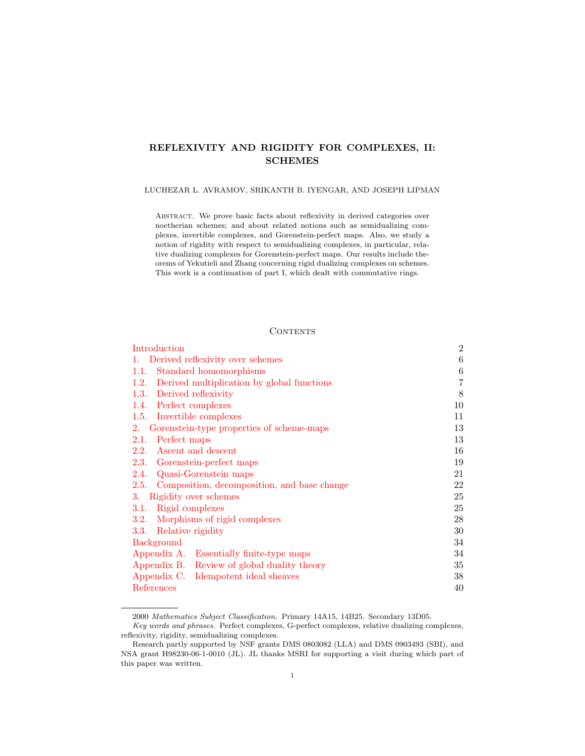# REFLEXIVITY AND RIGIDITY FOR COMPLEXES, II: SCHEMES

LUCHEZAR L. AVRAMOV, SRIKANTH B. IYENGAR, AND JOSEPH LIPMAN

Abstract. We prove basic facts about reflexivity in derived categories over noetherian schemes; and about related notions such as semidualizing complexes, invertible complexes, and Gorenstein-perfect maps. Also, we study a notion of rigidity with respect to semidualizing complexes, in particular, relative dualizing complexes for Gorenstein-perfect maps. Our results include theorems of Yekutieli and Zhang concerning rigid dualizing complexes on schemes. This work is a continuation of part I, which dealt with commutative rings.

## Contents

| | |
|---|---|
| Introduction | 2 |
| 1. Derived reflexivity over schemes | 6 |
| 1.1. Standard homomorphisms | 6 |
| 1.2. Derived multiplication by global functions | 7 |
| 1.3. Derived reflexivity | 8 |
| 1.4. Perfect complexes | 10 |
| 1.5. Invertible complexes | 11 |
| 2. Gorenstein-type properties of scheme-maps | 13 |
| 2.1. Perfect maps | 13 |
| 2.2. Ascent and descent | 16 |
| 2.3. Gorenstein-perfect maps | 19 |
| 2.4. Quasi-Gorenstein maps | 21 |
| 2.5. Composition, decomposition, and base change | 22 |
| 3. Rigidity over schemes | 25 |
| 3.1. Rigid complexes | 25 |
| 3.2. Morphisms of rigid complexes | 28 |
| 3.3. Relative rigidity | 30 |
| Background | 34 |
| Appendix A. Essentially finite-type maps | 34 |
| Appendix B. Review of global duality theory | 35 |
| Appendix C. Idempotent ideal sheaves | 38 |
| References | 40 |

---

2000 *Mathematics Subject Classification.* Primary 14A15, 14B25. Secondary 13D05.

*Key words and phrases.* Perfect complexes, G-perfect complexes, relative dualizing complexes, reflexivity, rigidity, semidualizing complexes.

Research partly supported by NSF grants DMS 0803082 (LLA) and DMS 0903493 (SBI), and NSA grant H98230-06-1-0010 (JL). JL thanks MSRI for supporting a visit during which part of this paper was written.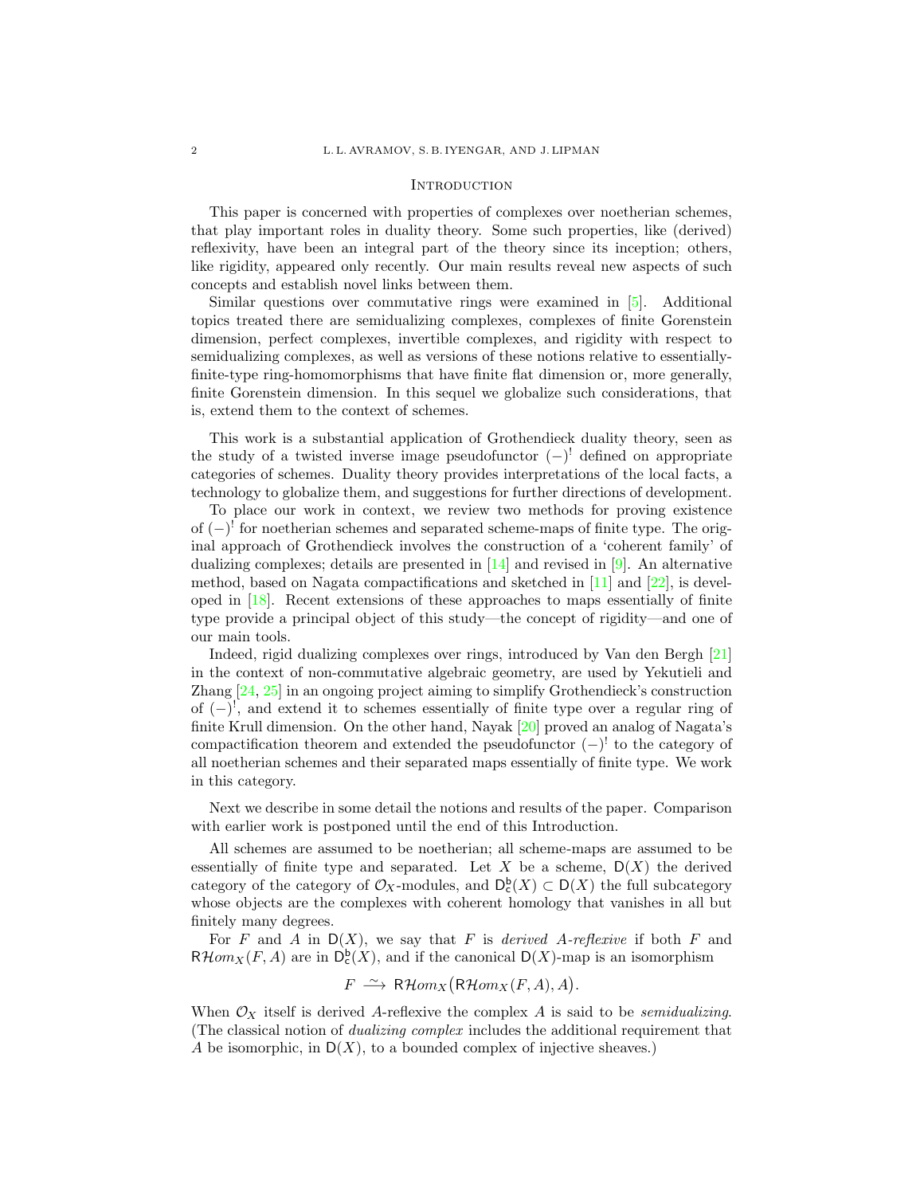## Introduction

This paper is concerned with properties of complexes over noetherian schemes, that play important roles in duality theory. Some such properties, like (derived) reflexivity, have been an integral part of the theory since its inception; others, like rigidity, appeared only recently. Our main results reveal new aspects of such concepts and establish novel links between them.

Similar questions over commutative rings were examined in [5]. Additional topics treated there are semidualizing complexes, complexes of finite Gorenstein dimension, perfect complexes, invertible complexes, and rigidity with respect to semidualizing complexes, as well as versions of these notions relative to essentially-finite-type ring-homomorphisms that have finite flat dimension or, more generally, finite Gorenstein dimension. In this sequel we globalize such considerations, that is, extend them to the context of schemes.

This work is a substantial application of Grothendieck duality theory, seen as the study of a twisted inverse image pseudofunctor $(-)^!$ defined on appropriate categories of schemes. Duality theory provides interpretations of the local facts, a technology to globalize them, and suggestions for further directions of development.

To place our work in context, we review two methods for proving existence of $(-)^!$ for noetherian schemes and separated scheme-maps of finite type. The original approach of Grothendieck involves the construction of a 'coherent family' of dualizing complexes; details are presented in [14] and revised in [9]. An alternative method, based on Nagata compactifications and sketched in [11] and [22], is developed in [18]. Recent extensions of these approaches to maps essentially of finite type provide a principal object of this study—the concept of rigidity—and one of our main tools.

Indeed, rigid dualizing complexes over rings, introduced by Van den Bergh [21] in the context of non-commutative algebraic geometry, are used by Yekutieli and Zhang [24, 25] in an ongoing project aiming to simplify Grothendieck's construction of $(-)^!$, and extend it to schemes essentially of finite type over a regular ring of finite Krull dimension. On the other hand, Nayak [20] proved an analog of Nagata's compactification theorem and extended the pseudofunctor $(-)^!$ to the category of all noetherian schemes and their separated maps essentially of finite type. We work in this category.

Next we describe in some detail the notions and results of the paper. Comparison with earlier work is postponed until the end of this Introduction.

All schemes are assumed to be noetherian; all scheme-maps are assumed to be essentially of finite type and separated. Let $X$ be a scheme, $\mathsf{D}(X)$ the derived category of the category of $\mathcal{O}_X$-modules, and $\mathsf{D}^{\mathsf{b}}_{\mathsf{c}}(X) \subset \mathsf{D}(X)$ the full subcategory whose objects are the complexes with coherent homology that vanishes in all but finitely many degrees.

For $F$ and $A$ in $\mathsf{D}(X)$, we say that $F$ is *derived $A$-reflexive* if both $F$ and $\mathsf{R}\mathcal{H}om_X(F,A)$ are in $\mathsf{D}^{\mathsf{b}}_{\mathsf{c}}(X)$, and if the canonical $\mathsf{D}(X)$-map is an isomorphism

$$F \xrightarrow{\;\sim\;} \mathsf{R}\mathcal{H}om_X\big(\mathsf{R}\mathcal{H}om_X(F,A),A\big).$$

When $\mathcal{O}_X$ itself is derived $A$-reflexive the complex $A$ is said to be *semidualizing*. (The classical notion of *dualizing complex* includes the additional requirement that $A$ be isomorphic, in $\mathsf{D}(X)$, to a bounded complex of injective sheaves.)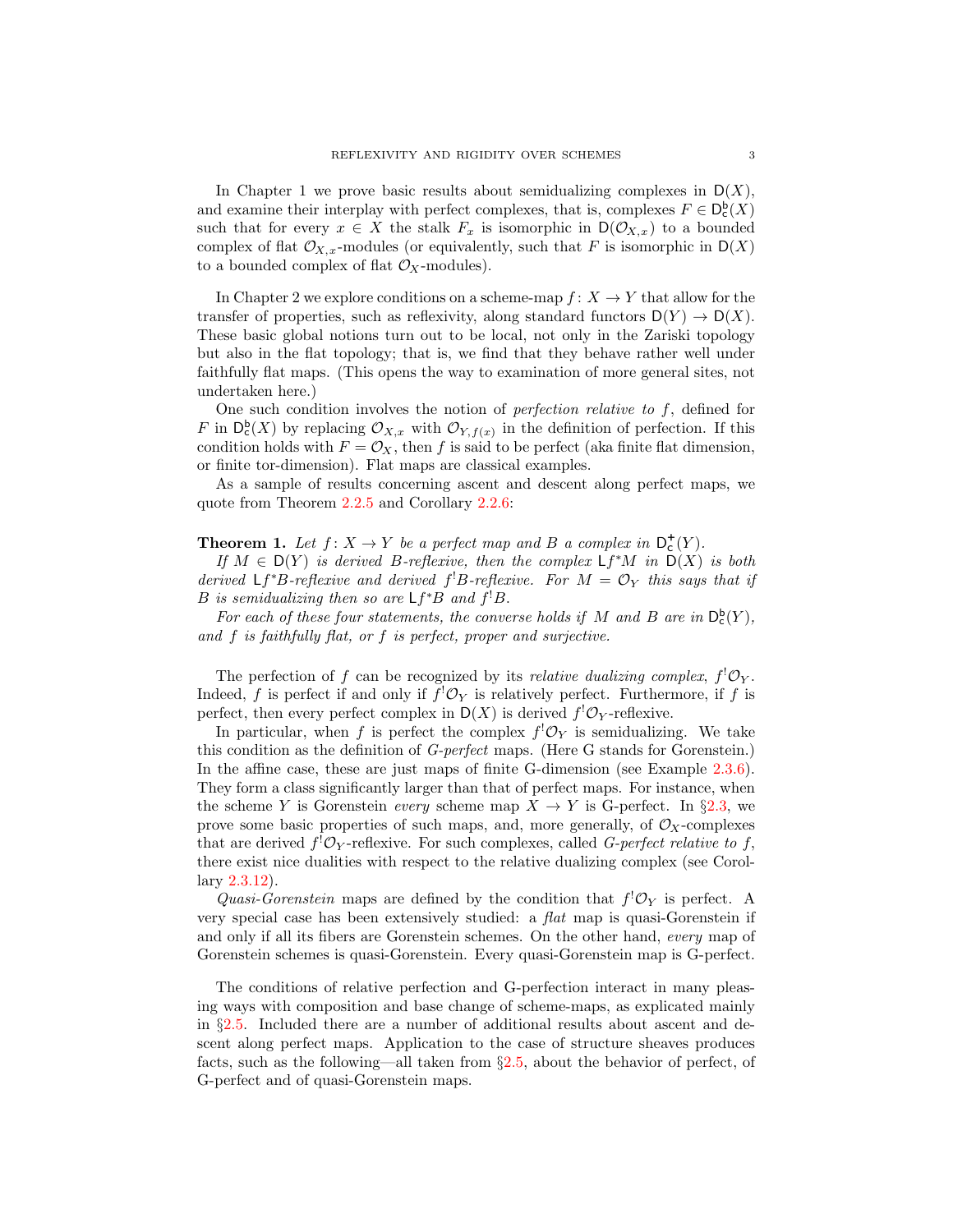In Chapter 1 we prove basic results about semidualizing complexes in $\mathsf{D}(X)$, and examine their interplay with perfect complexes, that is, complexes $F \in \mathsf{D}^{\mathsf{b}}_{\mathsf{c}}(X)$ such that for every $x \in X$ the stalk $F_x$ is isomorphic in $\mathsf{D}(\mathcal{O}_{X,x})$ to a bounded complex of flat $\mathcal{O}_{X,x}$-modules (or equivalently, such that $F$ is isomorphic in $\mathsf{D}(X)$ to a bounded complex of flat $\mathcal{O}_X$-modules).

In Chapter 2 we explore conditions on a scheme-map $f\colon X \to Y$ that allow for the transfer of properties, such as reflexivity, along standard functors $\mathsf{D}(Y) \to \mathsf{D}(X)$. These basic global notions turn out to be local, not only in the Zariski topology but also in the flat topology; that is, we find that they behave rather well under faithfully flat maps. (This opens the way to examination of more general sites, not undertaken here.)

One such condition involves the notion of *perfection relative to* $f$, defined for $F$ in $\mathsf{D}^{\mathsf{b}}_{\mathsf{c}}(X)$ by replacing $\mathcal{O}_{X,x}$ with $\mathcal{O}_{Y,f(x)}$ in the definition of perfection. If this condition holds with $F = \mathcal{O}_X$, then $f$ is said to be perfect (aka finite flat dimension, or finite tor-dimension). Flat maps are classical examples.

As a sample of results concerning ascent and descent along perfect maps, we quote from Theorem 2.2.5 and Corollary 2.2.6:

**Theorem 1.** *Let $f\colon X \to Y$ be a perfect map and $B$ a complex in $\mathsf{D}^{+}_{\mathsf{c}}(Y)$.*

*If $M \in \mathsf{D}(Y)$ is derived $B$-reflexive, then the complex $\mathsf{L}f^*M$ in $\mathsf{D}(X)$ is both derived $\mathsf{L}f^*B$-reflexive and derived $f^!B$-reflexive. For $M = \mathcal{O}_Y$ this says that if $B$ is semidualizing then so are $\mathsf{L}f^*B$ and $f^!B$.*

*For each of these four statements, the converse holds if $M$ and $B$ are in $\mathsf{D}^{\mathsf{b}}_{\mathsf{c}}(Y)$, and $f$ is faithfully flat, or $f$ is perfect, proper and surjective.*

The perfection of $f$ can be recognized by its *relative dualizing complex*, $f^!\mathcal{O}_Y$. Indeed, $f$ is perfect if and only if $f^!\mathcal{O}_Y$ is relatively perfect. Furthermore, if $f$ is perfect, then every perfect complex in $\mathsf{D}(X)$ is derived $f^!\mathcal{O}_Y$-reflexive.

In particular, when $f$ is perfect the complex $f^!\mathcal{O}_Y$ is semidualizing. We take this condition as the definition of *G-perfect* maps. (Here G stands for Gorenstein.) In the affine case, these are just maps of finite G-dimension (see Example 2.3.6). They form a class significantly larger than that of perfect maps. For instance, when the scheme $Y$ is Gorenstein *every* scheme map $X \to Y$ is G-perfect. In §2.3, we prove some basic properties of such maps, and, more generally, of $\mathcal{O}_X$-complexes that are derived $f^!\mathcal{O}_Y$-reflexive. For such complexes, called *G-perfect relative to* $f$, there exist nice dualities with respect to the relative dualizing complex (see Corollary 2.3.12).

*Quasi-Gorenstein* maps are defined by the condition that $f^!\mathcal{O}_Y$ is perfect. A very special case has been extensively studied: a *flat* map is quasi-Gorenstein if and only if all its fibers are Gorenstein schemes. On the other hand, *every* map of Gorenstein schemes is quasi-Gorenstein. Every quasi-Gorenstein map is G-perfect.

The conditions of relative perfection and G-perfection interact in many pleasing ways with composition and base change of scheme-maps, as explicated mainly in §2.5. Included there are a number of additional results about ascent and descent along perfect maps. Application to the case of structure sheaves produces facts, such as the following—all taken from §2.5, about the behavior of perfect, of G-perfect and of quasi-Gorenstein maps.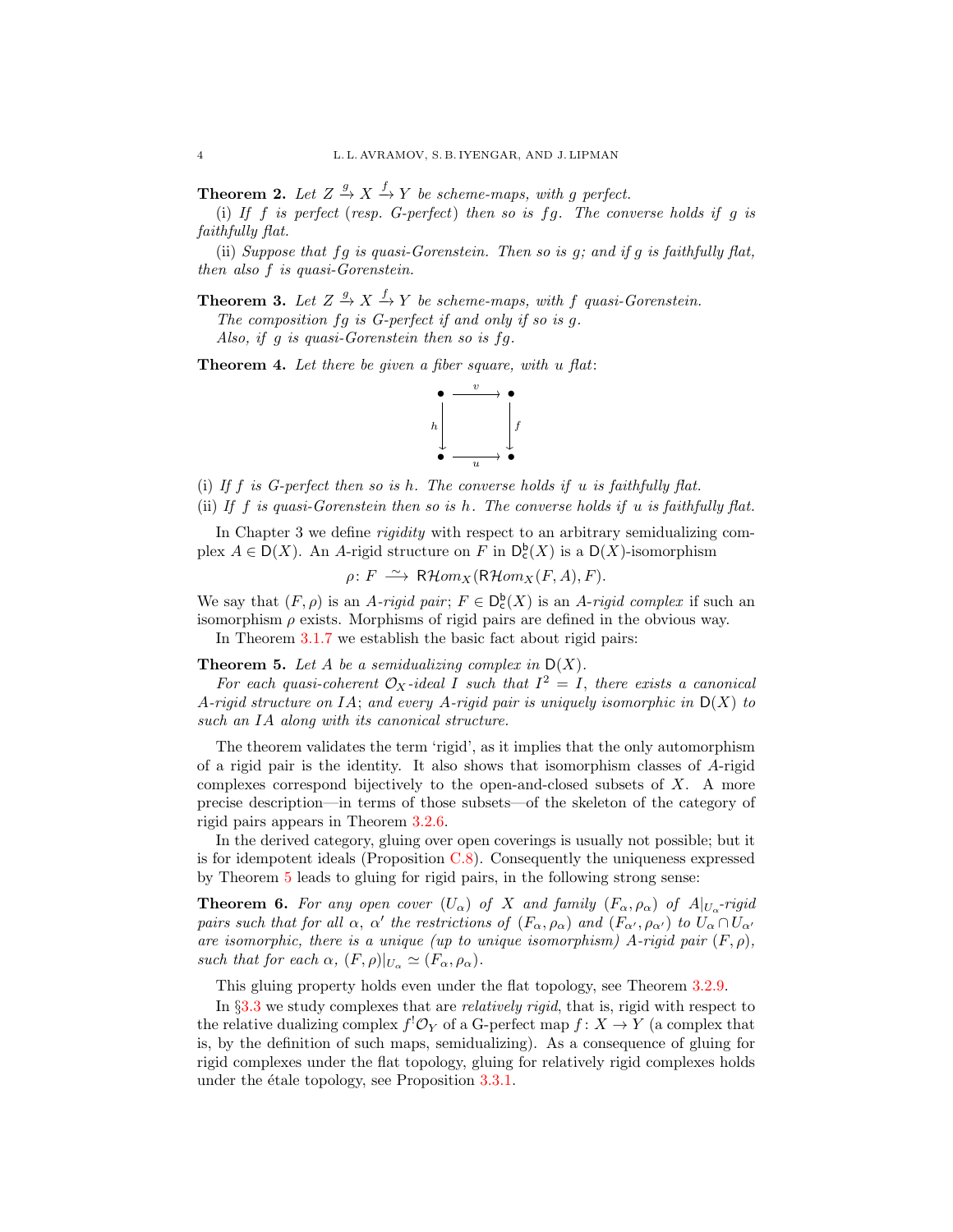**Theorem 2.** *Let $Z \xrightarrow{g} X \xrightarrow{f} Y$ be scheme-maps, with $g$ perfect.*

(i) *If $f$ is perfect (resp. G-perfect) then so is $fg$. The converse holds if $g$ is faithfully flat.*

(ii) *Suppose that $fg$ is quasi-Gorenstein. Then so is $g$; and if $g$ is faithfully flat, then also $f$ is quasi-Gorenstein.*

**Theorem 3.** *Let $Z \xrightarrow{g} X \xrightarrow{f} Y$ be scheme-maps, with $f$ quasi-Gorenstein.*
*The composition $fg$ is G-perfect if and only if so is $g$.*
*Also, if $g$ is quasi-Gorenstein then so is $fg$.*

**Theorem 4.** *Let there be given a fiber square, with $u$ flat:*

$$\begin{array}{ccc} \bullet & \xrightarrow{\;v\;} & \bullet \\ {\scriptstyle h}\downarrow & & \downarrow{\scriptstyle f} \\ \bullet & \xrightarrow[\;u\;]{} & \bullet \end{array}$$

(i) *If $f$ is G-perfect then so is $h$. The converse holds if $u$ is faithfully flat.*
(ii) *If $f$ is quasi-Gorenstein then so is $h$. The converse holds if $u$ is faithfully flat.*

In Chapter 3 we define *rigidity* with respect to an arbitrary semidualizing complex $A \in \mathsf{D}(X)$. An $A$-rigid structure on $F$ in $\mathsf{D}^{\mathsf{b}}_{\mathsf{c}}(X)$ is a $\mathsf{D}(X)$-isomorphism

$$\rho\colon F \xrightarrow{\;\sim\;} \mathsf{R}\mathcal{H}om_X(\mathsf{R}\mathcal{H}om_X(F,A),F).$$

We say that $(F,\rho)$ is an *$A$-rigid pair*; $F \in \mathsf{D}^{\mathsf{b}}_{\mathsf{c}}(X)$ is an *$A$-rigid complex* if such an isomorphism $\rho$ exists. Morphisms of rigid pairs are defined in the obvious way.

In Theorem 3.1.7 we establish the basic fact about rigid pairs:

**Theorem 5.** *Let $A$ be a semidualizing complex in $\mathsf{D}(X)$.*

*For each quasi-coherent $\mathcal{O}_X$-ideal $I$ such that $I^2 = I$, there exists a canonical $A$-rigid structure on $IA$; and every $A$-rigid pair is uniquely isomorphic in $\mathsf{D}(X)$ to such an $IA$ along with its canonical structure.*

The theorem validates the term 'rigid', as it implies that the only automorphism of a rigid pair is the identity. It also shows that isomorphism classes of $A$-rigid complexes correspond bijectively to the open-and-closed subsets of $X$. A more precise description—in terms of those subsets—of the skeleton of the category of rigid pairs appears in Theorem 3.2.6.

In the derived category, gluing over open coverings is usually not possible; but it is for idempotent ideals (Proposition C.8). Consequently the uniqueness expressed by Theorem 5 leads to gluing for rigid pairs, in the following strong sense:

**Theorem 6.** *For any open cover $(U_\alpha)$ of $X$ and family $(F_\alpha,\rho_\alpha)$ of $A|_{U_\alpha}$-rigid pairs such that for all $\alpha$, $\alpha'$ the restrictions of $(F_\alpha,\rho_\alpha)$ and $(F_{\alpha'},\rho_{\alpha'})$ to $U_\alpha \cap U_{\alpha'}$ are isomorphic, there is a unique (up to unique isomorphism) $A$-rigid pair $(F,\rho)$, such that for each $\alpha$, $(F,\rho)|_{U_\alpha} \simeq (F_\alpha,\rho_\alpha)$.*

This gluing property holds even under the flat topology, see Theorem 3.2.9.

In §3.3 we study complexes that are *relatively rigid*, that is, rigid with respect to the relative dualizing complex $f^!\mathcal{O}_Y$ of a G-perfect map $f\colon X \to Y$ (a complex that is, by the definition of such maps, semidualizing). As a consequence of gluing for rigid complexes under the flat topology, gluing for relatively rigid complexes holds under the étale topology, see Proposition 3.3.1.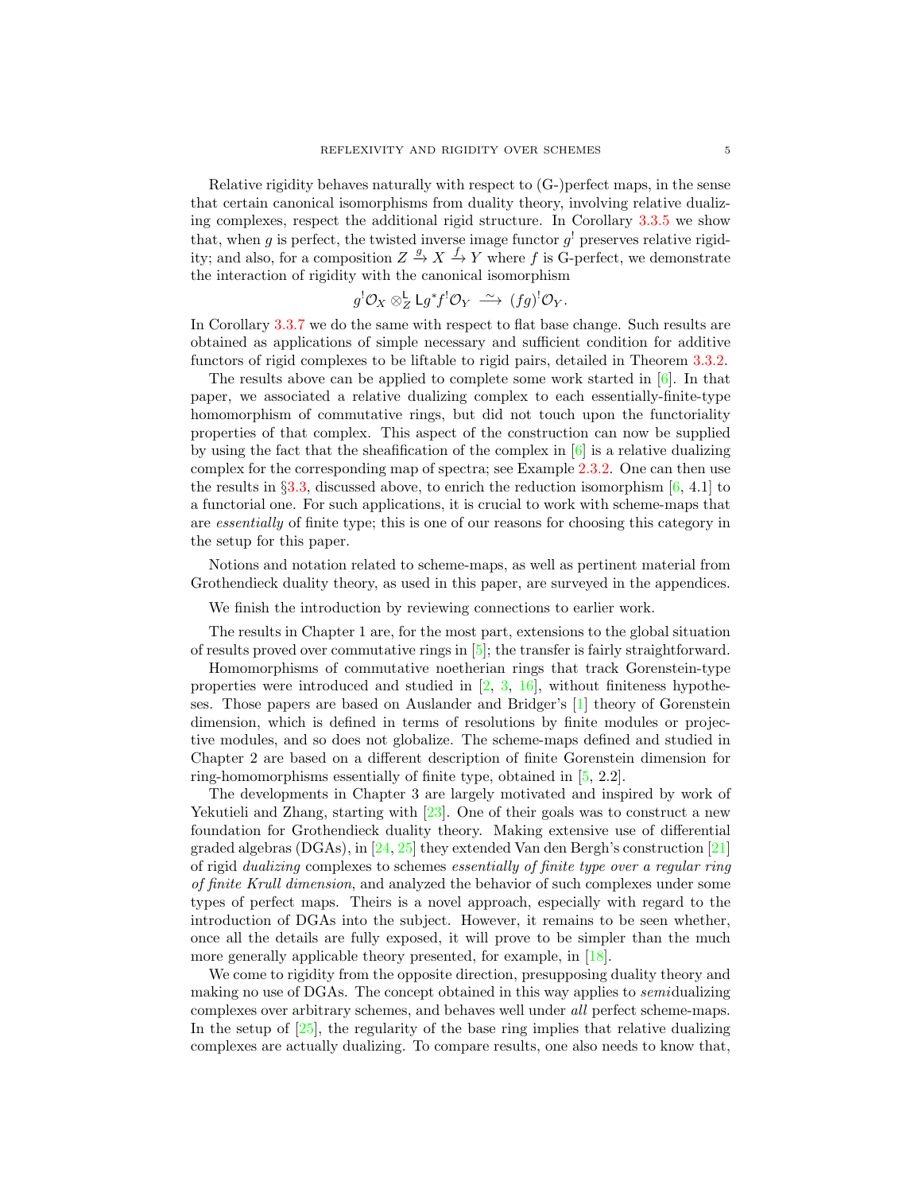Relative rigidity behaves naturally with respect to (G-)perfect maps, in the sense that certain canonical isomorphisms from duality theory, involving relative dualizing complexes, respect the additional rigid structure. In Corollary 3.3.5 we show that, when $g$ is perfect, the twisted inverse image functor $g^!$ preserves relative rigidity; and also, for a composition $Z \xrightarrow{g} X \xrightarrow{f} Y$ where $f$ is G-perfect, we demonstrate the interaction of rigidity with the canonical isomorphism

$$g^!\mathcal{O}_X \otimes^{\mathsf{L}}_Z \mathsf{L}g^*f^!\mathcal{O}_Y \xrightarrow{\ \sim\ } (fg)^!\mathcal{O}_Y.$$

In Corollary 3.3.7 we do the same with respect to flat base change. Such results are obtained as applications of simple necessary and sufficient condition for additive functors of rigid complexes to be liftable to rigid pairs, detailed in Theorem 3.3.2.

The results above can be applied to complete some work started in [6]. In that paper, we associated a relative dualizing complex to each essentially-finite-type homomorphism of commutative rings, but did not touch upon the functoriality properties of that complex. This aspect of the construction can now be supplied by using the fact that the sheafification of the complex in [6] is a relative dualizing complex for the corresponding map of spectra; see Example 2.3.2. One can then use the results in §3.3, discussed above, to enrich the reduction isomorphism [6, 4.1] to a functorial one. For such applications, it is crucial to work with scheme-maps that are *essentially* of finite type; this is one of our reasons for choosing this category in the setup for this paper.

Notions and notation related to scheme-maps, as well as pertinent material from Grothendieck duality theory, as used in this paper, are surveyed in the appendices.

We finish the introduction by reviewing connections to earlier work.

The results in Chapter 1 are, for the most part, extensions to the global situation of results proved over commutative rings in [5]; the transfer is fairly straightforward.

Homomorphisms of commutative noetherian rings that track Gorenstein-type properties were introduced and studied in [2, 3, 16], without finiteness hypotheses. Those papers are based on Auslander and Bridger's [1] theory of Gorenstein dimension, which is defined in terms of resolutions by finite modules or projective modules, and so does not globalize. The scheme-maps defined and studied in Chapter 2 are based on a different description of finite Gorenstein dimension for ring-homomorphisms essentially of finite type, obtained in [5, 2.2].

The developments in Chapter 3 are largely motivated and inspired by work of Yekutieli and Zhang, starting with [23]. One of their goals was to construct a new foundation for Grothendieck duality theory. Making extensive use of differential graded algebras (DGAs), in [24, 25] they extended Van den Bergh's construction [21] of rigid *dualizing* complexes to schemes *essentially of finite type over a regular ring of finite Krull dimension*, and analyzed the behavior of such complexes under some types of perfect maps. Theirs is a novel approach, especially with regard to the introduction of DGAs into the subject. However, it remains to be seen whether, once all the details are fully exposed, it will prove to be simpler than the much more generally applicable theory presented, for example, in [18].

We come to rigidity from the opposite direction, presupposing duality theory and making no use of DGAs. The concept obtained in this way applies to *semi*dualizing complexes over arbitrary schemes, and behaves well under *all* perfect scheme-maps. In the setup of [25], the regularity of the base ring implies that relative dualizing complexes are actually dualizing. To compare results, one also needs to know that,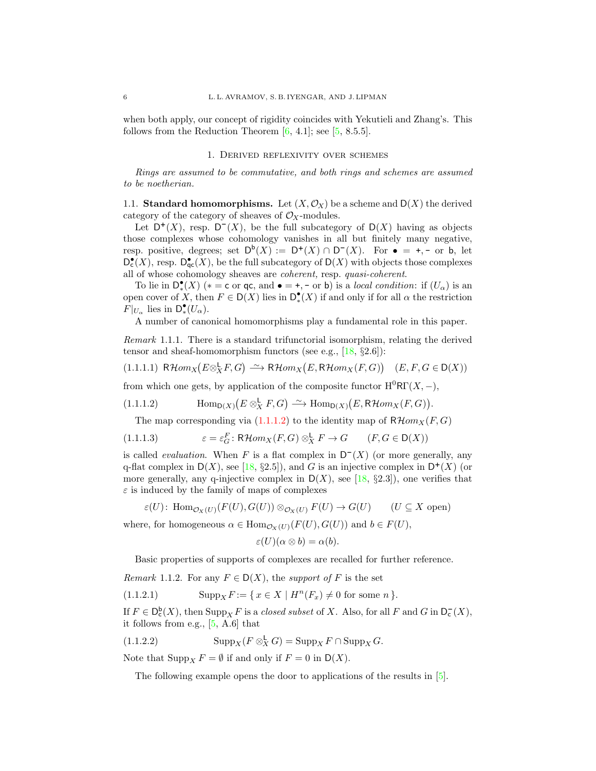when both apply, our concept of rigidity coincides with Yekutieli and Zhang's. This follows from the Reduction Theorem [6, 4.1]; see [5, 8.5.5].

## 1. Derived reflexivity over schemes

*Rings are assumed to be commutative, and both rings and schemes are assumed to be noetherian.*

1.1. **Standard homomorphisms.** Let $(X, \mathcal{O}_X)$ be a scheme and $\mathsf{D}(X)$ the derived category of the category of sheaves of $\mathcal{O}_X$-modules.

Let $\mathsf{D}^{+}(X)$, resp. $\mathsf{D}^{-}(X)$, be the full subcategory of $\mathsf{D}(X)$ having as objects those complexes whose cohomology vanishes in all but finitely many negative, resp. positive, degrees; set $\mathsf{D}^{\mathsf{b}}(X) := \mathsf{D}^{+}(X) \cap \mathsf{D}^{-}(X)$. For $\bullet = +, -$ or $\mathsf{b}$, let $\mathsf{D}^{\bullet}_{\mathsf{c}}(X)$, resp. $\mathsf{D}^{\bullet}_{\mathsf{qc}}(X)$, be the full subcategory of $\mathsf{D}(X)$ with objects those complexes all of whose cohomology sheaves are *coherent,* resp. *quasi-coherent*.

To lie in $\mathsf{D}^{\bullet}_{*}(X)$ ($* = \mathsf{c}$ or $\mathsf{qc}$, and $\bullet = +, -$ or $\mathsf{b}$) is a *local condition*: if $(U_\alpha)$ is an open cover of $X$, then $F \in \mathsf{D}(X)$ lies in $\mathsf{D}^{\bullet}_{*}(X)$ if and only if for all $\alpha$ the restriction $F|_{U_\alpha}$ lies in $\mathsf{D}^{\bullet}_{*}(U_\alpha)$.

A number of canonical homomorphisms play a fundamental role in this paper.

*Remark* 1.1.1. There is a standard trifunctorial isomorphism, relating the derived tensor and sheaf-homomorphism functors (see e.g., [18, §2.6]):

$$\mathsf{R}\mathcal{H}om_X\big(E \otimes^{\mathsf{L}}_X F, G\big) \xrightarrow{\sim} \mathsf{R}\mathcal{H}om_X\big(E, \mathsf{R}\mathcal{H}om_X(F,G)\big) \quad (E,F,G \in \mathsf{D}(X)) \tag{1.1.1.1}$$

from which one gets, by application of the composite functor $\mathrm{H}^0\mathsf{R}\Gamma(X,-)$,

$$\mathrm{Hom}_{\mathsf{D}(X)}\big(E \otimes^{\mathsf{L}}_X F, G\big) \xrightarrow{\sim} \mathrm{Hom}_{\mathsf{D}(X)}\big(E, \mathsf{R}\mathcal{H}om_X(F,G)\big). \tag{1.1.1.2}$$

The map corresponding via (1.1.1.2) to the identity map of $\mathsf{R}\mathcal{H}om_X(F,G)$

$$\varepsilon = \varepsilon^F_G \colon \mathsf{R}\mathcal{H}om_X(F,G) \otimes^{\mathsf{L}}_X F \to G \qquad (F, G \in \mathsf{D}(X)) \tag{1.1.1.3}$$

is called *evaluation*. When $F$ is a flat complex in $\mathsf{D}^{-}(X)$ (or more generally, any q-flat complex in $\mathsf{D}(X)$, see [18, §2.5]), and $G$ is an injective complex in $\mathsf{D}^{+}(X)$ (or more generally, any q-injective complex in $\mathsf{D}(X)$, see [18, §2.3]), one verifies that $\varepsilon$ is induced by the family of maps of complexes

$$\varepsilon(U) \colon \mathrm{Hom}_{\mathcal{O}_X(U)}(F(U), G(U)) \otimes_{\mathcal{O}_X(U)} F(U) \to G(U) \qquad (U \subseteq X \text{ open})$$

where, for homogeneous $\alpha \in \mathrm{Hom}_{\mathcal{O}_X(U)}(F(U), G(U))$ and $b \in F(U)$,

$$\varepsilon(U)(\alpha \otimes b) = \alpha(b).$$

Basic properties of supports of complexes are recalled for further reference.

*Remark* 1.1.2. For any $F \in \mathsf{D}(X)$, the *support of* $F$ is the set

$$\mathrm{Supp}_X F := \{\, x \in X \mid H^n(F_x) \neq 0 \text{ for some } n \,\}. \tag{1.1.2.1}$$

If $F \in \mathsf{D}^{\mathsf{b}}_{\mathsf{c}}(X)$, then $\mathrm{Supp}_X F$ is a *closed subset* of $X$. Also, for all $F$ and $G$ in $\mathsf{D}^{-}_{\mathsf{c}}(X)$, it follows from e.g., [5, A.6] that

$$\mathrm{Supp}_X(F \otimes^{\mathsf{L}}_X G) = \mathrm{Supp}_X F \cap \mathrm{Supp}_X G. \tag{1.1.2.2}$$

Note that $\mathrm{Supp}_X F = \emptyset$ if and only if $F = 0$ in $\mathsf{D}(X)$.

The following example opens the door to applications of the results in [5].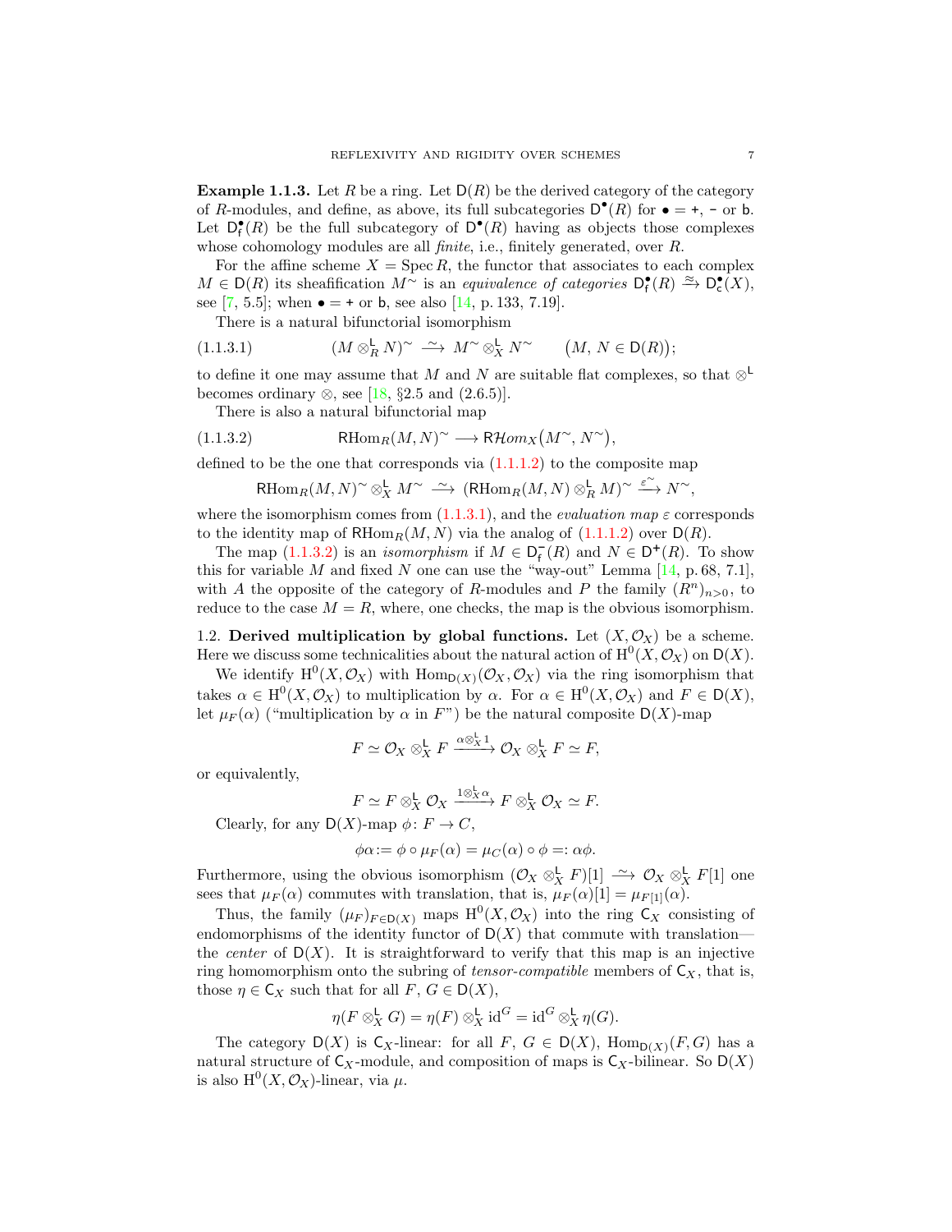**Example 1.1.3.** Let $R$ be a ring. Let $\mathsf{D}(R)$ be the derived category of the category of $R$-modules, and define, as above, its full subcategories $\mathsf{D}^\bullet(R)$ for $\bullet = +$, $-$ or $\mathsf{b}$. Let $\mathsf{D}^\bullet_\mathsf{f}(R)$ be the full subcategory of $\mathsf{D}^\bullet(R)$ having as objects those complexes whose cohomology modules are all *finite*, i.e., finitely generated, over $R$.

For the affine scheme $X = \operatorname{Spec} R$, the functor that associates to each complex $M \in \mathsf{D}(R)$ its sheafification $M^\sim$ is an *equivalence of categories* $\mathsf{D}^\bullet_\mathsf{f}(R) \xrightarrow{\approx} \mathsf{D}^\bullet_\mathsf{c}(X)$, see [7, 5.5]; when $\bullet = +$ or $\mathsf{b}$, see also [14, p. 133, 7.19].

There is a natural bifunctorial isomorphism

$$(M \otimes^{\mathsf{L}}_R N)^\sim \xrightarrow{\sim} M^\sim \otimes^{\mathsf{L}}_X N^\sim \qquad \big(M,\, N \in \mathsf{D}(R)\big); \tag{1.1.3.1}$$

to define it one may assume that $M$ and $N$ are suitable flat complexes, so that $\otimes^{\mathsf{L}}$ becomes ordinary $\otimes$, see [18, §2.5 and (2.6.5)].

There is also a natural bifunctorial map

$$\mathsf{R}\mathrm{Hom}_R(M,N)^\sim \longrightarrow \mathsf{R}\mathcal{H}om_X\big(M^\sim,\, N^\sim\big), \tag{1.1.3.2}$$

defined to be the one that corresponds via (1.1.1.2) to the composite map

$$\mathsf{R}\mathrm{Hom}_R(M,N)^\sim \otimes^{\mathsf{L}}_X M^\sim \xrightarrow{\sim} (\mathsf{R}\mathrm{Hom}_R(M,N) \otimes^{\mathsf{L}}_R M)^\sim \xrightarrow{\varepsilon^\sim} N^\sim,$$

where the isomorphism comes from (1.1.3.1), and the *evaluation map* $\varepsilon$ corresponds to the identity map of $\mathsf{R}\mathrm{Hom}_R(M,N)$ via the analog of (1.1.1.2) over $\mathsf{D}(R)$.

The map (1.1.3.2) is an *isomorphism* if $M \in \mathsf{D}^-_\mathsf{f}(R)$ and $N \in \mathsf{D}^+(R)$. To show this for variable $M$ and fixed $N$ one can use the "way-out" Lemma [14, p. 68, 7.1], with $A$ the opposite of the category of $R$-modules and $P$ the family $(R^n)_{n>0}$, to reduce to the case $M = R$, where, one checks, the map is the obvious isomorphism.

1.2. **Derived multiplication by global functions.** Let $(X, \mathcal{O}_X)$ be a scheme. Here we discuss some technicalities about the natural action of $\mathrm{H}^0(X, \mathcal{O}_X)$ on $\mathsf{D}(X)$.

We identify $\mathrm{H}^0(X, \mathcal{O}_X)$ with $\mathrm{Hom}_{\mathsf{D}(X)}(\mathcal{O}_X, \mathcal{O}_X)$ via the ring isomorphism that takes $\alpha \in \mathrm{H}^0(X, \mathcal{O}_X)$ to multiplication by $\alpha$. For $\alpha \in \mathrm{H}^0(X, \mathcal{O}_X)$ and $F \in \mathsf{D}(X)$, let $\mu_F(\alpha)$ ("multiplication by $\alpha$ in $F$") be the natural composite $\mathsf{D}(X)$-map

$$F \simeq \mathcal{O}_X \otimes^{\mathsf{L}}_X F \xrightarrow{\alpha \otimes^{\mathsf{L}}_X 1} \mathcal{O}_X \otimes^{\mathsf{L}}_X F \simeq F,$$

or equivalently,

$$F \simeq F \otimes^{\mathsf{L}}_X \mathcal{O}_X \xrightarrow{1 \otimes^{\mathsf{L}}_X \alpha} F \otimes^{\mathsf{L}}_X \mathcal{O}_X \simeq F.$$

Clearly, for any $\mathsf{D}(X)$-map $\phi\colon F \to C$,

$$\phi\alpha := \phi \circ \mu_F(\alpha) = \mu_C(\alpha) \circ \phi =: \alpha\phi.$$

Furthermore, using the obvious isomorphism $(\mathcal{O}_X \otimes^{\mathsf{L}}_X F)[1] \xrightarrow{\sim} \mathcal{O}_X \otimes^{\mathsf{L}}_X F[1]$ one sees that $\mu_F(\alpha)$ commutes with translation, that is, $\mu_F(\alpha)[1] = \mu_{F[1]}(\alpha)$.

Thus, the family $(\mu_F)_{F \in \mathsf{D}(X)}$ maps $\mathrm{H}^0(X, \mathcal{O}_X)$ into the ring $\mathsf{C}_X$ consisting of endomorphisms of the identity functor of $\mathsf{D}(X)$ that commute with translation—the *center* of $\mathsf{D}(X)$. It is straightforward to verify that this map is an injective ring homomorphism onto the subring of *tensor-compatible* members of $\mathsf{C}_X$, that is, those $\eta \in \mathsf{C}_X$ such that for all $F,\, G \in \mathsf{D}(X)$,

$$\eta(F \otimes^{\mathsf{L}}_X G) = \eta(F) \otimes^{\mathsf{L}}_X \mathrm{id}^G = \mathrm{id}^G \otimes^{\mathsf{L}}_X \eta(G).$$

The category $\mathsf{D}(X)$ is $\mathsf{C}_X$-linear: for all $F,\, G \in \mathsf{D}(X)$, $\mathrm{Hom}_{\mathsf{D}(X)}(F, G)$ has a natural structure of $\mathsf{C}_X$-module, and composition of maps is $\mathsf{C}_X$-bilinear. So $\mathsf{D}(X)$ is also $\mathrm{H}^0(X, \mathcal{O}_X)$-linear, via $\mu$.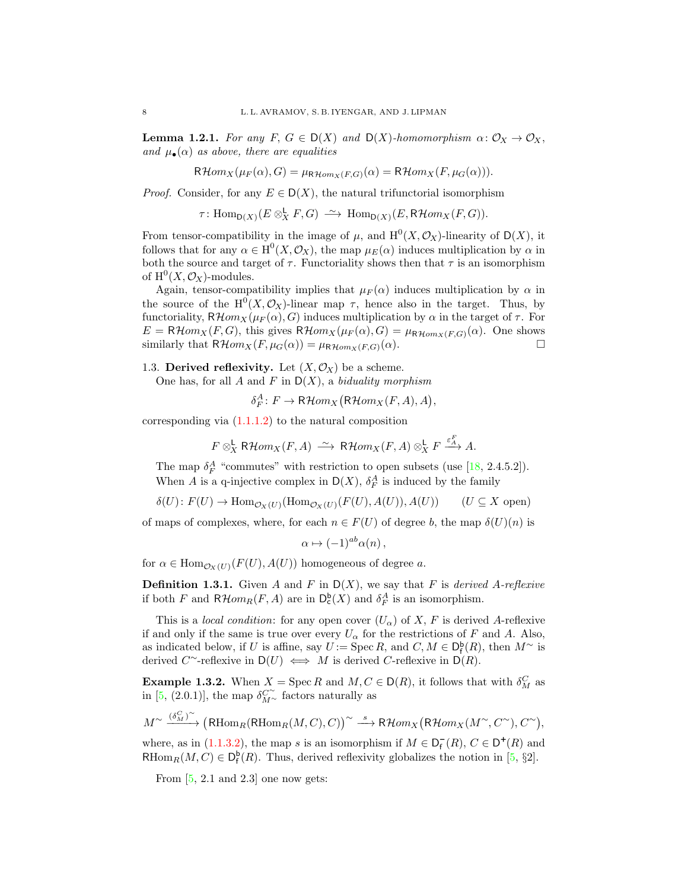**Lemma 1.2.1.** *For any $F$, $G \in \mathsf{D}(X)$ and $\mathsf{D}(X)$-homomorphism $\alpha\colon \mathcal{O}_X \to \mathcal{O}_X$, and $\mu_\bullet(\alpha)$ as above, there are equalities*

$$\mathsf{R}\mathcal{H}om_X(\mu_F(\alpha), G) = \mu_{\mathsf{R}\mathcal{H}om_X(F,G)}(\alpha) = \mathsf{R}\mathcal{H}om_X(F, \mu_G(\alpha))).$$

*Proof.* Consider, for any $E \in \mathsf{D}(X)$, the natural trifunctorial isomorphism

$$\tau\colon \mathrm{Hom}_{\mathsf{D}(X)}(E \otimes^{\mathsf{L}}_X F, G) \xrightarrow{\ \sim\ } \mathrm{Hom}_{\mathsf{D}(X)}(E, \mathsf{R}\mathcal{H}om_X(F,G)).$$

From tensor-compatibility in the image of $\mu$, and $\mathrm{H}^0(X, \mathcal{O}_X)$-linearity of $\mathsf{D}(X)$, it follows that for any $\alpha \in \mathrm{H}^0(X, \mathcal{O}_X)$, the map $\mu_E(\alpha)$ induces multiplication by $\alpha$ in both the source and target of $\tau$. Functoriality shows then that $\tau$ is an isomorphism of $\mathrm{H}^0(X, \mathcal{O}_X)$-modules.

Again, tensor-compatibility implies that $\mu_F(\alpha)$ induces multiplication by $\alpha$ in the source of the $\mathrm{H}^0(X, \mathcal{O}_X)$-linear map $\tau$, hence also in the target. Thus, by functoriality, $\mathsf{R}\mathcal{H}om_X(\mu_F(\alpha), G)$ induces multiplication by $\alpha$ in the target of $\tau$. For $E = \mathsf{R}\mathcal{H}om_X(F,G)$, this gives $\mathsf{R}\mathcal{H}om_X(\mu_F(\alpha), G) = \mu_{\mathsf{R}\mathcal{H}om_X(F,G)}(\alpha)$. One shows similarly that $\mathsf{R}\mathcal{H}om_X(F, \mu_G(\alpha)) = \mu_{\mathsf{R}\mathcal{H}om_X(F,G)}(\alpha)$. $\square$

## 1.3. Derived reflexivity.

Let $(X, \mathcal{O}_X)$ be a scheme.

One has, for all $A$ and $F$ in $\mathsf{D}(X)$, a *biduality morphism*

$$\delta^A_F\colon F \to \mathsf{R}\mathcal{H}om_X\big(\mathsf{R}\mathcal{H}om_X(F,A), A\big),$$

corresponding via (1.1.1.2) to the natural composition

$$F \otimes^{\mathsf{L}}_X \mathsf{R}\mathcal{H}om_X(F,A) \xrightarrow{\ \sim\ } \mathsf{R}\mathcal{H}om_X(F,A) \otimes^{\mathsf{L}}_X F \xrightarrow{\varepsilon^F_A} A.$$

The map $\delta^A_F$ "commutes" with restriction to open subsets (use [18, 2.4.5.2]).

When $A$ is a q-injective complex in $\mathsf{D}(X)$, $\delta^A_F$ is induced by the family

$$\delta(U)\colon F(U) \to \mathrm{Hom}_{\mathcal{O}_X(U)}(\mathrm{Hom}_{\mathcal{O}_X(U)}(F(U), A(U)), A(U)) \qquad (U \subseteq X \text{ open})$$

of maps of complexes, where, for each $n \in F(U)$ of degree $b$, the map $\delta(U)(n)$ is

$$\alpha \mapsto (-1)^{ab}\alpha(n)\,,$$

for $\alpha \in \mathrm{Hom}_{\mathcal{O}_X(U)}(F(U), A(U))$ homogeneous of degree $a$.

**Definition 1.3.1.** Given $A$ and $F$ in $\mathsf{D}(X)$, we say that $F$ is *derived $A$-reflexive* if both $F$ and $\mathsf{R}\mathcal{H}om_R(F,A)$ are in $\mathsf{D}^{\mathsf{b}}_{\mathsf{c}}(X)$ and $\delta^A_F$ is an isomorphism.

This is a *local condition*: for any open cover $(U_\alpha)$ of $X$, $F$ is derived $A$-reflexive if and only if the same is true over every $U_\alpha$ for the restrictions of $F$ and $A$. Also, as indicated below, if $U$ is affine, say $U := \operatorname{Spec} R$, and $C, M \in \mathsf{D}^{\mathsf{b}}_{\mathsf{f}}(R)$, then $M^\sim$ is derived $C^\sim$-reflexive in $\mathsf{D}(U) \iff M$ is derived $C$-reflexive in $\mathsf{D}(R)$.

**Example 1.3.2.** When $X = \operatorname{Spec} R$ and $M, C \in \mathsf{D}(R)$, it follows that with $\delta^C_M$ as in [5, (2.0.1)], the map $\delta^{C^\sim}_{M^\sim}$ factors naturally as

$$M^\sim \xrightarrow{(\delta^C_M)^\sim} \big(\mathrm{RHom}_R(\mathrm{RHom}_R(M,C),C)\big)^\sim \xrightarrow{\ s\ } \mathsf{R}\mathcal{H}om_X\big(\mathsf{R}\mathcal{H}om_X(M^\sim, C^\sim), C^\sim\big),$$

where, as in (1.1.3.2), the map $s$ is an isomorphism if $M \in \mathsf{D}^-_{\mathsf{f}}(R)$, $C \in \mathsf{D}^+(R)$ and $\mathrm{RHom}_R(M,C) \in \mathsf{D}^{\mathsf{b}}_{\mathsf{f}}(R)$. Thus, derived reflexivity globalizes the notion in [5, §2].

From [5, 2.1 and 2.3] one now gets: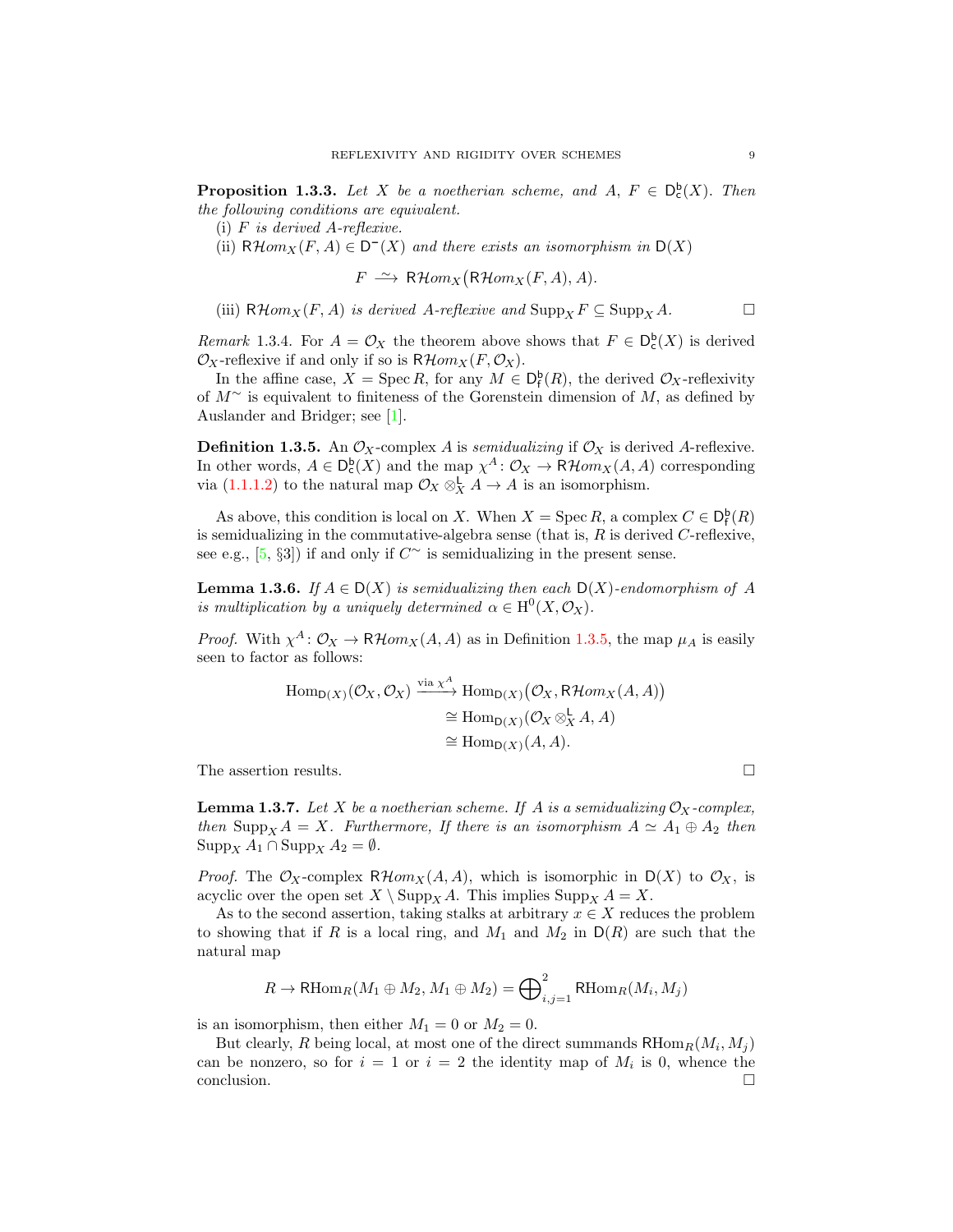**Proposition 1.3.3.** *Let $X$ be a noetherian scheme, and $A$, $F \in \mathsf{D}^{\mathsf{b}}_{\mathsf{c}}(X)$. Then the following conditions are equivalent.*

(i) *$F$ is derived $A$-reflexive.*

(ii) *$\mathsf{R}\mathcal{H}om_X(F, A) \in \mathsf{D}^{-}(X)$ and there exists an isomorphism in $\mathsf{D}(X)$*

$$F \xrightarrow{\sim} \mathsf{R}\mathcal{H}om_X\big(\mathsf{R}\mathcal{H}om_X(F, A), A\big).$$

(iii) *$\mathsf{R}\mathcal{H}om_X(F, A)$ is derived $A$-reflexive and $\operatorname{Supp}_X F \subseteq \operatorname{Supp}_X A$.* □

*Remark* 1.3.4. For $A = \mathcal{O}_X$ the theorem above shows that $F \in \mathsf{D}^{\mathsf{b}}_{\mathsf{c}}(X)$ is derived $\mathcal{O}_X$-reflexive if and only if so is $\mathsf{R}\mathcal{H}om_X(F, \mathcal{O}_X)$.

In the affine case, $X = \operatorname{Spec} R$, for any $M \in \mathsf{D}^{\mathsf{b}}_{\mathsf{f}}(R)$, the derived $\mathcal{O}_X$-reflexivity of $M^{\sim}$ is equivalent to finiteness of the Gorenstein dimension of $M$, as defined by Auslander and Bridger; see [1].

**Definition 1.3.5.** An $\mathcal{O}_X$-complex $A$ is *semidualizing* if $\mathcal{O}_X$ is derived $A$-reflexive. In other words, $A \in \mathsf{D}^{\mathsf{b}}_{\mathsf{c}}(X)$ and the map $\chi^A \colon \mathcal{O}_X \to \mathsf{R}\mathcal{H}om_X(A, A)$ corresponding via (1.1.1.2) to the natural map $\mathcal{O}_X \otimes^{\mathsf{L}}_X A \to A$ is an isomorphism.

As above, this condition is local on $X$. When $X = \operatorname{Spec} R$, a complex $C \in \mathsf{D}^{\mathsf{b}}_{\mathsf{f}}(R)$ is semidualizing in the commutative-algebra sense (that is, $R$ is derived $C$-reflexive, see e.g., [5, §3]) if and only if $C^{\sim}$ is semidualizing in the present sense.

**Lemma 1.3.6.** *If $A \in \mathsf{D}(X)$ is semidualizing then each $\mathsf{D}(X)$-endomorphism of $A$ is multiplication by a uniquely determined $\alpha \in \mathrm{H}^0(X, \mathcal{O}_X)$.*

*Proof.* With $\chi^A \colon \mathcal{O}_X \to \mathsf{R}\mathcal{H}om_X(A, A)$ as in Definition 1.3.5, the map $\mu_A$ is easily seen to factor as follows:

$$\begin{aligned}
\operatorname{Hom}_{\mathsf{D}(X)}(\mathcal{O}_X, \mathcal{O}_X) \xrightarrow{\text{via } \chi^A} \; & \operatorname{Hom}_{\mathsf{D}(X)}\big(\mathcal{O}_X, \mathsf{R}\mathcal{H}om_X(A, A)\big) \\
&\cong \operatorname{Hom}_{\mathsf{D}(X)}(\mathcal{O}_X \otimes^{\mathsf{L}}_X A, A) \\
&\cong \operatorname{Hom}_{\mathsf{D}(X)}(A, A).
\end{aligned}$$

The assertion results. □

**Lemma 1.3.7.** *Let $X$ be a noetherian scheme. If $A$ is a semidualizing $\mathcal{O}_X$-complex, then $\operatorname{Supp}_X A = X$. Furthermore, If there is an isomorphism $A \simeq A_1 \oplus A_2$ then $\operatorname{Supp}_X A_1 \cap \operatorname{Supp}_X A_2 = \emptyset$.*

*Proof.* The $\mathcal{O}_X$-complex $\mathsf{R}\mathcal{H}om_X(A, A)$, which is isomorphic in $\mathsf{D}(X)$ to $\mathcal{O}_X$, is acyclic over the open set $X \setminus \operatorname{Supp}_X A$. This implies $\operatorname{Supp}_X A = X$.

As to the second assertion, taking stalks at arbitrary $x \in X$ reduces the problem to showing that if $R$ is a local ring, and $M_1$ and $M_2$ in $\mathsf{D}(R)$ are such that the natural map

$$R \to \mathsf{R}\mathrm{Hom}_R(M_1 \oplus M_2, M_1 \oplus M_2) = \bigoplus\nolimits_{i,j=1}^{2} \mathsf{R}\mathrm{Hom}_R(M_i, M_j)$$

is an isomorphism, then either $M_1 = 0$ or $M_2 = 0$.

But clearly, $R$ being local, at most one of the direct summands $\mathsf{R}\mathrm{Hom}_R(M_i, M_j)$ can be nonzero, so for $i = 1$ or $i = 2$ the identity map of $M_i$ is 0, whence the conclusion. □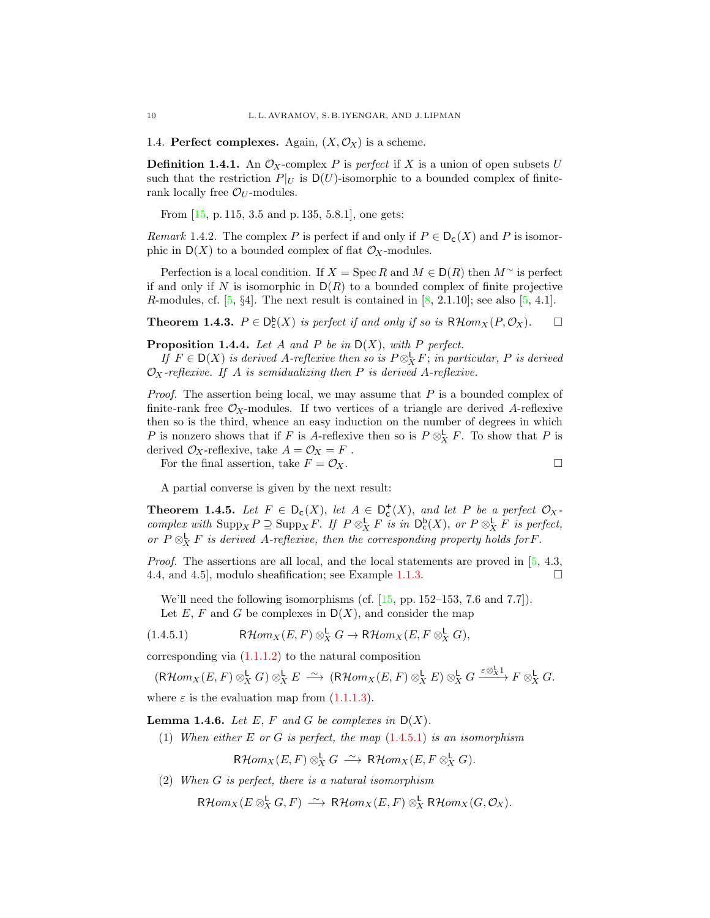### 1.4. **Perfect complexes.** 

Again, $(X, \mathcal{O}_X)$ is a scheme.

**Definition 1.4.1.** An $\mathcal{O}_X$-complex $P$ is *perfect* if $X$ is a union of open subsets $U$ such that the restriction $P|_U$ is $\mathsf{D}(U)$-isomorphic to a bounded complex of finite-rank locally free $\mathcal{O}_U$-modules.

From [15, p. 115, 3.5 and p. 135, 5.8.1], one gets:

*Remark* 1.4.2. The complex $P$ is perfect if and only if $P \in \mathsf{D_c}(X)$ and $P$ is isomorphic in $\mathsf{D}(X)$ to a bounded complex of flat $\mathcal{O}_X$-modules.

Perfection is a local condition. If $X = \operatorname{Spec} R$ and $M \in \mathsf{D}(R)$ then $M^\sim$ is perfect if and only if $N$ is isomorphic in $\mathsf{D}(R)$ to a bounded complex of finite projective $R$-modules, cf. [5, §4]. The next result is contained in [8, 2.1.10]; see also [5, 4.1].

**Theorem 1.4.3.** *$P \in \mathsf{D}^{\mathsf{b}}_{\mathsf{c}}(X)$ is perfect if and only if so is $\mathsf{R}\mathcal{H}om_X(P, \mathcal{O}_X)$.* $\square$

**Proposition 1.4.4.** *Let $A$ and $P$ be in $\mathsf{D}(X)$, with $P$ perfect.*

*If $F \in \mathsf{D}(X)$ is derived $A$-reflexive then so is $P \otimes^{\mathsf{L}}_X F$; in particular, $P$ is derived $\mathcal{O}_X$-reflexive. If $A$ is semidualizing then $P$ is derived $A$-reflexive.*

*Proof.* The assertion being local, we may assume that $P$ is a bounded complex of finite-rank free $\mathcal{O}_X$-modules. If two vertices of a triangle are derived $A$-reflexive then so is the third, whence an easy induction on the number of degrees in which $P$ is nonzero shows that if $F$ is $A$-reflexive then so is $P \otimes^{\mathsf{L}}_X F$. To show that $P$ is derived $\mathcal{O}_X$-reflexive, take $A = \mathcal{O}_X = F$ .

For the final assertion, take $F = \mathcal{O}_X$. $\square$

A partial converse is given by the next result:

**Theorem 1.4.5.** *Let $F \in \mathsf{D_c}(X)$, let $A \in \mathsf{D}^{+}_{\mathsf{c}}(X)$, and let $P$ be a perfect $\mathcal{O}_X$-complex with $\operatorname{Supp}_X P \supseteq \operatorname{Supp}_X F$. If $P \otimes^{\mathsf{L}}_X F$ is in $\mathsf{D}^{\mathsf{b}}_{\mathsf{c}}(X)$, or $P \otimes^{\mathsf{L}}_X F$ is perfect, or $P \otimes^{\mathsf{L}}_X F$ is derived $A$-reflexive, then the corresponding property holds for $F$.*

*Proof.* The assertions are all local, and the local statements are proved in [5, 4.3, 4.4, and 4.5], modulo sheafification; see Example 1.1.3. $\square$

We'll need the following isomorphisms (cf. [15, pp. 152–153, 7.6 and 7.7]).

Let $E$, $F$ and $G$ be complexes in $\mathsf{D}(X)$, and consider the map

$$\mathsf{R}\mathcal{H}om_X(E, F) \otimes^{\mathsf{L}}_X G \to \mathsf{R}\mathcal{H}om_X(E, F \otimes^{\mathsf{L}}_X G), \tag{1.4.5.1}$$

corresponding via (1.1.1.2) to the natural composition

$$(\mathsf{R}\mathcal{H}om_X(E, F) \otimes^{\mathsf{L}}_X G) \otimes^{\mathsf{L}}_X E \xrightarrow{\ \sim\ } (\mathsf{R}\mathcal{H}om_X(E, F) \otimes^{\mathsf{L}}_X E) \otimes^{\mathsf{L}}_X G \xrightarrow{\varepsilon \otimes^{\mathsf{L}}_X 1} F \otimes^{\mathsf{L}}_X G.$$

where $\varepsilon$ is the evaluation map from (1.1.1.3).

**Lemma 1.4.6.** *Let $E$, $F$ and $G$ be complexes in $\mathsf{D}(X)$.*

(1) *When either $E$ or $G$ is perfect, the map (1.4.5.1) is an isomorphism*

$$\mathsf{R}\mathcal{H}om_X(E, F) \otimes^{\mathsf{L}}_X G \xrightarrow{\ \sim\ } \mathsf{R}\mathcal{H}om_X(E, F \otimes^{\mathsf{L}}_X G).$$

(2) *When $G$ is perfect, there is a natural isomorphism*

$$\mathsf{R}\mathcal{H}om_X(E \otimes^{\mathsf{L}}_X G, F) \xrightarrow{\ \sim\ } \mathsf{R}\mathcal{H}om_X(E, F) \otimes^{\mathsf{L}}_X \mathsf{R}\mathcal{H}om_X(G, \mathcal{O}_X).$$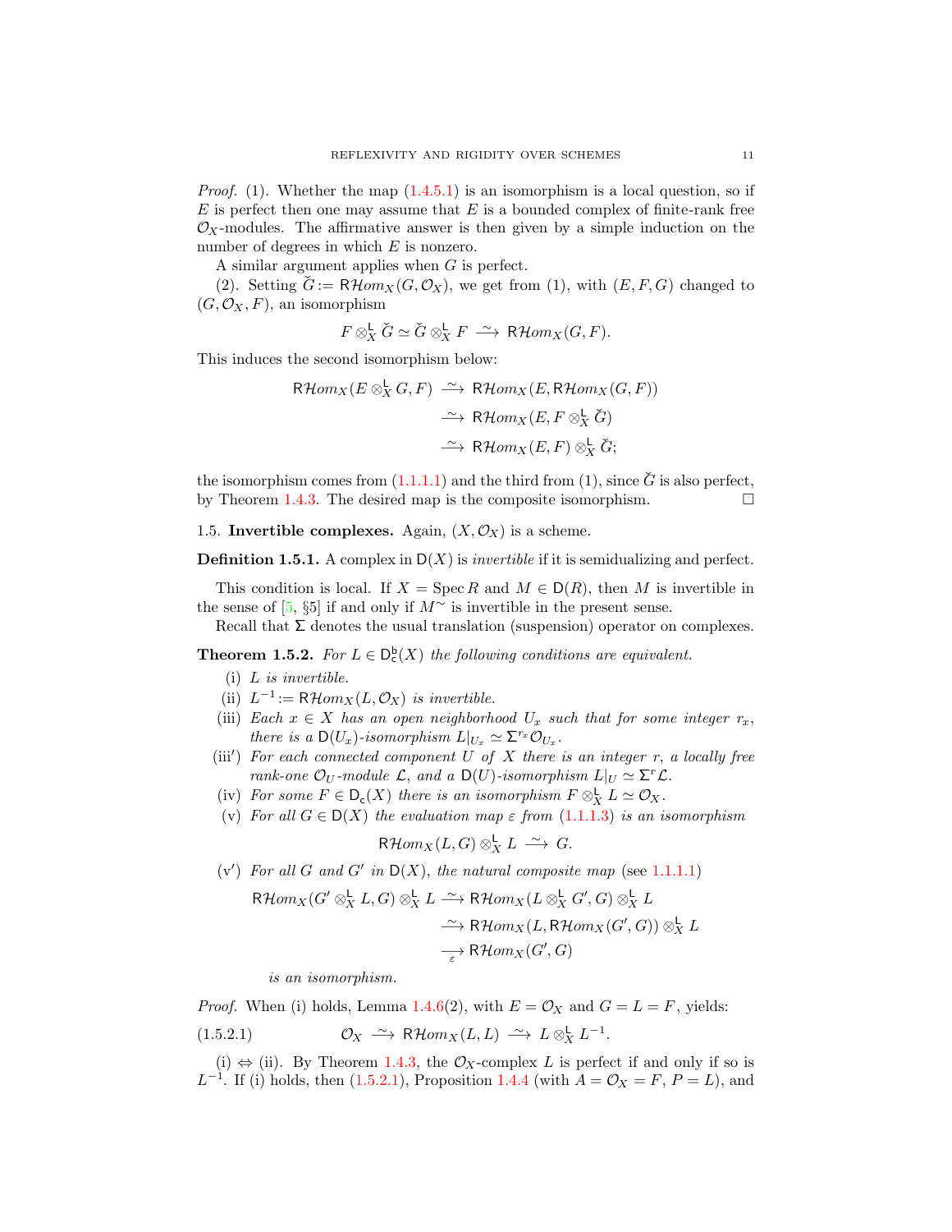*Proof.* (1). Whether the map (1.4.5.1) is an isomorphism is a local question, so if $E$ is perfect then one may assume that $E$ is a bounded complex of finite-rank free $\mathcal{O}_X$-modules. The affirmative answer is then given by a simple induction on the number of degrees in which $E$ is nonzero.

A similar argument applies when $G$ is perfect.

(2). Setting $\check{G} := \mathsf{R}\mathcal{H}om_X(G, \mathcal{O}_X)$, we get from (1), with $(E, F, G)$ changed to $(G, \mathcal{O}_X, F)$, an isomorphism

$$F \otimes^{\mathsf{L}}_X \check{G} \simeq \check{G} \otimes^{\mathsf{L}}_X F \xrightarrow{\ \sim\ } \mathsf{R}\mathcal{H}om_X(G, F).$$

This induces the second isomorphism below:

$$\begin{aligned}
\mathsf{R}\mathcal{H}om_X(E \otimes^{\mathsf{L}}_X G, F) &\xrightarrow{\ \sim\ } \mathsf{R}\mathcal{H}om_X(E, \mathsf{R}\mathcal{H}om_X(G, F)) \\
&\xrightarrow{\ \sim\ } \mathsf{R}\mathcal{H}om_X(E, F \otimes^{\mathsf{L}}_X \check{G}) \\
&\xrightarrow{\ \sim\ } \mathsf{R}\mathcal{H}om_X(E, F) \otimes^{\mathsf{L}}_X \check{G};
\end{aligned}$$

the isomorphism comes from (1.1.1.1) and the third from (1), since $\check{G}$ is also perfect, by Theorem 1.4.3. The desired map is the composite isomorphism. $\square$

## 1.5. Invertible complexes.

Again, $(X, \mathcal{O}_X)$ is a scheme.

**Definition 1.5.1.** A complex in $\mathsf{D}(X)$ is *invertible* if it is semidualizing and perfect.

This condition is local. If $X = \operatorname{Spec} R$ and $M \in \mathsf{D}(R)$, then $M$ is invertible in the sense of [5, §5] if and only if $M^{\sim}$ is invertible in the present sense.

Recall that $\Sigma$ denotes the usual translation (suspension) operator on complexes.

**Theorem 1.5.2.** *For $L \in \mathsf{D}^{\mathsf{b}}_{\mathsf{c}}(X)$ the following conditions are equivalent.*

- (i) *$L$ is invertible.*
- (ii) *$L^{-1} := \mathsf{R}\mathcal{H}om_X(L, \mathcal{O}_X)$ is invertible.*
- (iii) *Each $x \in X$ has an open neighborhood $U_x$ such that for some integer $r_x$, there is a $\mathsf{D}(U_x)$-isomorphism $L|_{U_x} \simeq \Sigma^{r_x} \mathcal{O}_{U_x}$.*
- (iii′) *For each connected component $U$ of $X$ there is an integer $r$, a locally free rank-one $\mathcal{O}_U$-module $\mathcal{L}$, and a $\mathsf{D}(U)$-isomorphism $L|_U \simeq \Sigma^r \mathcal{L}$.*
- (iv) *For some $F \in \mathsf{D}_{\mathsf{c}}(X)$ there is an isomorphism $F \otimes^{\mathsf{L}}_X L \simeq \mathcal{O}_X$.*
- (v) *For all $G \in \mathsf{D}(X)$ the evaluation map $\varepsilon$ from (1.1.1.3) is an isomorphism*
$$\mathsf{R}\mathcal{H}om_X(L, G) \otimes^{\mathsf{L}}_X L \xrightarrow{\ \sim\ } G.$$
- (v′) *For all $G$ and $G'$ in $\mathsf{D}(X)$, the natural composite map* (see 1.1.1.1)
$$\begin{aligned}
\mathsf{R}\mathcal{H}om_X(G' \otimes^{\mathsf{L}}_X L, G) \otimes^{\mathsf{L}}_X L &\xrightarrow{\ \sim\ } \mathsf{R}\mathcal{H}om_X(L \otimes^{\mathsf{L}}_X G', G) \otimes^{\mathsf{L}}_X L \\
&\xrightarrow{\ \sim\ } \mathsf{R}\mathcal{H}om_X(L, \mathsf{R}\mathcal{H}om_X(G', G)) \otimes^{\mathsf{L}}_X L \\
&\xrightarrow[\varepsilon]{} \mathsf{R}\mathcal{H}om_X(G', G)
\end{aligned}$$
*is an isomorphism.*

*Proof.* When (i) holds, Lemma 1.4.6(2), with $E = \mathcal{O}_X$ and $G = L = F$, yields:

$$\mathcal{O}_X \xrightarrow{\ \sim\ } \mathsf{R}\mathcal{H}om_X(L, L) \xrightarrow{\ \sim\ } L \otimes^{\mathsf{L}}_X L^{-1}. \tag{1.5.2.1}$$

(i) $\Leftrightarrow$ (ii). By Theorem 1.4.3, the $\mathcal{O}_X$-complex $L$ is perfect if and only if so is $L^{-1}$. If (i) holds, then (1.5.2.1), Proposition 1.4.4 (with $A = \mathcal{O}_X = F$, $P = L$), and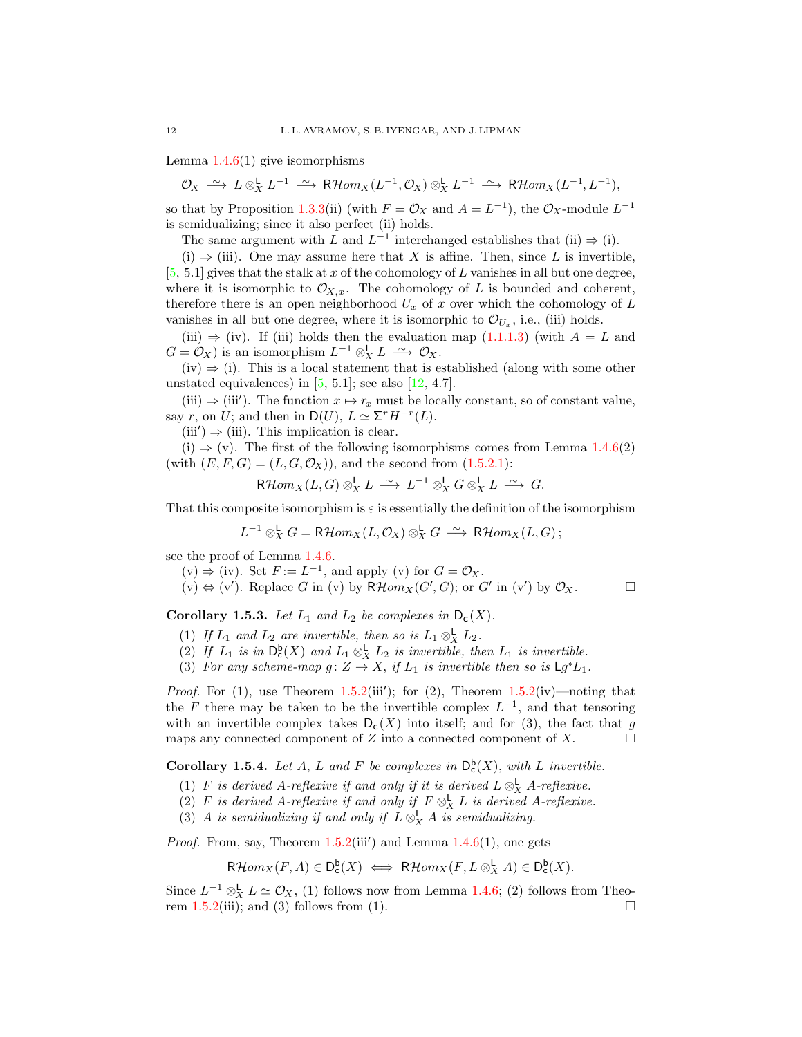Lemma 1.4.6(1) give isomorphisms

$$\mathcal{O}_X \xrightarrow{\sim} L \otimes^{\mathsf{L}}_X L^{-1} \xrightarrow{\sim} \mathsf{R}\mathcal{H}om_X(L^{-1}, \mathcal{O}_X) \otimes^{\mathsf{L}}_X L^{-1} \xrightarrow{\sim} \mathsf{R}\mathcal{H}om_X(L^{-1}, L^{-1}),$$

so that by Proposition 1.3.3(ii) (with $F = \mathcal{O}_X$ and $A = L^{-1}$), the $\mathcal{O}_X$-module $L^{-1}$ is semidualizing; since it also perfect (ii) holds.

The same argument with $L$ and $L^{-1}$ interchanged establishes that (ii) ⇒ (i).

(i) ⇒ (iii). One may assume here that $X$ is affine. Then, since $L$ is invertible, [5, 5.1] gives that the stalk at $x$ of the cohomology of $L$ vanishes in all but one degree, where it is isomorphic to $\mathcal{O}_{X,x}$. The cohomology of $L$ is bounded and coherent, therefore there is an open neighborhood $U_x$ of $x$ over which the cohomology of $L$ vanishes in all but one degree, where it is isomorphic to $\mathcal{O}_{U_x}$, i.e., (iii) holds.

(iii) ⇒ (iv). If (iii) holds then the evaluation map (1.1.1.3) (with $A = L$ and $G = \mathcal{O}_X$) is an isomorphism $L^{-1} \otimes^{\mathsf{L}}_X L \xrightarrow{\sim} \mathcal{O}_X$.

(iv) ⇒ (i). This is a local statement that is established (along with some other unstated equivalences) in [5, 5.1]; see also [12, 4.7].

(iii) ⇒ (iii′). The function $x \mapsto r_x$ must be locally constant, so of constant value, say $r$, on $U$; and then in $\mathsf{D}(U)$, $L \simeq \Sigma^r H^{-r}(L)$.

(iii′) ⇒ (iii). This implication is clear.

(i) ⇒ (v). The first of the following isomorphisms comes from Lemma 1.4.6(2) (with $(E, F, G) = (L, G, \mathcal{O}_X)$), and the second from (1.5.2.1):

$$\mathsf{R}\mathcal{H}om_X(L, G) \otimes^{\mathsf{L}}_X L \xrightarrow{\sim} L^{-1} \otimes^{\mathsf{L}}_X G \otimes^{\mathsf{L}}_X L \xrightarrow{\sim} G.$$

That this composite isomorphism is $\varepsilon$ is essentially the definition of the isomorphism

$$L^{-1} \otimes^{\mathsf{L}}_X G = \mathsf{R}\mathcal{H}om_X(L, \mathcal{O}_X) \otimes^{\mathsf{L}}_X G \xrightarrow{\sim} \mathsf{R}\mathcal{H}om_X(L, G)\,;$$

see the proof of Lemma 1.4.6.

(v) ⇒ (iv). Set $F := L^{-1}$, and apply (v) for $G = \mathcal{O}_X$.

(v) ⇔ (v′). Replace $G$ in (v) by $\mathsf{R}\mathcal{H}om_X(G', G)$; or $G'$ in (v′) by $\mathcal{O}_X$. □

**Corollary 1.5.3.** *Let $L_1$ and $L_2$ be complexes in $\mathsf{D_c}(X)$.*

1. *If $L_1$ and $L_2$ are invertible, then so is $L_1 \otimes^{\mathsf{L}}_X L_2$.*
2. *If $L_1$ is in $\mathsf{D^b_c}(X)$ and $L_1 \otimes^{\mathsf{L}}_X L_2$ is invertible, then $L_1$ is invertible.*
3. *For any scheme-map $g\colon Z \to X$, if $L_1$ is invertible then so is $\mathsf{L}g^*L_1$.*

*Proof.* For (1), use Theorem 1.5.2(iii′); for (2), Theorem 1.5.2(iv)—noting that the $F$ there may be taken to be the invertible complex $L^{-1}$, and that tensoring with an invertible complex takes $\mathsf{D_c}(X)$ into itself; and for (3), the fact that $g$ maps any connected component of $Z$ into a connected component of $X$. □

**Corollary 1.5.4.** *Let $A$, $L$ and $F$ be complexes in $\mathsf{D^b_c}(X)$, with $L$ invertible.*

1. *$F$ is derived $A$-reflexive if and only if it is derived $L \otimes^{\mathsf{L}}_X A$-reflexive.*
2. *$F$ is derived $A$-reflexive if and only if $F \otimes^{\mathsf{L}}_X L$ is derived $A$-reflexive.*
3. *$A$ is semidualizing if and only if $L \otimes^{\mathsf{L}}_X A$ is semidualizing.*

*Proof.* From, say, Theorem 1.5.2(iii′) and Lemma 1.4.6(1), one gets

$$\mathsf{R}\mathcal{H}om_X(F, A) \in \mathsf{D^b_c}(X) \iff \mathsf{R}\mathcal{H}om_X(F, L \otimes^{\mathsf{L}}_X A) \in \mathsf{D^b_c}(X).$$

Since $L^{-1} \otimes^{\mathsf{L}}_X L \simeq \mathcal{O}_X$, (1) follows now from Lemma 1.4.6; (2) follows from Theorem 1.5.2(iii); and (3) follows from (1). □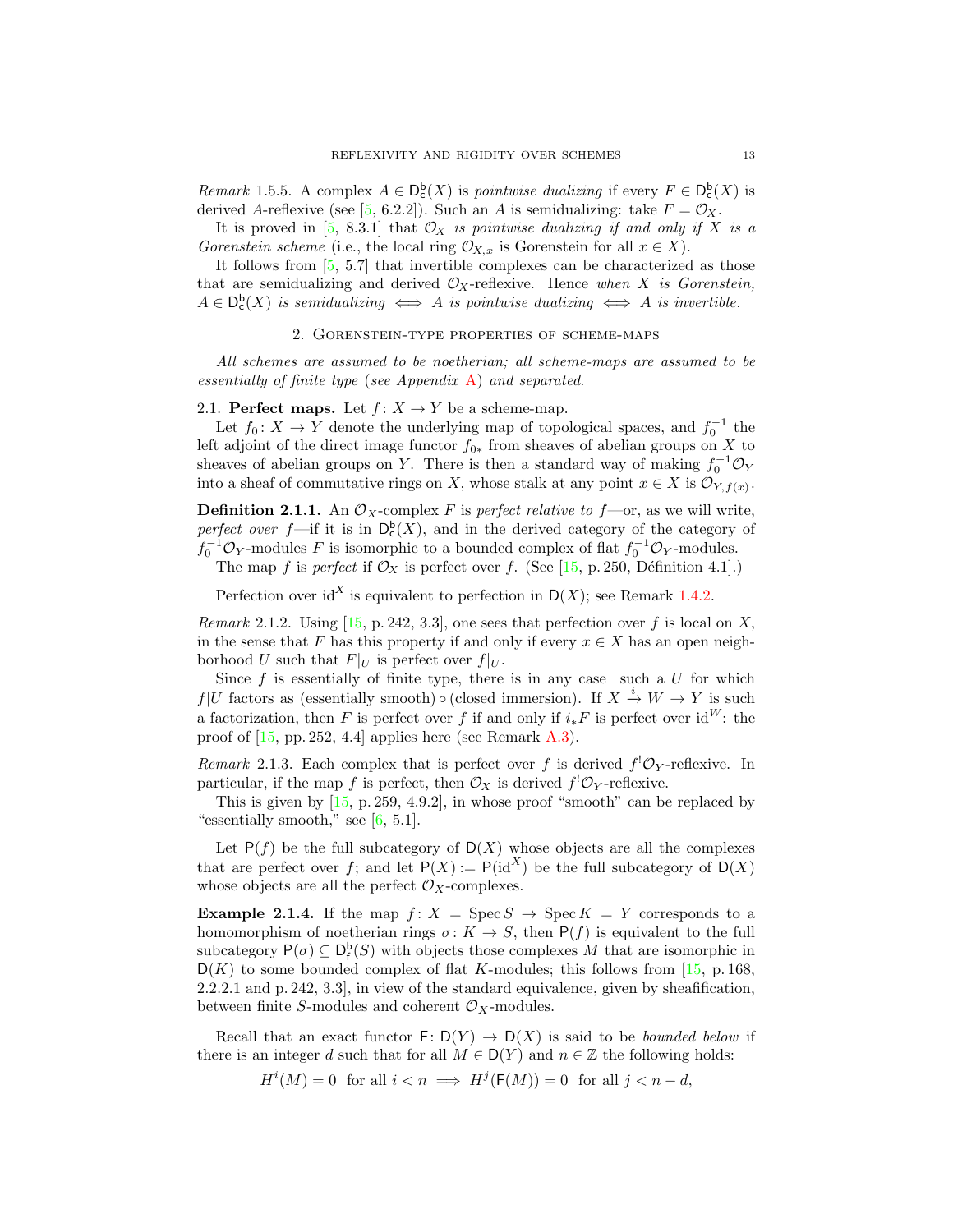*Remark* 1.5.5. A complex $A \in \mathsf{D}^{\mathsf{b}}_{\mathsf{c}}(X)$ is *pointwise dualizing* if every $F \in \mathsf{D}^{\mathsf{b}}_{\mathsf{c}}(X)$ is derived $A$-reflexive (see [5, 6.2.2]). Such an $A$ is semidualizing: take $F = \mathcal{O}_X$.

It is proved in [5, 8.3.1] that *$\mathcal{O}_X$ is pointwise dualizing if and only if $X$ is a Gorenstein scheme* (i.e., the local ring $\mathcal{O}_{X,x}$ is Gorenstein for all $x \in X$).

It follows from [5, 5.7] that invertible complexes can be characterized as those that are semidualizing and derived $\mathcal{O}_X$-reflexive. Hence *when $X$ is Gorenstein, $A \in \mathsf{D}^{\mathsf{b}}_{\mathsf{c}}(X)$ is semidualizing $\iff$ $A$ is pointwise dualizing $\iff$ $A$ is invertible.*

## 2. Gorenstein-type properties of scheme-maps

*All schemes are assumed to be noetherian; all scheme-maps are assumed to be essentially of finite type (see Appendix A) and separated.*

### 2.1. **Perfect maps.** Let $f\colon X \to Y$ be a scheme-map.

Let $f_0\colon X \to Y$ denote the underlying map of topological spaces, and $f_0^{-1}$ the left adjoint of the direct image functor $f_{0*}$ from sheaves of abelian groups on $X$ to sheaves of abelian groups on $Y$. There is then a standard way of making $f_0^{-1}\mathcal{O}_Y$ into a sheaf of commutative rings on $X$, whose stalk at any point $x \in X$ is $\mathcal{O}_{Y,f(x)}$.

**Definition 2.1.1.** An $\mathcal{O}_X$-complex $F$ is *perfect relative to $f$*—or, as we will write, *perfect over $f$*—if it is in $\mathsf{D}^{\mathsf{b}}_{\mathsf{c}}(X)$, and in the derived category of the category of $f_0^{-1}\mathcal{O}_Y$-modules $F$ is isomorphic to a bounded complex of flat $f_0^{-1}\mathcal{O}_Y$-modules.

The map $f$ is *perfect* if $\mathcal{O}_X$ is perfect over $f$. (See [15, p. 250, Définition 4.1].)

Perfection over $\mathrm{id}^X$ is equivalent to perfection in $\mathsf{D}(X)$; see Remark 1.4.2.

*Remark* 2.1.2. Using [15, p. 242, 3.3], one sees that perfection over $f$ is local on $X$, in the sense that $F$ has this property if and only if every $x \in X$ has an open neighborhood $U$ such that $F|_U$ is perfect over $f|_U$.

Since $f$ is essentially of finite type, there is in any case such a $U$ for which $f|U$ factors as (essentially smooth) $\circ$ (closed immersion). If $X \xrightarrow{i} W \to Y$ is such a factorization, then $F$ is perfect over $f$ if and only if $i_*F$ is perfect over $\mathrm{id}^W$: the proof of [15, pp. 252, 4.4] applies here (see Remark A.3).

*Remark* 2.1.3. Each complex that is perfect over $f$ is derived $f^!\mathcal{O}_Y$-reflexive. In particular, if the map $f$ is perfect, then $\mathcal{O}_X$ is derived $f^!\mathcal{O}_Y$-reflexive.

This is given by [15, p. 259, 4.9.2], in whose proof "smooth" can be replaced by "essentially smooth," see [6, 5.1].

Let $\mathsf{P}(f)$ be the full subcategory of $\mathsf{D}(X)$ whose objects are all the complexes that are perfect over $f$; and let $\mathsf{P}(X) := \mathsf{P}(\mathrm{id}^X)$ be the full subcategory of $\mathsf{D}(X)$ whose objects are all the perfect $\mathcal{O}_X$-complexes.

**Example 2.1.4.** If the map $f\colon X = \operatorname{Spec} S \to \operatorname{Spec} K = Y$ corresponds to a homomorphism of noetherian rings $\sigma\colon K \to S$, then $\mathsf{P}(f)$ is equivalent to the full subcategory $\mathsf{P}(\sigma) \subseteq \mathsf{D}^{\mathsf{b}}_{\mathsf{f}}(S)$ with objects those complexes $M$ that are isomorphic in $\mathsf{D}(K)$ to some bounded complex of flat $K$-modules; this follows from [15, p. 168, 2.2.2.1 and p. 242, 3.3], in view of the standard equivalence, given by sheafification, between finite $S$-modules and coherent $\mathcal{O}_X$-modules.

Recall that an exact functor $\mathsf{F}\colon \mathsf{D}(Y) \to \mathsf{D}(X)$ is said to be *bounded below* if there is an integer $d$ such that for all $M \in \mathsf{D}(Y)$ and $n \in \mathbb{Z}$ the following holds:

$$H^i(M) = 0 \ \text{ for all } i < n \implies H^j(\mathsf{F}(M)) = 0 \ \text{ for all } j < n - d,$$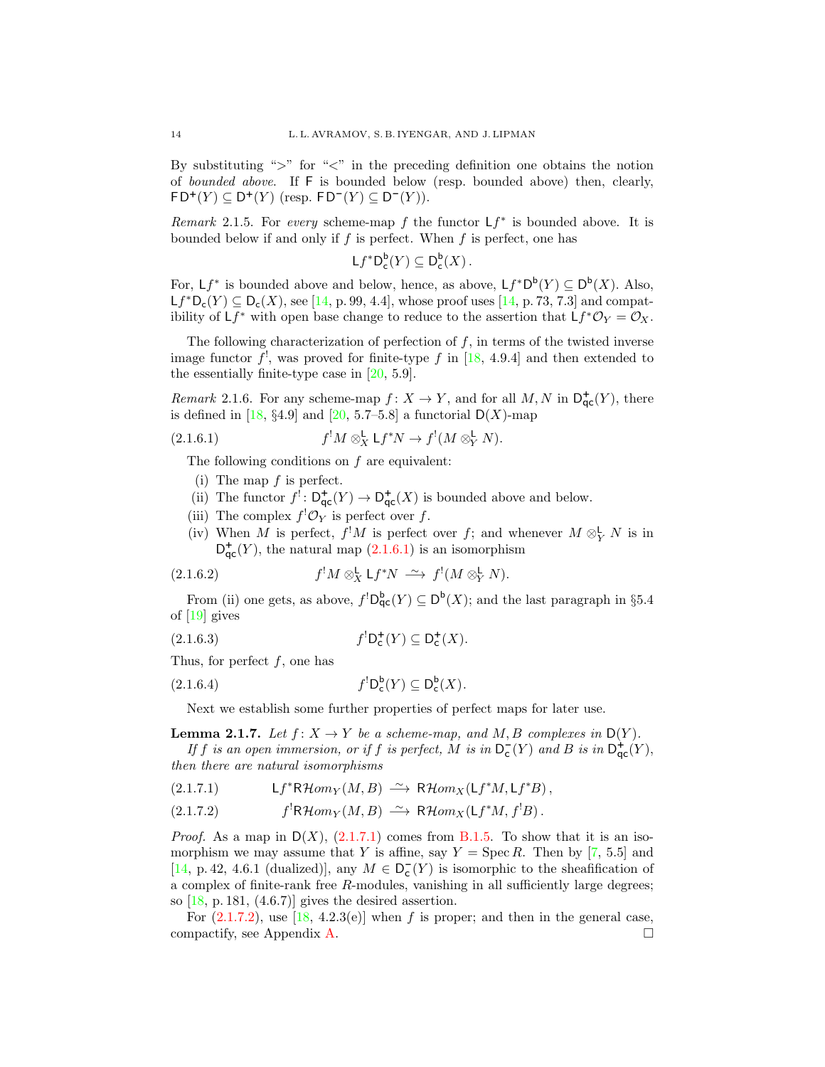By substituting ">" for "<" in the preceding definition one obtains the notion of *bounded above*. If $\mathsf{F}$ is bounded below (resp. bounded above) then, clearly, $\mathsf{F}\mathsf{D}^+(Y) \subseteq \mathsf{D}^+(Y)$ (resp. $\mathsf{F}\mathsf{D}^-(Y) \subseteq \mathsf{D}^-(Y)$).

*Remark* 2.1.5. For *every* scheme-map $f$ the functor $\mathsf{L}f^*$ is bounded above. It is bounded below if and only if $f$ is perfect. When $f$ is perfect, one has

$$\mathsf{L}f^*\mathsf{D}^{\mathsf{b}}_{\mathsf{c}}(Y) \subseteq \mathsf{D}^{\mathsf{b}}_{\mathsf{c}}(X)\,.$$

For, $\mathsf{L}f^*$ is bounded above and below, hence, as above, $\mathsf{L}f^*\mathsf{D}^{\mathsf{b}}(Y) \subseteq \mathsf{D}^{\mathsf{b}}(X)$. Also, $\mathsf{L}f^*\mathsf{D}_{\mathsf{c}}(Y) \subseteq \mathsf{D}_{\mathsf{c}}(X)$, see [14, p. 99, 4.4], whose proof uses [14, p. 73, 7.3] and compatibility of $\mathsf{L}f^*$ with open base change to reduce to the assertion that $\mathsf{L}f^*\mathcal{O}_Y = \mathcal{O}_X$.

The following characterization of perfection of $f$, in terms of the twisted inverse image functor $f^!$, was proved for finite-type $f$ in [18, 4.9.4] and then extended to the essentially finite-type case in [20, 5.9].

*Remark* 2.1.6. For any scheme-map $f\colon X \to Y$, and for all $M, N$ in $\mathsf{D}^+_{\mathsf{qc}}(Y)$, there is defined in [18, §4.9] and [20, 5.7–5.8] a functorial $\mathsf{D}(X)$-map

$$f^!M \otimes^{\mathsf{L}}_X \mathsf{L}f^*N \to f^!(M \otimes^{\mathsf{L}}_Y N). \tag{2.1.6.1}$$

The following conditions on $f$ are equivalent:

- (i) The map $f$ is perfect.
- (ii) The functor $f^!\colon \mathsf{D}^+_{\mathsf{qc}}(Y) \to \mathsf{D}^+_{\mathsf{qc}}(X)$ is bounded above and below.
- (iii) The complex $f^!\mathcal{O}_Y$ is perfect over $f$.
- (iv) When $M$ is perfect, $f^!M$ is perfect over $f$; and whenever $M \otimes^{\mathsf{L}}_Y N$ is in $\mathsf{D}^+_{\mathsf{qc}}(Y)$, the natural map (2.1.6.1) is an isomorphism

$$f^!M \otimes^{\mathsf{L}}_X \mathsf{L}f^*N \xrightarrow{\ \sim\ } f^!(M \otimes^{\mathsf{L}}_Y N). \tag{2.1.6.2}$$

From (ii) one gets, as above, $f^!\mathsf{D}^{\mathsf{b}}_{\mathsf{qc}}(Y) \subseteq \mathsf{D}^{\mathsf{b}}(X)$; and the last paragraph in §5.4 of [19] gives

$$f^!\mathsf{D}^+_{\mathsf{c}}(Y) \subseteq \mathsf{D}^+_{\mathsf{c}}(X). \tag{2.1.6.3}$$

Thus, for perfect $f$, one has

$$f^!\mathsf{D}^{\mathsf{b}}_{\mathsf{c}}(Y) \subseteq \mathsf{D}^{\mathsf{b}}_{\mathsf{c}}(X). \tag{2.1.6.4}$$

Next we establish some further properties of perfect maps for later use.

**Lemma 2.1.7.** *Let $f\colon X \to Y$ be a scheme-map, and $M, B$ complexes in $\mathsf{D}(Y)$.*

*If $f$ is an open immersion, or if $f$ is perfect, $M$ is in $\mathsf{D}^-_{\mathsf{c}}(Y)$ and $B$ is in $\mathsf{D}^+_{\mathsf{qc}}(Y)$, then there are natural isomorphisms*

$$\mathsf{L}f^*\mathsf{R}\mathcal{H}om_Y(M, B) \xrightarrow{\ \sim\ } \mathsf{R}\mathcal{H}om_X(\mathsf{L}f^*M, \mathsf{L}f^*B)\,, \tag{2.1.7.1}$$

$$f^!\mathsf{R}\mathcal{H}om_Y(M, B) \xrightarrow{\ \sim\ } \mathsf{R}\mathcal{H}om_X(\mathsf{L}f^*M, f^!B)\,. \tag{2.1.7.2}$$

*Proof.* As a map in $\mathsf{D}(X)$, (2.1.7.1) comes from B.1.5. To show that it is an isomorphism we may assume that $Y$ is affine, say $Y = \operatorname{Spec} R$. Then by [7, 5.5] and [14, p. 42, 4.6.1 (dualized)], any $M \in \mathsf{D}^-_{\mathsf{c}}(Y)$ is isomorphic to the sheafification of a complex of finite-rank free $R$-modules, vanishing in all sufficiently large degrees; so [18, p. 181, (4.6.7)] gives the desired assertion.

For (2.1.7.2), use [18, 4.2.3(e)] when $f$ is proper; and then in the general case, compactify, see Appendix A. □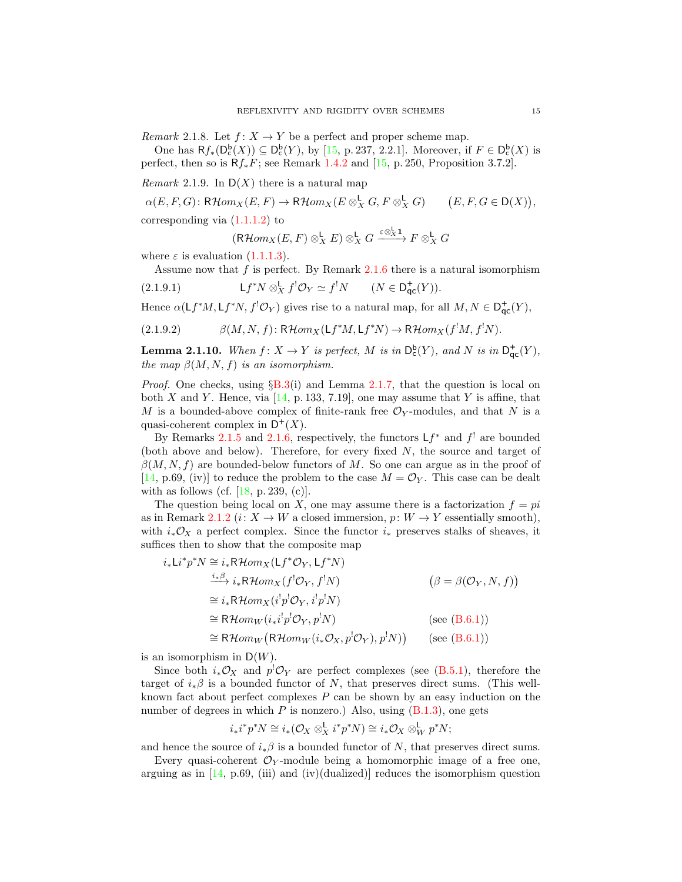*Remark* 2.1.8. Let $f\colon X\to Y$ be a perfect and proper scheme map.

One has $\mathsf{R}f_*(\mathsf{D}^{\mathsf{b}}_{\mathsf{c}}(X))\subseteq \mathsf{D}^{\mathsf{b}}_{\mathsf{c}}(Y)$, by [15, p. 237, 2.2.1]. Moreover, if $F\in\mathsf{D}^{\mathsf{b}}_{\mathsf{c}}(X)$ is perfect, then so is $\mathsf{R}f_*F$; see Remark 1.4.2 and [15, p. 250, Proposition 3.7.2].

*Remark* 2.1.9. In $\mathsf{D}(X)$ there is a natural map

$$\alpha(E,F,G)\colon \mathsf{R}\mathcal{H}om_X(E,F)\to \mathsf{R}\mathcal{H}om_X(E\otimes^{\mathsf{L}}_X G, F\otimes^{\mathsf{L}}_X G)\qquad \big(E,F,G\in\mathsf{D}(X)\big),$$

corresponding via (1.1.1.2) to

$$(\mathsf{R}\mathcal{H}om_X(E,F)\otimes^{\mathsf{L}}_X E)\otimes^{\mathsf{L}}_X G\xrightarrow{\varepsilon\otimes^{\mathsf{L}}_X\mathbf{1}} F\otimes^{\mathsf{L}}_X G$$

where $\varepsilon$ is evaluation (1.1.1.3).

Assume now that $f$ is perfect. By Remark 2.1.6 there is a natural isomorphism

$$\mathsf{L}f^*N\otimes^{\mathsf{L}}_X f^!\mathcal{O}_Y\simeq f^!N\qquad (N\in\mathsf{D}^+_{\mathsf{qc}}(Y)).\tag{2.1.9.1}$$

Hence $\alpha(\mathsf{L}f^*M,\mathsf{L}f^*N,f^!\mathcal{O}_Y)$ gives rise to a natural map, for all $M,N\in\mathsf{D}^+_{\mathsf{qc}}(Y)$,

$$\beta(M,N,f)\colon \mathsf{R}\mathcal{H}om_X(\mathsf{L}f^*M,\mathsf{L}f^*N)\to \mathsf{R}\mathcal{H}om_X(f^!M,f^!N).\tag{2.1.9.2}$$

**Lemma 2.1.10.** *When $f\colon X\to Y$ is perfect, $M$ is in $\mathsf{D}^{\mathsf{b}}_{\mathsf{c}}(Y)$, and $N$ is in $\mathsf{D}^+_{\mathsf{qc}}(Y)$, the map $\beta(M,N,f)$ is an isomorphism.*

*Proof.* One checks, using §B.3(i) and Lemma 2.1.7, that the question is local on both $X$ and $Y$. Hence, via [14, p. 133, 7.19], one may assume that $Y$ is affine, that $M$ is a bounded-above complex of finite-rank free $\mathcal{O}_Y$-modules, and that $N$ is a quasi-coherent complex in $\mathsf{D}^+(X)$.

By Remarks 2.1.5 and 2.1.6, respectively, the functors $\mathsf{L}f^*$ and $f^!$ are bounded (both above and below). Therefore, for every fixed $N$, the source and target of $\beta(M,N,f)$ are bounded-below functors of $M$. So one can argue as in the proof of [14, p.69, (iv)] to reduce the problem to the case $M=\mathcal{O}_Y$. This case can be dealt with as follows (cf. [18, p. 239, (c)].

The question being local on $X$, one may assume there is a factorization $f=pi$ as in Remark 2.1.2 ($i\colon X\to W$ a closed immersion, $p\colon W\to Y$ essentially smooth), with $i_*\mathcal{O}_X$ a perfect complex. Since the functor $i_*$ preserves stalks of sheaves, it suffices then to show that the composite map

$$\begin{aligned}
i_*\mathsf{L}i^*p^*N &\cong i_*\mathsf{R}\mathcal{H}om_X(\mathsf{L}f^*\mathcal{O}_Y,\mathsf{L}f^*N)\\
&\xrightarrow{i_*\beta} i_*\mathsf{R}\mathcal{H}om_X(f^!\mathcal{O}_Y,f^!N) && \big(\beta=\beta(\mathcal{O}_Y,N,f)\big)\\
&\cong i_*\mathsf{R}\mathcal{H}om_X(i^!p^!\mathcal{O}_Y,i^!p^!N)\\
&\cong \mathsf{R}\mathcal{H}om_W(i_*i^!p^!\mathcal{O}_Y,p^!N) && \text{(see (B.6.1))}\\
&\cong \mathsf{R}\mathcal{H}om_W\big(\mathsf{R}\mathcal{H}om_W(i_*\mathcal{O}_X,p^!\mathcal{O}_Y),p^!N\big) && \text{(see (B.6.1))}
\end{aligned}$$

is an isomorphism in $\mathsf{D}(W)$.

Since both $i_*\mathcal{O}_X$ and $p^!\mathcal{O}_Y$ are perfect complexes (see (B.5.1), therefore the target of $i_*\beta$ is a bounded functor of $N$, that preserves direct sums. (This well-known fact about perfect complexes $P$ can be shown by an easy induction on the number of degrees in which $P$ is nonzero.) Also, using (B.1.3), one gets

$$i_*i^*p^*N\cong i_*(\mathcal{O}_X\otimes^{\mathsf{L}}_X i^*p^*N)\cong i_*\mathcal{O}_X\otimes^{\mathsf{L}}_W p^*N;$$

and hence the source of $i_*\beta$ is a bounded functor of $N$, that preserves direct sums.

Every quasi-coherent $\mathcal{O}_Y$-module being a homomorphic image of a free one, arguing as in [14, p.69, (iii) and (iv)(dualized)] reduces the isomorphism question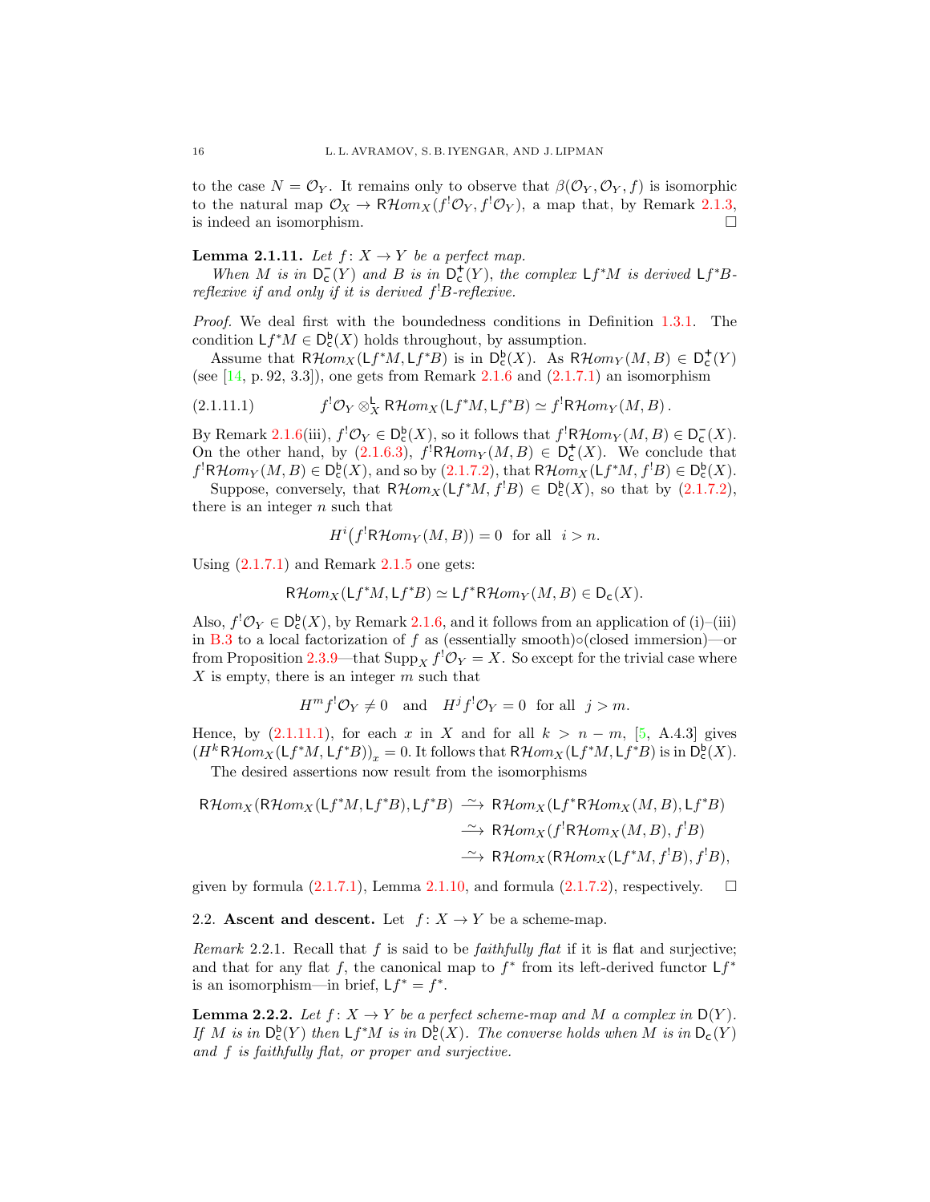to the case $N = \mathcal{O}_Y$. It remains only to observe that $\beta(\mathcal{O}_Y, \mathcal{O}_Y, f)$ is isomorphic to the natural map $\mathcal{O}_X \to \mathsf{R}\mathcal{H}om_X(f^!\mathcal{O}_Y, f^!\mathcal{O}_Y)$, a map that, by Remark 2.1.3, is indeed an isomorphism. □

**Lemma 2.1.11.** *Let $f\colon X \to Y$ be a perfect map.*

*When $M$ is in $\mathsf{D}^-_{\mathsf{c}}(Y)$ and $B$ is in $\mathsf{D}^+_{\mathsf{c}}(Y)$, the complex $\mathsf{L}f^*M$ is derived $\mathsf{L}f^*B$-reflexive if and only if it is derived $f^!B$-reflexive.*

*Proof.* We deal first with the boundedness conditions in Definition 1.3.1. The condition $\mathsf{L}f^*M \in \mathsf{D}^{\mathsf{b}}_{\mathsf{c}}(X)$ holds throughout, by assumption.

Assume that $\mathsf{R}\mathcal{H}om_X(\mathsf{L}f^*M, \mathsf{L}f^*B)$ is in $\mathsf{D}^{\mathsf{b}}_{\mathsf{c}}(X)$. As $\mathsf{R}\mathcal{H}om_Y(M, B) \in \mathsf{D}^+_{\mathsf{c}}(Y)$ (see [14, p. 92, 3.3]), one gets from Remark 2.1.6 and (2.1.7.1) an isomorphism

$$f^!\mathcal{O}_Y \otimes^{\mathsf{L}}_X \mathsf{R}\mathcal{H}om_X(\mathsf{L}f^*M, \mathsf{L}f^*B) \simeq f^!\mathsf{R}\mathcal{H}om_Y(M, B)\,. \tag{2.1.11.1}$$

By Remark 2.1.6(iii), $f^!\mathcal{O}_Y \in \mathsf{D}^{\mathsf{b}}_{\mathsf{c}}(X)$, so it follows that $f^!\mathsf{R}\mathcal{H}om_Y(M, B) \in \mathsf{D}^-_{\mathsf{c}}(X)$. On the other hand, by (2.1.6.3), $f^!\mathsf{R}\mathcal{H}om_Y(M, B) \in \mathsf{D}^+_{\mathsf{c}}(X)$. We conclude that $f^!\mathsf{R}\mathcal{H}om_Y(M, B) \in \mathsf{D}^{\mathsf{b}}_{\mathsf{c}}(X)$, and so by (2.1.7.2), that $\mathsf{R}\mathcal{H}om_X(\mathsf{L}f^*M, f^!B) \in \mathsf{D}^{\mathsf{b}}_{\mathsf{c}}(X)$.

Suppose, conversely, that $\mathsf{R}\mathcal{H}om_X(\mathsf{L}f^*M, f^!B) \in \mathsf{D}^{\mathsf{b}}_{\mathsf{c}}(X)$, so that by (2.1.7.2), there is an integer $n$ such that

$$H^i\big(f^!\mathsf{R}\mathcal{H}om_Y(M, B)\big) = 0 \quad \text{for all} \quad i > n.$$

Using (2.1.7.1) and Remark 2.1.5 one gets:

$$\mathsf{R}\mathcal{H}om_X(\mathsf{L}f^*M, \mathsf{L}f^*B) \simeq \mathsf{L}f^*\mathsf{R}\mathcal{H}om_Y(M, B) \in \mathsf{D}_{\mathsf{c}}(X).$$

Also, $f^!\mathcal{O}_Y \in \mathsf{D}^{\mathsf{b}}_{\mathsf{c}}(X)$, by Remark 2.1.6, and it follows from an application of (i)–(iii) in B.3 to a local factorization of $f$ as (essentially smooth)$\circ$(closed immersion)—or from Proposition 2.3.9—that $\operatorname{Supp}_X f^!\mathcal{O}_Y = X$. So except for the trivial case where $X$ is empty, there is an integer $m$ such that

$$H^m f^!\mathcal{O}_Y \neq 0 \quad \text{and} \quad H^j f^!\mathcal{O}_Y = 0 \quad \text{for all} \quad j > m.$$

Hence, by (2.1.11.1), for each $x$ in $X$ and for all $k > n - m$, [5, A.4.3] gives $\big(H^k\mathsf{R}\mathcal{H}om_X(\mathsf{L}f^*M, \mathsf{L}f^*B)\big)_x = 0$. It follows that $\mathsf{R}\mathcal{H}om_X(\mathsf{L}f^*M, \mathsf{L}f^*B)$ is in $\mathsf{D}^{\mathsf{b}}_{\mathsf{c}}(X)$.

The desired assertions now result from the isomorphisms

$$\begin{aligned}
\mathsf{R}\mathcal{H}om_X(\mathsf{R}\mathcal{H}om_X(\mathsf{L}f^*M, \mathsf{L}f^*B), \mathsf{L}f^*B) &\xrightarrow{\;\sim\;} \mathsf{R}\mathcal{H}om_X(\mathsf{L}f^*\mathsf{R}\mathcal{H}om_X(M, B), \mathsf{L}f^*B)\\
&\xrightarrow{\;\sim\;} \mathsf{R}\mathcal{H}om_X(f^!\mathsf{R}\mathcal{H}om_X(M, B), f^!B)\\
&\xrightarrow{\;\sim\;} \mathsf{R}\mathcal{H}om_X(\mathsf{R}\mathcal{H}om_X(\mathsf{L}f^*M, f^!B), f^!B),
\end{aligned}$$

given by formula (2.1.7.1), Lemma 2.1.10, and formula (2.1.7.2), respectively. □

## 2.2. Ascent and descent.

Let $f\colon X \to Y$ be a scheme-map.

*Remark* 2.2.1. Recall that $f$ is said to be *faithfully flat* if it is flat and surjective; and that for any flat $f$, the canonical map to $f^*$ from its left-derived functor $\mathsf{L}f^*$ is an isomorphism—in brief, $\mathsf{L}f^* = f^*$.

**Lemma 2.2.2.** *Let $f\colon X \to Y$ be a perfect scheme-map and $M$ a complex in $\mathsf{D}(Y)$. If $M$ is in $\mathsf{D}^{\mathsf{b}}_{\mathsf{c}}(Y)$ then $\mathsf{L}f^*M$ is in $\mathsf{D}^{\mathsf{b}}_{\mathsf{c}}(X)$. The converse holds when $M$ is in $\mathsf{D}_{\mathsf{c}}(Y)$ and $f$ is faithfully flat, or proper and surjective.*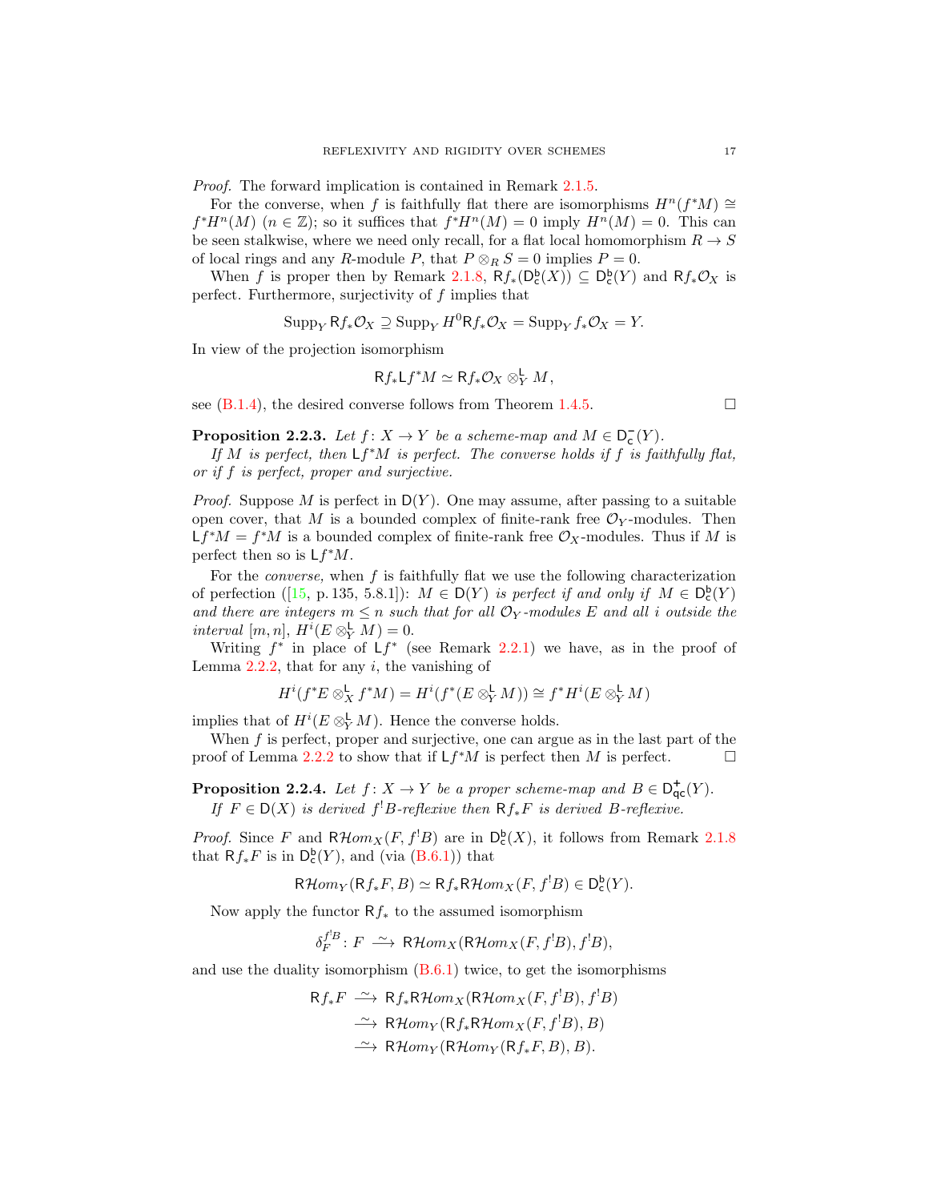*Proof.* The forward implication is contained in Remark 2.1.5.

For the converse, when $f$ is faithfully flat there are isomorphisms $H^n(f^*M) \cong f^*H^n(M)$ $(n \in \mathbb{Z})$; so it suffices that $f^*H^n(M) = 0$ imply $H^n(M) = 0$. This can be seen stalkwise, where we need only recall, for a flat local homomorphism $R \to S$ of local rings and any $R$-module $P$, that $P \otimes_R S = 0$ implies $P = 0$.

When $f$ is proper then by Remark 2.1.8, $\mathsf{R}f_*(\mathsf{D}^{\mathsf{b}}_{\mathsf{c}}(X)) \subseteq \mathsf{D}^{\mathsf{b}}_{\mathsf{c}}(Y)$ and $\mathsf{R}f_*\mathcal{O}_X$ is perfect. Furthermore, surjectivity of $f$ implies that

$$\operatorname{Supp}_Y \mathsf{R}f_*\mathcal{O}_X \supseteq \operatorname{Supp}_Y H^0\mathsf{R}f_*\mathcal{O}_X = \operatorname{Supp}_Y f_*\mathcal{O}_X = Y.$$

In view of the projection isomorphism

$$\mathsf{R}f_*\mathsf{L}f^*M \simeq \mathsf{R}f_*\mathcal{O}_X \otimes^{\mathsf{L}}_Y M,$$

see (B.1.4), the desired converse follows from Theorem 1.4.5. $\square$

**Proposition 2.2.3.** *Let $f\colon X \to Y$ be a scheme-map and $M \in \mathsf{D}^-_{\mathsf{c}}(Y)$.*

*If $M$ is perfect, then $\mathsf{L}f^*M$ is perfect. The converse holds if $f$ is faithfully flat, or if $f$ is perfect, proper and surjective.*

*Proof.* Suppose $M$ is perfect in $\mathsf{D}(Y)$. One may assume, after passing to a suitable open cover, that $M$ is a bounded complex of finite-rank free $\mathcal{O}_Y$-modules. Then $\mathsf{L}f^*M = f^*M$ is a bounded complex of finite-rank free $\mathcal{O}_X$-modules. Thus if $M$ is perfect then so is $\mathsf{L}f^*M$.

For the *converse,* when $f$ is faithfully flat we use the following characterization of perfection ([15, p. 135, 5.8.1]): *$M \in \mathsf{D}(Y)$ is perfect if and only if $M \in \mathsf{D}^{\mathsf{b}}_{\mathsf{c}}(Y)$ and there are integers $m \le n$ such that for all $\mathcal{O}_Y$-modules $E$ and all $i$ outside the interval $[m,n]$, $H^i(E \otimes^{\mathsf{L}}_Y M) = 0$.*

Writing $f^*$ in place of $\mathsf{L}f^*$ (see Remark 2.2.1) we have, as in the proof of Lemma 2.2.2, that for any $i$, the vanishing of

$$H^i(f^*E \otimes^{\mathsf{L}}_X f^*M) = H^i(f^*(E \otimes^{\mathsf{L}}_Y M)) \cong f^*H^i(E \otimes^{\mathsf{L}}_Y M)$$

implies that of $H^i(E \otimes^{\mathsf{L}}_Y M)$. Hence the converse holds.

When $f$ is perfect, proper and surjective, one can argue as in the last part of the proof of Lemma 2.2.2 to show that if $\mathsf{L}f^*M$ is perfect then $M$ is perfect. $\square$

**Proposition 2.2.4.** *Let $f\colon X \to Y$ be a proper scheme-map and $B \in \mathsf{D}^+_{\mathsf{qc}}(Y)$.*

*If $F \in \mathsf{D}(X)$ is derived $f^!B$-reflexive then $\mathsf{R}f_*F$ is derived $B$-reflexive.*

*Proof.* Since $F$ and $\mathsf{R}\mathcal{H}om_X(F, f^!B)$ are in $\mathsf{D}^{\mathsf{b}}_{\mathsf{c}}(X)$, it follows from Remark 2.1.8 that $\mathsf{R}f_*F$ is in $\mathsf{D}^{\mathsf{b}}_{\mathsf{c}}(Y)$, and (via (B.6.1)) that

$$\mathsf{R}\mathcal{H}om_Y(\mathsf{R}f_*F, B) \simeq \mathsf{R}f_*\mathsf{R}\mathcal{H}om_X(F, f^!B) \in \mathsf{D}^{\mathsf{b}}_{\mathsf{c}}(Y).$$

Now apply the functor $\mathsf{R}f_*$ to the assumed isomorphism

$$\delta^{f^!B}_F\colon F \xrightarrow{\ \sim\ } \mathsf{R}\mathcal{H}om_X(\mathsf{R}\mathcal{H}om_X(F, f^!B), f^!B),$$

and use the duality isomorphism (B.6.1) twice, to get the isomorphisms

$$\begin{aligned}
\mathsf{R}f_*F &\xrightarrow{\ \sim\ } \mathsf{R}f_*\mathsf{R}\mathcal{H}om_X(\mathsf{R}\mathcal{H}om_X(F, f^!B), f^!B)\\
&\xrightarrow{\ \sim\ } \mathsf{R}\mathcal{H}om_Y(\mathsf{R}f_*\mathsf{R}\mathcal{H}om_X(F, f^!B), B)\\
&\xrightarrow{\ \sim\ } \mathsf{R}\mathcal{H}om_Y(\mathsf{R}\mathcal{H}om_Y(\mathsf{R}f_*F, B), B).
\end{aligned}$$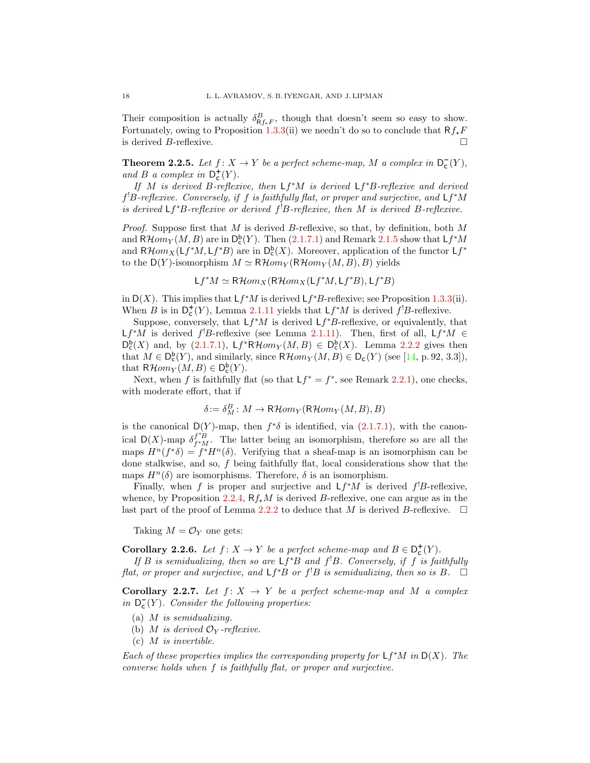Their composition is actually $\delta^B_{\mathsf{R}f_*F}$, though that doesn't seem so easy to show. Fortunately, owing to Proposition 1.3.3(ii) we needn't do so to conclude that $\mathsf{R}f_*F$ is derived $B$-reflexive. □

**Theorem 2.2.5.** *Let $f\colon X \to Y$ be a perfect scheme-map, $M$ a complex in $\mathsf{D}^-_{\mathsf{c}}(Y)$, and $B$ a complex in $\mathsf{D}^+_{\mathsf{c}}(Y)$.*

*If $M$ is derived $B$-reflexive, then $\mathsf{L}f^*M$ is derived $\mathsf{L}f^*B$-reflexive and derived $f^!B$-reflexive. Conversely, if $f$ is faithfully flat, or proper and surjective, and $\mathsf{L}f^*M$ is derived $\mathsf{L}f^*B$-reflexive or derived $f^!B$-reflexive, then $M$ is derived $B$-reflexive.*

*Proof.* Suppose first that $M$ is derived $B$-reflexive, so that, by definition, both $M$ and $\mathsf{R}\mathcal{H}om_Y(M,B)$ are in $\mathsf{D}^{\mathsf{b}}_{\mathsf{c}}(Y)$. Then (2.1.7.1) and Remark 2.1.5 show that $\mathsf{L}f^*M$ and $\mathsf{R}\mathcal{H}om_X(\mathsf{L}f^*M, \mathsf{L}f^*B)$ are in $\mathsf{D}^{\mathsf{b}}_{\mathsf{c}}(X)$. Moreover, application of the functor $\mathsf{L}f^*$ to the $\mathsf{D}(Y)$-isomorphism $M \simeq \mathsf{R}\mathcal{H}om_Y(\mathsf{R}\mathcal{H}om_Y(M,B),B)$ yields

$$\mathsf{L}f^*M \simeq \mathsf{R}\mathcal{H}om_X(\mathsf{R}\mathcal{H}om_X(\mathsf{L}f^*M, \mathsf{L}f^*B), \mathsf{L}f^*B)$$

in $\mathsf{D}(X)$. This implies that $\mathsf{L}f^*M$ is derived $\mathsf{L}f^*B$-reflexive; see Proposition 1.3.3(ii). When $B$ is in $\mathsf{D}^+_{\mathsf{c}}(Y)$, Lemma 2.1.11 yields that $\mathsf{L}f^*M$ is derived $f^!B$-reflexive.

Suppose, conversely, that $\mathsf{L}f^*M$ is derived $\mathsf{L}f^*B$-reflexive, or equivalently, that $\mathsf{L}f^*M$ is derived $f^!B$-reflexive (see Lemma 2.1.11). Then, first of all, $\mathsf{L}f^*M \in \mathsf{D}^{\mathsf{b}}_{\mathsf{c}}(X)$ and, by (2.1.7.1), $\mathsf{L}f^*\mathsf{R}\mathcal{H}om_Y(M,B) \in \mathsf{D}^{\mathsf{b}}_{\mathsf{c}}(X)$. Lemma 2.2.2 gives then that $M \in \mathsf{D}^{\mathsf{b}}_{\mathsf{c}}(Y)$, and similarly, since $\mathsf{R}\mathcal{H}om_Y(M,B) \in \mathsf{D}_{\mathsf{c}}(Y)$ (see [14, p. 92, 3.3]), that $\mathsf{R}\mathcal{H}om_Y(M,B) \in \mathsf{D}^{\mathsf{b}}_{\mathsf{c}}(Y)$.

Next, when $f$ is faithfully flat (so that $\mathsf{L}f^* = f^*$, see Remark 2.2.1), one checks, with moderate effort, that if

$$\delta := \delta^B_M\colon M \to \mathsf{R}\mathcal{H}om_Y(\mathsf{R}\mathcal{H}om_Y(M,B),B)$$

is the canonical $\mathsf{D}(Y)$-map, then $f^*\delta$ is identified, via (2.1.7.1), with the canonical $\mathsf{D}(X)$-map $\delta^{f^*B}_{f^*M}$. The latter being an isomorphism, therefore so are all the maps $H^n(f^*\delta) = f^*H^n(\delta)$. Verifying that a sheaf-map is an isomorphism can be done stalkwise, and so, $f$ being faithfully flat, local considerations show that the maps $H^n(\delta)$ are isomorphisms. Therefore, $\delta$ is an isomorphism.

Finally, when $f$ is proper and surjective and $\mathsf{L}f^*M$ is derived $f^!B$-reflexive, whence, by Proposition 2.2.4, $\mathsf{R}f_*M$ is derived $B$-reflexive, one can argue as in the last part of the proof of Lemma 2.2.2 to deduce that $M$ is derived $B$-reflexive. □

Taking $M = \mathcal{O}_Y$ one gets:

**Corollary 2.2.6.** *Let $f\colon X \to Y$ be a perfect scheme-map and $B \in \mathsf{D}^+_{\mathsf{c}}(Y)$.*

*If $B$ is semidualizing, then so are $\mathsf{L}f^*B$ and $f^!B$. Conversely, if $f$ is faithfully flat, or proper and surjective, and $\mathsf{L}f^*B$ or $f^!B$ is semidualizing, then so is $B$.* □

**Corollary 2.2.7.** *Let $f\colon X \to Y$ be a perfect scheme-map and $M$ a complex in $\mathsf{D}^-_{\mathsf{c}}(Y)$. Consider the following properties:*

(a) *$M$ is semidualizing.*
(b) *$M$ is derived $\mathcal{O}_Y$-reflexive.*
(c) *$M$ is invertible.*

*Each of these properties implies the corresponding property for $\mathsf{L}f^*M$ in $\mathsf{D}(X)$. The converse holds when $f$ is faithfully flat, or proper and surjective.*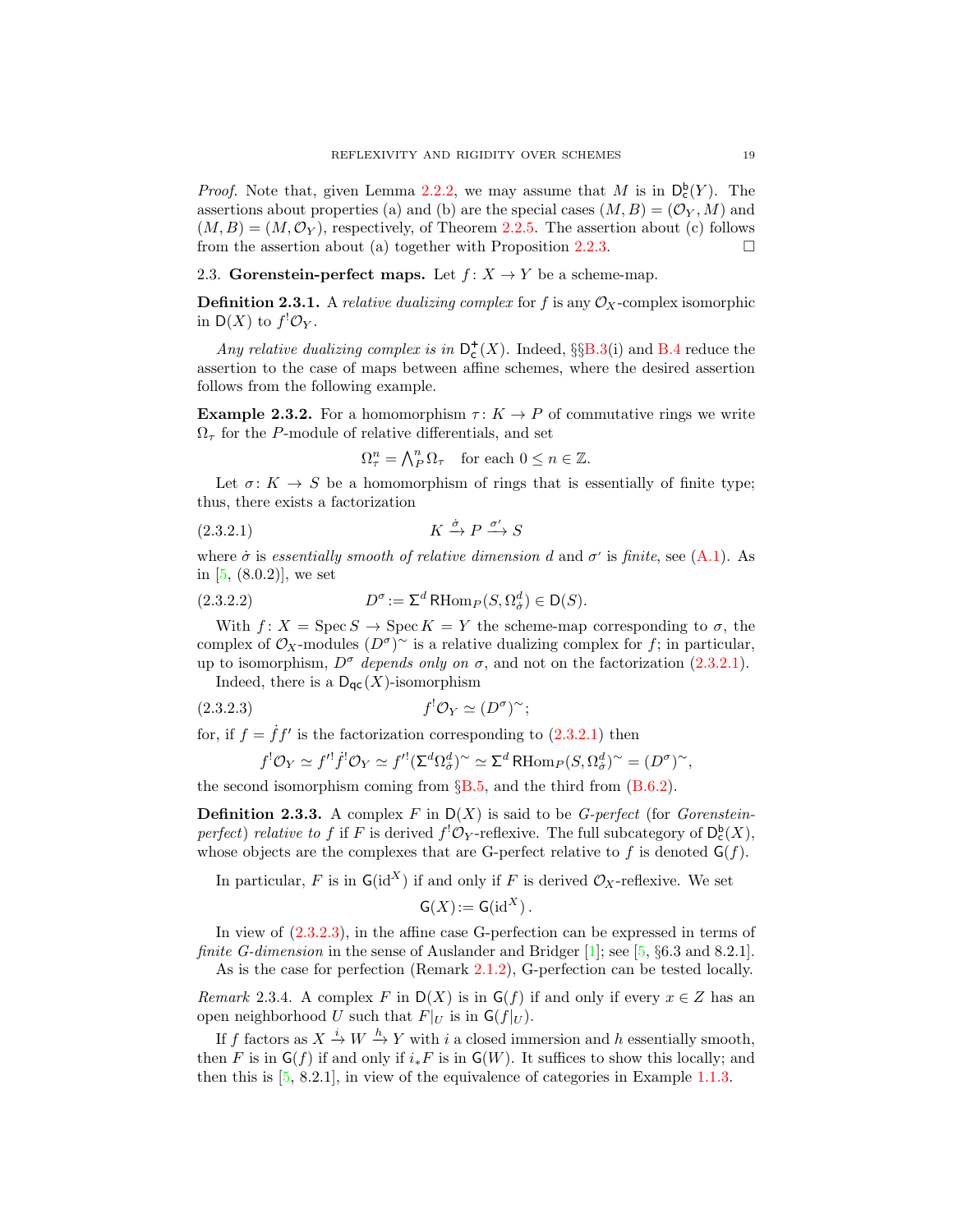*Proof.* Note that, given Lemma 2.2.2, we may assume that $M$ is in $\mathsf{D}^{\mathsf{b}}_{\mathsf{c}}(Y)$. The assertions about properties (a) and (b) are the special cases $(M,B) = (\mathcal{O}_Y, M)$ and $(M,B) = (M, \mathcal{O}_Y)$, respectively, of Theorem 2.2.5. The assertion about (c) follows from the assertion about (a) together with Proposition 2.2.3. □

2.3. **Gorenstein-perfect maps.** Let $f\colon X \to Y$ be a scheme-map.

**Definition 2.3.1.** A *relative dualizing complex* for $f$ is any $\mathcal{O}_X$-complex isomorphic in $\mathsf{D}(X)$ to $f^!\mathcal{O}_Y$.

*Any relative dualizing complex is in* $\mathsf{D}^{+}_{\mathsf{c}}(X)$. Indeed, §§B.3(i) and B.4 reduce the assertion to the case of maps between affine schemes, where the desired assertion follows from the following example.

**Example 2.3.2.** For a homomorphism $\tau\colon K \to P$ of commutative rings we write $\Omega_\tau$ for the $P$-module of relative differentials, and set

$$\Omega^n_\tau = \textstyle\bigwedge^n_P \Omega_\tau \quad \text{for each } 0 \le n \in \mathbb{Z}.$$

Let $\sigma\colon K \to S$ be a homomorphism of rings that is essentially of finite type; thus, there exists a factorization

$$K \xrightarrow{\dot\sigma} P \xrightarrow{\sigma'} S \tag{2.3.2.1}$$

where $\dot\sigma$ is *essentially smooth of relative dimension* $d$ and $\sigma'$ is *finite*, see (A.1). As in [5, (8.0.2)], we set

$$D^\sigma := \Sigma^d \,\mathsf{R}\mathrm{Hom}_P(S, \Omega^d_{\dot\sigma}) \in \mathsf{D}(S). \tag{2.3.2.2}$$

With $f\colon X = \operatorname{Spec} S \to \operatorname{Spec} K = Y$ the scheme-map corresponding to $\sigma$, the complex of $\mathcal{O}_X$-modules $(D^\sigma)^\sim$ is a relative dualizing complex for $f$; in particular, up to isomorphism, $D^\sigma$ *depends only on* $\sigma$, and not on the factorization (2.3.2.1).

Indeed, there is a $\mathsf{D}_{\mathsf{qc}}(X)$-isomorphism

$$f^!\mathcal{O}_Y \simeq (D^\sigma)^\sim; \tag{2.3.2.3}$$

for, if $f = \dot f f'$ is the factorization corresponding to (2.3.2.1) then

$$f^!\mathcal{O}_Y \simeq f'^!\dot f^!\mathcal{O}_Y \simeq f'^!(\Sigma^d\Omega^d_{\dot\sigma})^\sim \simeq \Sigma^d\,\mathsf{R}\mathrm{Hom}_P(S,\Omega^d_{\dot\sigma})^\sim = (D^\sigma)^\sim,$$

the second isomorphism coming from §B.5, and the third from (B.6.2).

**Definition 2.3.3.** A complex $F$ in $\mathsf{D}(X)$ is said to be *G-perfect* (for *Gorenstein-perfect*) *relative to* $f$ if $F$ is derived $f^!\mathcal{O}_Y$-reflexive. The full subcategory of $\mathsf{D}^{\mathsf{b}}_{\mathsf{c}}(X)$, whose objects are the complexes that are G-perfect relative to $f$ is denoted $\mathsf{G}(f)$.

In particular, $F$ is in $\mathsf{G}(\mathrm{id}^X)$ if and only if $F$ is derived $\mathcal{O}_X$-reflexive. We set

$$\mathsf{G}(X) := \mathsf{G}(\mathrm{id}^X)\,.$$

In view of (2.3.2.3), in the affine case G-perfection can be expressed in terms of *finite G-dimension* in the sense of Auslander and Bridger [1]; see [5, §6.3 and 8.2.1].

As is the case for perfection (Remark 2.1.2), G-perfection can be tested locally.

*Remark* 2.3.4. A complex $F$ in $\mathsf{D}(X)$ is in $\mathsf{G}(f)$ if and only if every $x \in Z$ has an open neighborhood $U$ such that $F|_U$ is in $\mathsf{G}(f|_U)$.

If $f$ factors as $X \xrightarrow{i} W \xrightarrow{h} Y$ with $i$ a closed immersion and $h$ essentially smooth, then $F$ is in $\mathsf{G}(f)$ if and only if $i_*F$ is in $\mathsf{G}(W)$. It suffices to show this locally; and then this is [5, 8.2.1], in view of the equivalence of categories in Example 1.1.3.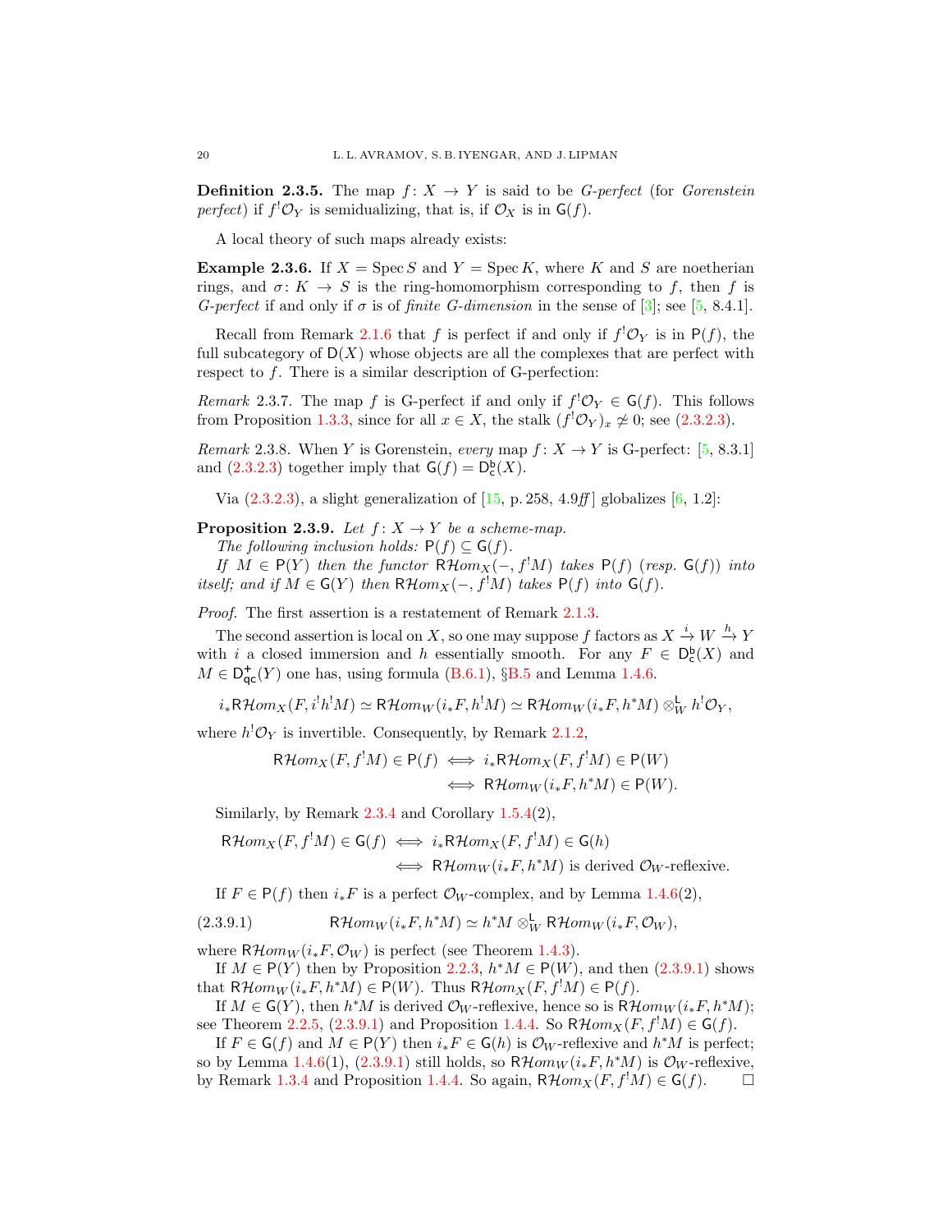**Definition 2.3.5.** The map $f\colon X \to Y$ is said to be *G-perfect* (for *Gorenstein perfect*) if $f^!\mathcal{O}_Y$ is semidualizing, that is, if $\mathcal{O}_X$ is in $\mathsf{G}(f)$.

A local theory of such maps already exists:

**Example 2.3.6.** If $X = \operatorname{Spec} S$ and $Y = \operatorname{Spec} K$, where $K$ and $S$ are noetherian rings, and $\sigma\colon K \to S$ is the ring-homomorphism corresponding to $f$, then $f$ is *G-perfect* if and only if $\sigma$ is of *finite G-dimension* in the sense of [3]; see [5, 8.4.1].

Recall from Remark 2.1.6 that $f$ is perfect if and only if $f^!\mathcal{O}_Y$ is in $\mathsf{P}(f)$, the full subcategory of $\mathsf{D}(X)$ whose objects are all the complexes that are perfect with respect to $f$. There is a similar description of G-perfection:

*Remark* 2.3.7. The map $f$ is G-perfect if and only if $f^!\mathcal{O}_Y \in \mathsf{G}(f)$. This follows from Proposition 1.3.3, since for all $x \in X$, the stalk $(f^!\mathcal{O}_Y)_x \not\simeq 0$; see (2.3.2.3).

*Remark* 2.3.8. When $Y$ is Gorenstein, *every* map $f\colon X \to Y$ is G-perfect: [5, 8.3.1] and (2.3.2.3) together imply that $\mathsf{G}(f) = \mathsf{D}^{\mathsf{b}}_{\mathsf{c}}(X)$.

Via (2.3.2.3), a slight generalization of [15, p. 258, 4.9*ff*] globalizes [6, 1.2]:

**Proposition 2.3.9.** *Let $f\colon X \to Y$ be a scheme-map.*

*The following inclusion holds: $\mathsf{P}(f) \subseteq \mathsf{G}(f)$.*

*If $M \in \mathsf{P}(Y)$ then the functor $\mathsf{R}\mathcal{H}om_X(-, f^!M)$ takes $\mathsf{P}(f)$ (resp. $\mathsf{G}(f)$) into itself; and if $M \in \mathsf{G}(Y)$ then $\mathsf{R}\mathcal{H}om_X(-, f^!M)$ takes $\mathsf{P}(f)$ into $\mathsf{G}(f)$.*

*Proof.* The first assertion is a restatement of Remark 2.1.3.

The second assertion is local on $X$, so one may suppose $f$ factors as $X \xrightarrow{i} W \xrightarrow{h} Y$ with $i$ a closed immersion and $h$ essentially smooth. For any $F \in \mathsf{D}^{\mathsf{b}}_{\mathsf{c}}(X)$ and $M \in \mathsf{D}^{+}_{\mathsf{qc}}(Y)$ one has, using formula (B.6.1), §B.5 and Lemma 1.4.6.

$$i_*\mathsf{R}\mathcal{H}om_X(F, i^!h^!M) \simeq \mathsf{R}\mathcal{H}om_W(i_*F, h^!M) \simeq \mathsf{R}\mathcal{H}om_W(i_*F, h^*M) \otimes^{\mathsf{L}}_W h^!\mathcal{O}_Y,$$

where $h^!\mathcal{O}_Y$ is invertible. Consequently, by Remark 2.1.2,

$$\begin{aligned}\mathsf{R}\mathcal{H}om_X(F, f^!M) \in \mathsf{P}(f) &\iff i_*\mathsf{R}\mathcal{H}om_X(F, f^!M) \in \mathsf{P}(W)\\ &\iff \mathsf{R}\mathcal{H}om_W(i_*F, h^*M) \in \mathsf{P}(W).\end{aligned}$$

Similarly, by Remark 2.3.4 and Corollary 1.5.4(2),

$$\begin{aligned}\mathsf{R}\mathcal{H}om_X(F, f^!M) \in \mathsf{G}(f) &\iff i_*\mathsf{R}\mathcal{H}om_X(F, f^!M) \in \mathsf{G}(h)\\ &\iff \mathsf{R}\mathcal{H}om_W(i_*F, h^*M) \text{ is derived } \mathcal{O}_W\text{-reflexive.}\end{aligned}$$

If $F \in \mathsf{P}(f)$ then $i_*F$ is a perfect $\mathcal{O}_W$-complex, and by Lemma 1.4.6(2),

$$\mathsf{R}\mathcal{H}om_W(i_*F, h^*M) \simeq h^*M \otimes^{\mathsf{L}}_W \mathsf{R}\mathcal{H}om_W(i_*F, \mathcal{O}_W), \tag{2.3.9.1}$$

where $\mathsf{R}\mathcal{H}om_W(i_*F, \mathcal{O}_W)$ is perfect (see Theorem 1.4.3).

If $M \in \mathsf{P}(Y)$ then by Proposition 2.2.3, $h^*M \in \mathsf{P}(W)$, and then (2.3.9.1) shows that $\mathsf{R}\mathcal{H}om_W(i_*F, h^*M) \in \mathsf{P}(W)$. Thus $\mathsf{R}\mathcal{H}om_X(F, f^!M) \in \mathsf{P}(f)$.

If $M \in \mathsf{G}(Y)$, then $h^*M$ is derived $\mathcal{O}_W$-reflexive, hence so is $\mathsf{R}\mathcal{H}om_W(i_*F, h^*M)$; see Theorem 2.2.5, (2.3.9.1) and Proposition 1.4.4. So $\mathsf{R}\mathcal{H}om_X(F, f^!M) \in \mathsf{G}(f)$.

If $F \in \mathsf{G}(f)$ and $M \in \mathsf{P}(Y)$ then $i_*F \in \mathsf{G}(h)$ is $\mathcal{O}_W$-reflexive and $h^*M$ is perfect; so by Lemma 1.4.6(1), (2.3.9.1) still holds, so $\mathsf{R}\mathcal{H}om_W(i_*F, h^*M)$ is $\mathcal{O}_W$-reflexive, by Remark 1.3.4 and Proposition 1.4.4. So again, $\mathsf{R}\mathcal{H}om_X(F, f^!M) \in \mathsf{G}(f)$. $\square$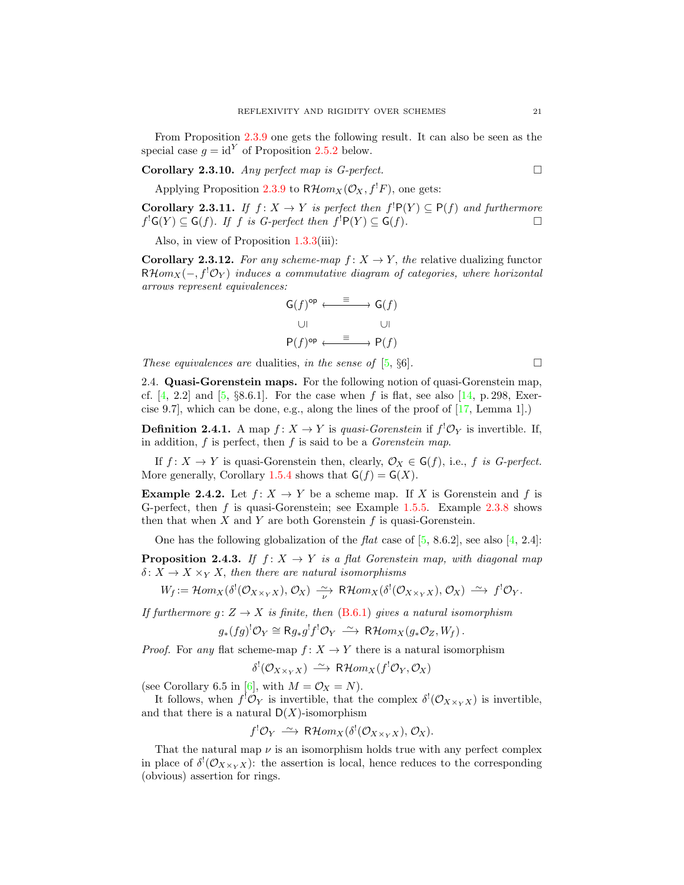From Proposition 2.3.9 one gets the following result. It can also be seen as the special case $g = \mathrm{id}^Y$ of Proposition 2.5.2 below.

**Corollary 2.3.10.** *Any perfect map is G-perfect.* $\square$

Applying Proposition 2.3.9 to $\mathsf{R}\mathcal{H}om_X(\mathcal{O}_X, f^!F)$, one gets:

**Corollary 2.3.11.** *If $f\colon X \to Y$ is perfect then $f^!\mathsf{P}(Y) \subseteq \mathsf{P}(f)$ and furthermore $f^!\mathsf{G}(Y) \subseteq \mathsf{G}(f)$. If $f$ is G-perfect then $f^!\mathsf{P}(Y) \subseteq \mathsf{G}(f)$.* $\square$

Also, in view of Proposition 1.3.3(iii):

**Corollary 2.3.12.** *For any scheme-map $f\colon X \to Y$, the* relative dualizing functor $\mathsf{R}\mathcal{H}om_X(-, f^!\mathcal{O}_Y)$ *induces a commutative diagram of categories, where horizontal arrows represent equivalences:*

$$\begin{array}{ccc} \mathsf{G}(f)^{\mathsf{op}} & \xleftrightarrow{\;\equiv\;} & \mathsf{G}(f) \\ \cup\!\mid & & \cup\!\mid \\ \mathsf{P}(f)^{\mathsf{op}} & \xleftrightarrow{\;\equiv\;} & \mathsf{P}(f) \end{array}$$

*These equivalences are* dualities, *in the sense of* [5, §6]. $\square$

2.4. **Quasi-Gorenstein maps.** For the following notion of quasi-Gorenstein map, cf. [4, 2.2] and [5, §8.6.1]. For the case when $f$ is flat, see also [14, p. 298, Exercise 9.7], which can be done, e.g., along the lines of the proof of [17, Lemma 1].)

**Definition 2.4.1.** A map $f\colon X \to Y$ is *quasi-Gorenstein* if $f^!\mathcal{O}_Y$ is invertible. If, in addition, $f$ is perfect, then $f$ is said to be a *Gorenstein map*.

If $f\colon X \to Y$ is quasi-Gorenstein then, clearly, $\mathcal{O}_X \in \mathsf{G}(f)$, i.e., *$f$ is G-perfect.* More generally, Corollary 1.5.4 shows that $\mathsf{G}(f) = \mathsf{G}(X)$.

**Example 2.4.2.** Let $f\colon X \to Y$ be a scheme map. If $X$ is Gorenstein and $f$ is G-perfect, then $f$ is quasi-Gorenstein; see Example 1.5.5. Example 2.3.8 shows then that when $X$ and $Y$ are both Gorenstein $f$ is quasi-Gorenstein.

One has the following globalization of the *flat* case of [5, 8.6.2], see also [4, 2.4]:

**Proposition 2.4.3.** *If $f\colon X \to Y$ is a flat Gorenstein map, with diagonal map $\delta\colon X \to X \times_Y X$, then there are natural isomorphisms*

$$W_f := \mathcal{H}om_X(\delta^!(\mathcal{O}_{X\times_Y X}), \mathcal{O}_X) \xrightarrow[\nu]{\;\sim\;} \mathsf{R}\mathcal{H}om_X(\delta^!(\mathcal{O}_{X\times_Y X}), \mathcal{O}_X) \xrightarrow{\;\sim\;} f^!\mathcal{O}_Y.$$

*If furthermore $g\colon Z \to X$ is finite, then* (B.6.1) *gives a natural isomorphism*

$$g_*(fg)^!\mathcal{O}_Y \cong \mathsf{R}g_*g^!f^!\mathcal{O}_Y \xrightarrow{\;\sim\;} \mathsf{R}\mathcal{H}om_X(g_*\mathcal{O}_Z, W_f)\,.$$

*Proof.* For *any* flat scheme-map $f\colon X \to Y$ there is a natural isomorphism

$$\delta^!(\mathcal{O}_{X\times_Y X}) \xrightarrow{\;\sim\;} \mathsf{R}\mathcal{H}om_X(f^!\mathcal{O}_Y, \mathcal{O}_X)$$

(see Corollary 6.5 in [6], with $M = \mathcal{O}_X = N$).

It follows, when $f^!\mathcal{O}_Y$ is invertible, that the complex $\delta^!(\mathcal{O}_{X\times_Y X})$ is invertible, and that there is a natural $\mathsf{D}(X)$-isomorphism

$$f^!\mathcal{O}_Y \xrightarrow{\;\sim\;} \mathsf{R}\mathcal{H}om_X(\delta^!(\mathcal{O}_{X\times_Y X}), \mathcal{O}_X).$$

That the natural map $\nu$ is an isomorphism holds true with any perfect complex in place of $\delta^!(\mathcal{O}_{X\times_Y X})$: the assertion is local, hence reduces to the corresponding (obvious) assertion for rings.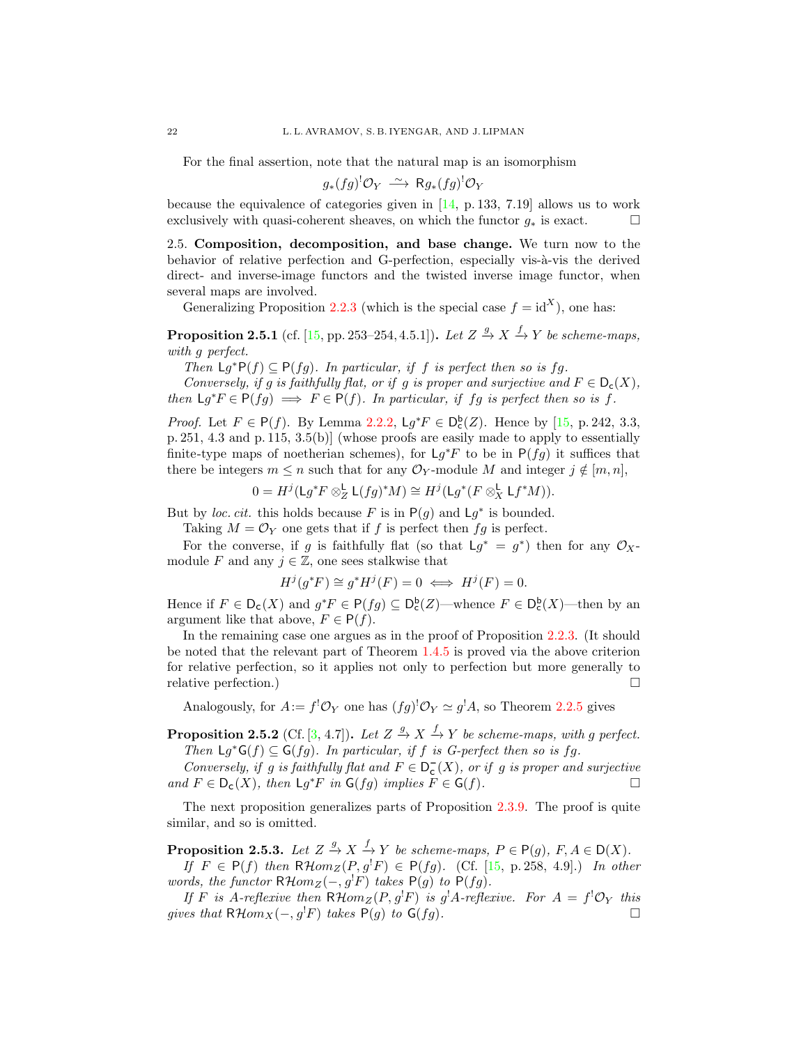For the final assertion, note that the natural map is an isomorphism

$$g_*(fg)^!\mathcal{O}_Y \xrightarrow{\sim} \mathsf{R}g_*(fg)^!\mathcal{O}_Y$$

because the equivalence of categories given in [14, p. 133, 7.19] allows us to work exclusively with quasi-coherent sheaves, on which the functor $g_*$ is exact. □

2.5. **Composition, decomposition, and base change.** We turn now to the behavior of relative perfection and G-perfection, especially vis-à-vis the derived direct- and inverse-image functors and the twisted inverse image functor, when several maps are involved.

Generalizing Proposition 2.2.3 (which is the special case $f = \mathrm{id}^X$), one has:

**Proposition 2.5.1** (cf. [15, pp. 253–254, 4.5.1])**.** *Let $Z \xrightarrow{g} X \xrightarrow{f} Y$ be scheme-maps, with $g$ perfect.*

*Then $\mathsf{L}g^*\mathsf{P}(f) \subseteq \mathsf{P}(fg)$. In particular, if $f$ is perfect then so is $fg$.*

*Conversely, if $g$ is faithfully flat, or if $g$ is proper and surjective and $F \in \mathsf{D_c}(X)$, then $\mathsf{L}g^*F \in \mathsf{P}(fg) \implies F \in \mathsf{P}(f)$. In particular, if $fg$ is perfect then so is $f$.*

*Proof.* Let $F \in \mathsf{P}(f)$. By Lemma 2.2.2, $\mathsf{L}g^*F \in \mathsf{D}^{\mathsf{b}}_{\mathsf{c}}(Z)$. Hence by [15, p. 242, 3.3, p. 251, 4.3 and p. 115, 3.5(b)] (whose proofs are easily made to apply to essentially finite-type maps of noetherian schemes), for $\mathsf{L}g^*F$ to be in $\mathsf{P}(fg)$ it suffices that there be integers $m \le n$ such that for any $\mathcal{O}_Y$-module $M$ and integer $j \notin [m,n]$,

$$0 = H^j(\mathsf{L}g^*F \otimes^{\mathsf{L}}_Z \mathsf{L}(fg)^*M) \cong H^j(\mathsf{L}g^*(F \otimes^{\mathsf{L}}_X \mathsf{L}f^*M)).$$

But by *loc. cit.* this holds because $F$ is in $\mathsf{P}(g)$ and $\mathsf{L}g^*$ is bounded.

Taking $M = \mathcal{O}_Y$ one gets that if $f$ is perfect then $fg$ is perfect.

For the converse, if $g$ is faithfully flat (so that $\mathsf{L}g^* = g^*$) then for any $\mathcal{O}_X$-module $F$ and any $j \in \mathbb{Z}$, one sees stalkwise that

$$H^j(g^*F) \cong g^*H^j(F) = 0 \iff H^j(F) = 0.$$

Hence if $F \in \mathsf{D_c}(X)$ and $g^*F \in \mathsf{P}(fg) \subseteq \mathsf{D}^{\mathsf{b}}_{\mathsf{c}}(Z)$—whence $F \in \mathsf{D}^{\mathsf{b}}_{\mathsf{c}}(X)$—then by an argument like that above, $F \in \mathsf{P}(f)$.

In the remaining case one argues as in the proof of Proposition 2.2.3. (It should be noted that the relevant part of Theorem 1.4.5 is proved via the above criterion for relative perfection, so it applies not only to perfection but more generally to relative perfection.) □

Analogously, for $A := f^!\mathcal{O}_Y$ one has $(fg)^!\mathcal{O}_Y \simeq g^!A$, so Theorem 2.2.5 gives

**Proposition 2.5.2** (Cf. [3, 4.7])**.** *Let $Z \xrightarrow{g} X \xrightarrow{f} Y$ be scheme-maps, with $g$ perfect.*

*Then $\mathsf{L}g^*\mathsf{G}(f) \subseteq \mathsf{G}(fg)$. In particular, if $f$ is G-perfect then so is $fg$.*

*Conversely, if $g$ is faithfully flat and $F \in \mathsf{D}^-_{\mathsf{c}}(X)$, or if $g$ is proper and surjective and $F \in \mathsf{D_c}(X)$, then $\mathsf{L}g^*F$ in $\mathsf{G}(fg)$ implies $F \in \mathsf{G}(f)$.* □

The next proposition generalizes parts of Proposition 2.3.9. The proof is quite similar, and so is omitted.

**Proposition 2.5.3.** *Let $Z \xrightarrow{g} X \xrightarrow{f} Y$ be scheme-maps, $P \in \mathsf{P}(g)$, $F, A \in \mathsf{D}(X)$.*

*If $F \in \mathsf{P}(f)$ then $\mathsf{R}\mathcal{H}om_Z(P, g^!F) \in \mathsf{P}(fg)$.* (Cf. [15, p. 258, 4.9].) *In other words, the functor $\mathsf{R}\mathcal{H}om_Z(-, g^!F)$ takes $\mathsf{P}(g)$ to $\mathsf{P}(fg)$.*

*If $F$ is $A$-reflexive then $\mathsf{R}\mathcal{H}om_Z(P, g^!F)$ is $g^!A$-reflexive. For $A = f^!\mathcal{O}_Y$ this gives that $\mathsf{R}\mathcal{H}om_X(-, g^!F)$ takes $\mathsf{P}(g)$ to $\mathsf{G}(fg)$.* □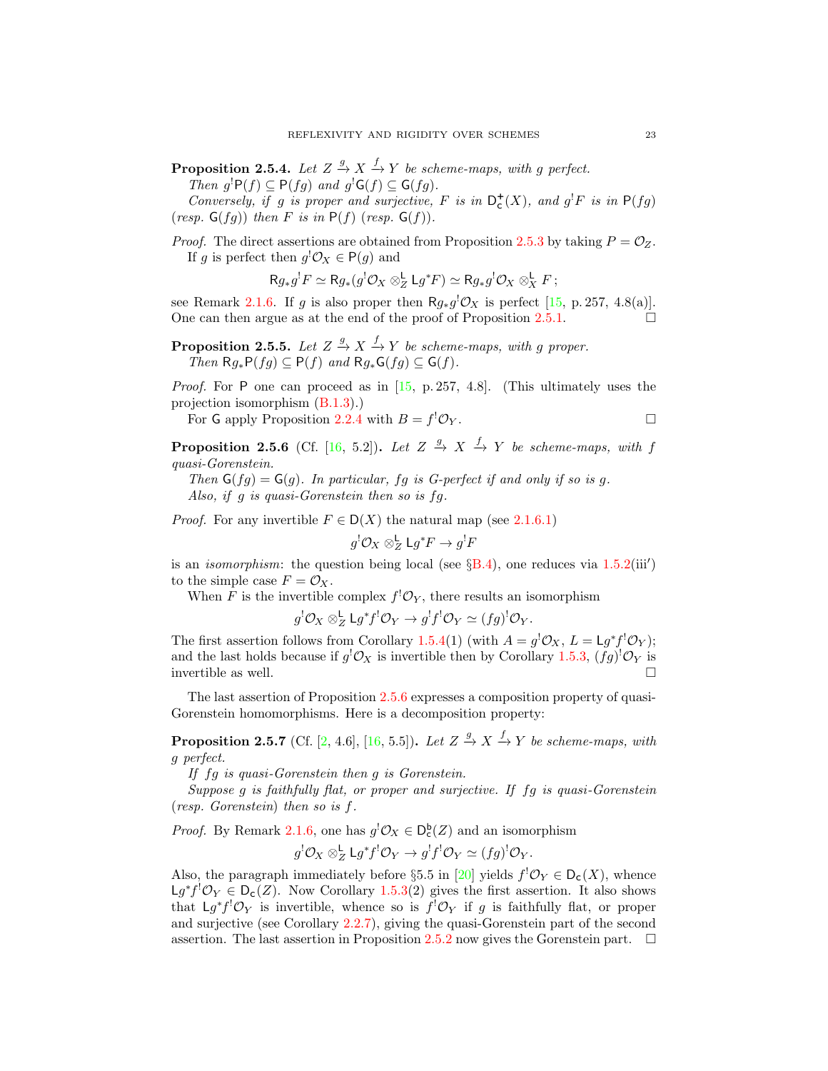**Proposition 2.5.4.** *Let $Z \xrightarrow{g} X \xrightarrow{f} Y$ be scheme-maps, with $g$ perfect.*

*Then $g^!\mathsf{P}(f) \subseteq \mathsf{P}(fg)$ and $g^!\mathsf{G}(f) \subseteq \mathsf{G}(fg)$.*

*Conversely, if $g$ is proper and surjective, $F$ is in $\mathsf{D}^+_{\mathsf{c}}(X)$, and $g^!F$ is in $\mathsf{P}(fg)$ (resp. $\mathsf{G}(fg)$) then $F$ is in $\mathsf{P}(f)$ (resp. $\mathsf{G}(f)$).*

*Proof.* The direct assertions are obtained from Proposition 2.5.3 by taking $P = \mathcal{O}_Z$.

If $g$ is perfect then $g^!\mathcal{O}_X \in \mathsf{P}(g)$ and

$$\mathsf{R}g_*g^!F \simeq \mathsf{R}g_*(g^!\mathcal{O}_X \otimes^{\mathsf{L}}_Z \mathsf{L}g^*F) \simeq \mathsf{R}g_*g^!\mathcal{O}_X \otimes^{\mathsf{L}}_X F\,;$$

see Remark 2.1.6. If $g$ is also proper then $\mathsf{R}g_*g^!\mathcal{O}_X$ is perfect [15, p. 257, 4.8(a)]. One can then argue as at the end of the proof of Proposition 2.5.1. $\square$

**Proposition 2.5.5.** *Let $Z \xrightarrow{g} X \xrightarrow{f} Y$ be scheme-maps, with $g$ proper.*

*Then $\mathsf{R}g_*\mathsf{P}(fg) \subseteq \mathsf{P}(f)$ and $\mathsf{R}g_*\mathsf{G}(fg) \subseteq \mathsf{G}(f)$.*

*Proof.* For $\mathsf{P}$ one can proceed as in [15, p. 257, 4.8]. (This ultimately uses the projection isomorphism (B.1.3).)

For $\mathsf{G}$ apply Proposition 2.2.4 with $B = f^!\mathcal{O}_Y$. $\square$

**Proposition 2.5.6** (Cf. [16, 5.2])**.** *Let $Z \xrightarrow{g} X \xrightarrow{f} Y$ be scheme-maps, with $f$ quasi-Gorenstein.*

*Then $\mathsf{G}(fg) = \mathsf{G}(g)$. In particular, $fg$ is G-perfect if and only if so is $g$.*

*Also, if $g$ is quasi-Gorenstein then so is $fg$.*

*Proof.* For any invertible $F \in \mathsf{D}(X)$ the natural map (see 2.1.6.1)

$$g^!\mathcal{O}_X \otimes^{\mathsf{L}}_Z \mathsf{L}g^*F \to g^!F$$

is an *isomorphism*: the question being local (see §B.4), one reduces via 1.5.2(iii′) to the simple case $F = \mathcal{O}_X$.

When $F$ is the invertible complex $f^!\mathcal{O}_Y$, there results an isomorphism

$$g^!\mathcal{O}_X \otimes^{\mathsf{L}}_Z \mathsf{L}g^*f^!\mathcal{O}_Y \to g^!f^!\mathcal{O}_Y \simeq (fg)^!\mathcal{O}_Y.$$

The first assertion follows from Corollary 1.5.4(1) (with $A = g^!\mathcal{O}_X$, $L = \mathsf{L}g^*f^!\mathcal{O}_Y$); and the last holds because if $g^!\mathcal{O}_X$ is invertible then by Corollary 1.5.3, $(fg)^!\mathcal{O}_Y$ is invertible as well. $\square$

The last assertion of Proposition 2.5.6 expresses a composition property of quasi-Gorenstein homomorphisms. Here is a decomposition property:

**Proposition 2.5.7** (Cf. [2, 4.6], [16, 5.5])**.** *Let $Z \xrightarrow{g} X \xrightarrow{f} Y$ be scheme-maps, with $g$ perfect.*

*If $fg$ is quasi-Gorenstein then $g$ is Gorenstein.*

*Suppose $g$ is faithfully flat, or proper and surjective. If $fg$ is quasi-Gorenstein (resp. Gorenstein) then so is $f$.*

*Proof.* By Remark 2.1.6, one has $g^!\mathcal{O}_X \in \mathsf{D}^{\mathsf{b}}_{\mathsf{c}}(Z)$ and an isomorphism

$$g^!\mathcal{O}_X \otimes^{\mathsf{L}}_Z \mathsf{L}g^*f^!\mathcal{O}_Y \to g^!f^!\mathcal{O}_Y \simeq (fg)^!\mathcal{O}_Y.$$

Also, the paragraph immediately before §5.5 in [20] yields $f^!\mathcal{O}_Y \in \mathsf{D}_{\mathsf{c}}(X)$, whence $\mathsf{L}g^*f^!\mathcal{O}_Y \in \mathsf{D}_{\mathsf{c}}(Z)$. Now Corollary 1.5.3(2) gives the first assertion. It also shows that $\mathsf{L}g^*f^!\mathcal{O}_Y$ is invertible, whence so is $f^!\mathcal{O}_Y$ if $g$ is faithfully flat, or proper and surjective (see Corollary 2.2.7), giving the quasi-Gorenstein part of the second assertion. The last assertion in Proposition 2.5.2 now gives the Gorenstein part. $\square$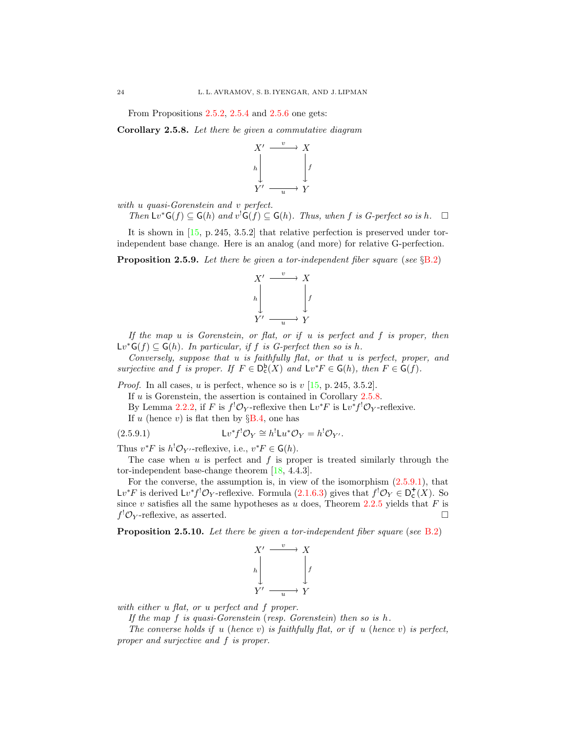From Propositions 2.5.2, 2.5.4 and 2.5.6 one gets:

**Corollary 2.5.8.** *Let there be given a commutative diagram*

$$\begin{array}{ccc} X' & \xrightarrow{\ v\ } & X \\ {\scriptstyle h}\downarrow & & \downarrow{\scriptstyle f} \\ Y' & \xrightarrow[\ u\ ]{} & Y \end{array}$$

*with $u$ quasi-Gorenstein and $v$ perfect.*

*Then $\mathsf{L}v^*\mathsf{G}(f) \subseteq \mathsf{G}(h)$ and $v^!\mathsf{G}(f) \subseteq \mathsf{G}(h)$. Thus, when $f$ is G-perfect so is $h$.* □

It is shown in [15, p. 245, 3.5.2] that relative perfection is preserved under tor-independent base change. Here is an analog (and more) for relative G-perfection.

**Proposition 2.5.9.** *Let there be given a tor-independent fiber square (see §B.2)*

$$\begin{array}{ccc} X' & \xrightarrow{\ v\ } & X \\ {\scriptstyle h}\downarrow & & \downarrow{\scriptstyle f} \\ Y' & \xrightarrow[\ u\ ]{} & Y \end{array}$$

*If the map $u$ is Gorenstein, or flat, or if $u$ is perfect and $f$ is proper, then $\mathsf{L}v^*\mathsf{G}(f) \subseteq \mathsf{G}(h)$. In particular, if $f$ is G-perfect then so is $h$.*

*Conversely, suppose that $u$ is faithfully flat, or that $u$ is perfect, proper, and surjective and $f$ is proper. If $F \in \mathsf{D}^{\mathsf{b}}_{\mathsf{c}}(X)$ and $\mathsf{L}v^*F \in \mathsf{G}(h)$, then $F \in \mathsf{G}(f)$.*

*Proof.* In all cases, $u$ is perfect, whence so is $v$ [15, p. 245, 3.5.2].

If $u$ is Gorenstein, the assertion is contained in Corollary 2.5.8.

By Lemma 2.2.2, if $F$ is $f^!\mathcal{O}_Y$-reflexive then $\mathsf{L}v^*F$ is $\mathsf{L}v^*f^!\mathcal{O}_Y$-reflexive.

If $u$ (hence $v$) is flat then by §B.4, one has

$$\mathsf{L}v^*f^!\mathcal{O}_Y \cong h^!\mathsf{L}u^*\mathcal{O}_Y = h^!\mathcal{O}_{Y'}. \tag{2.5.9.1}$$

Thus $v^*F$ is $h^!\mathcal{O}_{Y'}$-reflexive, i.e., $v^*F \in \mathsf{G}(h)$.

The case when $u$ is perfect and $f$ is proper is treated similarly through the tor-independent base-change theorem [18, 4.4.3].

For the converse, the assumption is, in view of the isomorphism (2.5.9.1), that $\mathsf{L}v^*F$ is derived $\mathsf{L}v^*f^!\mathcal{O}_Y$-reflexive. Formula (2.1.6.3) gives that $f^!\mathcal{O}_Y \in \mathsf{D}^+_{\mathsf{c}}(X)$. So since $v$ satisfies all the same hypotheses as $u$ does, Theorem 2.2.5 yields that $F$ is $f^!\mathcal{O}_Y$-reflexive, as asserted. □

**Proposition 2.5.10.** *Let there be given a tor-independent fiber square (see B.2)*

$$\begin{array}{ccc} X' & \xrightarrow{\ v\ } & X \\ {\scriptstyle h}\downarrow & & \downarrow{\scriptstyle f} \\ Y' & \xrightarrow[\ u\ ]{} & Y \end{array}$$

*with either $u$ flat, or $u$ perfect and $f$ proper.*

*If the map $f$ is quasi-Gorenstein (resp. Gorenstein) then so is $h$.*

*The converse holds if $u$ (hence $v$) is faithfully flat, or if $u$ (hence $v$) is perfect, proper and surjective and $f$ is proper.*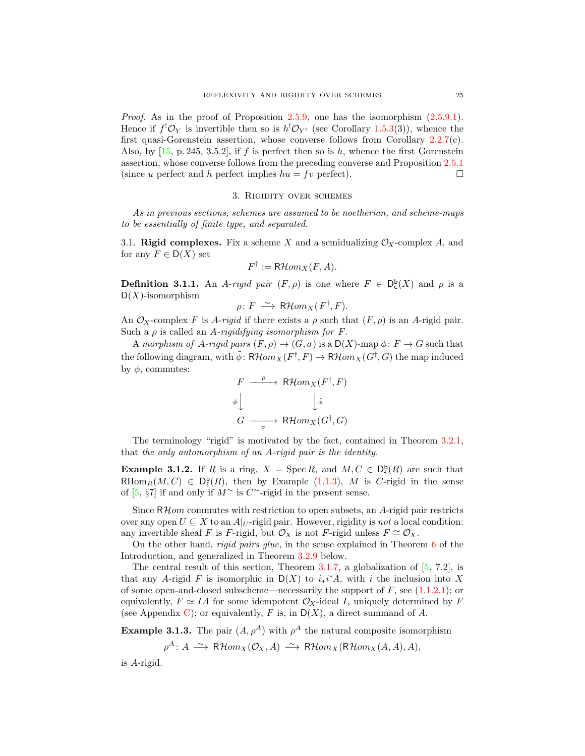*Proof.* As in the proof of Proposition 2.5.9, one has the isomorphism (2.5.9.1). Hence if $f^!\mathcal{O}_Y$ is invertible then so is $h^!\mathcal{O}_{Y'}$ (see Corollary 1.5.3(3)), whence the first quasi-Gorenstein assertion, whose converse follows from Corollary 2.2.7(c). Also, by [15, p. 245, 3.5.2], if $f$ is perfect then so is $h$, whence the first Gorenstein assertion, whose converse follows from the preceding converse and Proposition 2.5.1 (since $u$ perfect and $h$ perfect implies $hu = fv$ perfect). $\square$

## 3. Rigidity over schemes

*As in previous sections, schemes are assumed to be noetherian, and scheme-maps to be essentially of finite type, and separated.*

3.1. **Rigid complexes.** Fix a scheme $X$ and a semidualizing $\mathcal{O}_X$-complex $A$, and for any $F \in \mathsf{D}(X)$ set

$$F^\dagger := \mathsf{R}\mathcal{H}om_X(F, A).$$

**Definition 3.1.1.** An *$A$-rigid pair* $(F, \rho)$ is one where $F \in \mathsf{D}^{\mathsf{b}}_{\mathsf{c}}(X)$ and $\rho$ is a $\mathsf{D}(X)$-isomorphism

$$\rho\colon F \xrightarrow{\ \sim\ } \mathsf{R}\mathcal{H}om_X(F^\dagger, F).$$

An $\mathcal{O}_X$-complex $F$ is *$A$-rigid* if there exists a $\rho$ such that $(F, \rho)$ is an $A$-rigid pair. Such a $\rho$ is called an *$A$-rigidifying isomorphism for $F$.*

A *morphism of $A$-rigid pairs* $(F, \rho) \to (G, \sigma)$ is a $\mathsf{D}(X)$-map $\phi\colon F \to G$ such that the following diagram, with $\tilde{\phi}\colon \mathsf{R}\mathcal{H}om_X(F^\dagger, F) \to \mathsf{R}\mathcal{H}om_X(G^\dagger, G)$ the map induced by $\phi$, commutes:

$$\begin{array}{ccc}
F & \xrightarrow{\ \rho\ } & \mathsf{R}\mathcal{H}om_X(F^\dagger, F) \\
{\scriptstyle\phi}\big\downarrow & & \big\downarrow{\scriptstyle\tilde{\phi}} \\
G & \xrightarrow[\ \sigma\ ]{} & \mathsf{R}\mathcal{H}om_X(G^\dagger, G)
\end{array}$$

The terminology "rigid" is motivated by the fact, contained in Theorem 3.2.1, that *the only automorphism of an $A$-rigid pair is the identity.*

**Example 3.1.2.** If $R$ is a ring, $X = \operatorname{Spec} R$, and $M, C \in \mathsf{D}^{\mathsf{b}}_{\mathsf{f}}(R)$ are such that $\mathsf{R}\mathrm{Hom}_R(M, C) \in \mathsf{D}^{\mathsf{b}}_{\mathsf{f}}(R)$, then by Example (1.1.3), $M$ is $C$-rigid in the sense of [5, §7] if and only if $M^\sim$ is $C^\sim$-rigid in the present sense.

Since $\mathsf{R}\mathcal{H}om$ commutes with restriction to open subsets, an $A$-rigid pair restricts over any open $U \subseteq X$ to an $A|_U$-rigid pair. However, rigidity is *not* a local condition: any invertible sheaf $F$ is $F$-rigid, but $\mathcal{O}_X$ is not $F$-rigid unless $F \cong \mathcal{O}_X$.

On the other hand, *rigid pairs glue,* in the sense explained in Theorem 6 of the Introduction, and generalized in Theorem 3.2.9 below.

The central result of this section, Theorem 3.1.7, a globalization of [5, 7.2], is that any $A$-rigid $F$ is isomorphic in $\mathsf{D}(X)$ to $i_*i^*A$, with $i$ the inclusion into $X$ of some open-and-closed subscheme—necessarily the support of $F$, see (1.1.2.1); or equivalently, $F \simeq IA$ for some idempotent $\mathcal{O}_X$-ideal $I$, uniquely determined by $F$ (see Appendix C); or equivalently, $F$ is, in $\mathsf{D}(X)$, a direct summand of $A$.

**Example 3.1.3.** The pair $(A, \rho^A)$ with $\rho^A$ the natural composite isomorphism

$$\rho^A\colon A \xrightarrow{\ \sim\ } \mathsf{R}\mathcal{H}om_X(\mathcal{O}_X, A) \xrightarrow{\ \sim\ } \mathsf{R}\mathcal{H}om_X(\mathsf{R}\mathcal{H}om_X(A, A), A),$$

is $A$-rigid.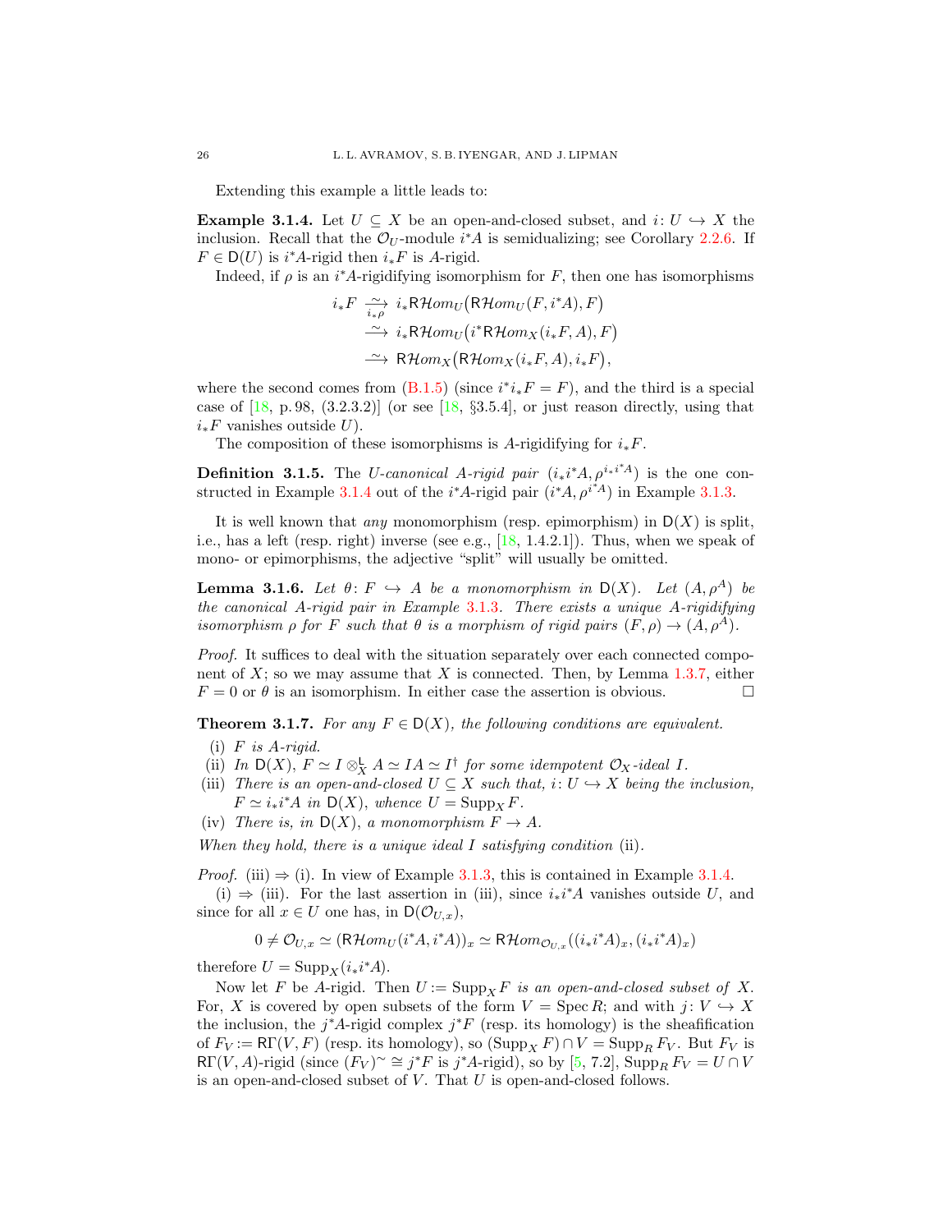Extending this example a little leads to:

**Example 3.1.4.** Let $U \subseteq X$ be an open-and-closed subset, and $i\colon U \hookrightarrow X$ the inclusion. Recall that the $\mathcal{O}_U$-module $i^*A$ is semidualizing; see Corollary 2.2.6. If $F \in \mathsf{D}(U)$ is $i^*A$-rigid then $i_*F$ is $A$-rigid.

Indeed, if $\rho$ is an $i^*A$-rigidifying isomorphism for $F$, then one has isomorphisms

$$
\begin{aligned}
i_*F \xrightarrow[i_*\rho]{\sim} \; & i_*\mathsf{R}\mathcal{H}om_U\big(\mathsf{R}\mathcal{H}om_U(F, i^*A), F\big) \\
\xrightarrow{\sim} \; & i_*\mathsf{R}\mathcal{H}om_U\big(i^*\mathsf{R}\mathcal{H}om_X(i_*F, A), F\big) \\
\xrightarrow{\sim} \; & \mathsf{R}\mathcal{H}om_X\big(\mathsf{R}\mathcal{H}om_X(i_*F, A), i_*F\big),
\end{aligned}
$$

where the second comes from (B.1.5) (since $i^*i_*F = F$), and the third is a special case of [18, p. 98, (3.2.3.2)] (or see [18, §3.5.4], or just reason directly, using that $i_*F$ vanishes outside $U$).

The composition of these isomorphisms is $A$-rigidifying for $i_*F$.

**Definition 3.1.5.** The *$U$-canonical $A$-rigid pair* $(i_*i^*A, \rho^{i_*i^*A})$ is the one constructed in Example 3.1.4 out of the $i^*A$-rigid pair $(i^*A, \rho^{i^*A})$ in Example 3.1.3.

It is well known that *any* monomorphism (resp. epimorphism) in $\mathsf{D}(X)$ is split, i.e., has a left (resp. right) inverse (see e.g., [18, 1.4.2.1]). Thus, when we speak of mono- or epimorphisms, the adjective "split" will usually be omitted.

**Lemma 3.1.6.** *Let $\theta\colon F \hookrightarrow A$ be a monomorphism in $\mathsf{D}(X)$. Let $(A, \rho^A)$ be the canonical $A$-rigid pair in Example 3.1.3. There exists a unique $A$-rigidifying isomorphism $\rho$ for $F$ such that $\theta$ is a morphism of rigid pairs $(F, \rho) \to (A, \rho^A)$.*

*Proof.* It suffices to deal with the situation separately over each connected component of $X$; so we may assume that $X$ is connected. Then, by Lemma 1.3.7, either $F = 0$ or $\theta$ is an isomorphism. In either case the assertion is obvious. □

**Theorem 3.1.7.** *For any $F \in \mathsf{D}(X)$, the following conditions are equivalent.*

(i) *$F$ is $A$-rigid.*
(ii) *In $\mathsf{D}(X)$, $F \simeq I \otimes^{\mathsf{L}}_X A \simeq IA \simeq I^\dagger$ for some idempotent $\mathcal{O}_X$-ideal $I$.*
(iii) *There is an open-and-closed $U \subseteq X$ such that, $i\colon U \hookrightarrow X$ being the inclusion, $F \simeq i_*i^*A$ in $\mathsf{D}(X)$, whence $U = \operatorname{Supp}_X F$.*
(iv) *There is, in $\mathsf{D}(X)$, a monomorphism $F \to A$.*

*When they hold, there is a unique ideal $I$ satisfying condition* (ii).

*Proof.* (iii) ⇒ (i). In view of Example 3.1.3, this is contained in Example 3.1.4.

(i) ⇒ (iii). For the last assertion in (iii), since $i_*i^*A$ vanishes outside $U$, and since for all $x \in U$ one has, in $\mathsf{D}(\mathcal{O}_{U,x})$,

$$
0 \neq \mathcal{O}_{U,x} \simeq (\mathsf{R}\mathcal{H}om_U(i^*A, i^*A))_x \simeq \mathsf{R}\mathcal{H}om_{\mathcal{O}_{U,x}}((i_*i^*A)_x, (i_*i^*A)_x)
$$

therefore $U = \operatorname{Supp}_X(i_*i^*A)$.

Now let $F$ be $A$-rigid. Then $U := \operatorname{Supp}_X F$ *is an open-and-closed subset of* $X$. For, $X$ is covered by open subsets of the form $V = \operatorname{Spec} R$; and with $j\colon V \hookrightarrow X$ the inclusion, the $j^*A$-rigid complex $j^*F$ (resp. its homology) is the sheafification of $F_V := \mathsf{R}\Gamma(V, F)$ (resp. its homology), so $(\operatorname{Supp}_X F) \cap V = \operatorname{Supp}_R F_V$. But $F_V$ is $\mathsf{R}\Gamma(V, A)$-rigid (since $(F_V)^\sim \cong j^*F$ is $j^*A$-rigid), so by [5, 7.2], $\operatorname{Supp}_R F_V = U \cap V$ is an open-and-closed subset of $V$. That $U$ is open-and-closed follows.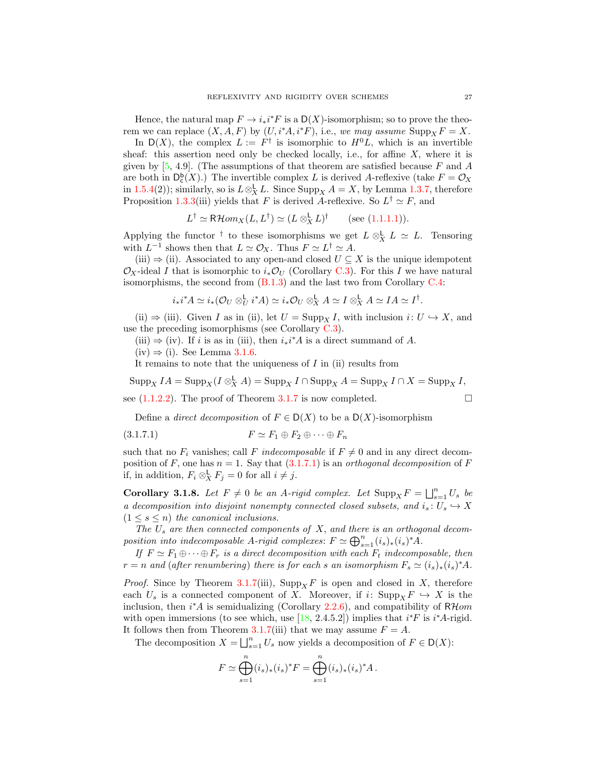Hence, the natural map $F \to i_*i^*F$ is a $\mathsf{D}(X)$-isomorphism; so to prove the theorem we can replace $(X, A, F)$ by $(U, i^*A, i^*F)$, i.e., *we may assume* $\operatorname{Supp}_X F = X$.

In $\mathsf{D}(X)$, the complex $L := F^\dagger$ is isomorphic to $H^0L$, which is an invertible sheaf: this assertion need only be checked locally, i.e., for affine $X$, where it is given by [5, 4.9]. (The assumptions of that theorem are satisfied because $F$ and $A$ are both in $\mathsf{D}^{\mathsf{b}}_{\mathsf{c}}(X)$.) The invertible complex $L$ is derived $A$-reflexive (take $F = \mathcal{O}_X$ in 1.5.4(2)); similarly, so is $L \otimes^{\mathsf{L}}_X L$. Since $\operatorname{Supp}_X A = X$, by Lemma 1.3.7, therefore Proposition 1.3.3(iii) yields that $F$ is derived $A$-reflexive. So $L^\dagger \simeq F$, and

$$L^\dagger \simeq \mathsf{R}\mathcal{H}om_X(L, L^\dagger) \simeq (L \otimes^{\mathsf{L}}_X L)^\dagger \qquad \text{(see (1.1.1.1))}.$$

Applying the functor $^\dagger$ to these isomorphisms we get $L \otimes^{\mathsf{L}}_X L \simeq L$. Tensoring with $L^{-1}$ shows then that $L \simeq \mathcal{O}_X$. Thus $F \simeq L^\dagger \simeq A$.

(iii) $\Rightarrow$ (ii). Associated to any open-and closed $U \subseteq X$ is the unique idempotent $\mathcal{O}_X$-ideal $I$ that is isomorphic to $i_*\mathcal{O}_U$ (Corollary C.3). For this $I$ we have natural isomorphisms, the second from (B.1.3) and the last two from Corollary C.4:

$$i_*i^*A \simeq i_*(\mathcal{O}_U \otimes^{\mathsf{L}}_U i^*A) \simeq i_*\mathcal{O}_U \otimes^{\mathsf{L}}_X A \simeq I \otimes^{\mathsf{L}}_X A \simeq IA \simeq I^\dagger.$$

(ii) $\Rightarrow$ (iii). Given $I$ as in (ii), let $U = \operatorname{Supp}_X I$, with inclusion $i\colon U \hookrightarrow X$, and use the preceding isomorphisms (see Corollary C.3).

(iii) $\Rightarrow$ (iv). If $i$ is as in (iii), then $i_*i^*A$ is a direct summand of $A$.

(iv) $\Rightarrow$ (i). See Lemma 3.1.6.

It remains to note that the uniqueness of $I$ in (ii) results from

$$\operatorname{Supp}_X IA = \operatorname{Supp}_X(I \otimes^{\mathsf{L}}_X A) = \operatorname{Supp}_X I \cap \operatorname{Supp}_X A = \operatorname{Supp}_X I \cap X = \operatorname{Supp}_X I,$$

see (1.1.2.2). The proof of Theorem 3.1.7 is now completed. $\square$

Define a *direct decomposition* of $F \in \mathsf{D}(X)$ to be a $\mathsf{D}(X)$-isomorphism

$$F \simeq F_1 \oplus F_2 \oplus \cdots \oplus F_n \tag{3.1.7.1}$$

such that no $F_i$ vanishes; call $F$ *indecomposable* if $F \neq 0$ and in any direct decomposition of $F$, one has $n = 1$. Say that (3.1.7.1) is an *orthogonal decomposition* of $F$ if, in addition, $F_i \otimes^{\mathsf{L}}_X F_j = 0$ for all $i \neq j$.

**Corollary 3.1.8.** *Let $F \neq 0$ be an $A$-rigid complex. Let $\operatorname{Supp}_X F = \bigsqcup_{s=1}^n U_s$ be a decomposition into disjoint nonempty connected closed subsets, and $i_s\colon U_s \hookrightarrow X$ $(1 \le s \le n)$ the canonical inclusions.*

*The $U_s$ are then connected components of $X$, and there is an orthogonal decomposition into indecomposable $A$-rigid complexes: $F \simeq \bigoplus_{s=1}^n (i_s)_*(i_s)^*A$.*

*If $F \simeq F_1 \oplus \cdots \oplus F_r$ is a direct decomposition with each $F_t$ indecomposable, then $r = n$ and (after renumbering) there is for each $s$ an isomorphism $F_s \simeq (i_s)_*(i_s)^*A$.*

*Proof.* Since by Theorem 3.1.7(iii), $\operatorname{Supp}_X F$ is open and closed in $X$, therefore each $U_s$ is a connected component of $X$. Moreover, if $i\colon \operatorname{Supp}_X F \hookrightarrow X$ is the inclusion, then $i^*A$ is semidualizing (Corollary 2.2.6), and compatibility of $\mathsf{R}\mathcal{H}om$ with open immersions (to see which, use [18, 2.4.5.2]) implies that $i^*F$ is $i^*A$-rigid. It follows then from Theorem 3.1.7(iii) that we may assume $F = A$.

The decomposition $X = \bigsqcup_{s=1}^n U_s$ now yields a decomposition of $F \in \mathsf{D}(X)$:

$$F \simeq \bigoplus_{s=1}^n (i_s)_*(i_s)^*F = \bigoplus_{s=1}^n (i_s)_*(i_s)^*A\,.$$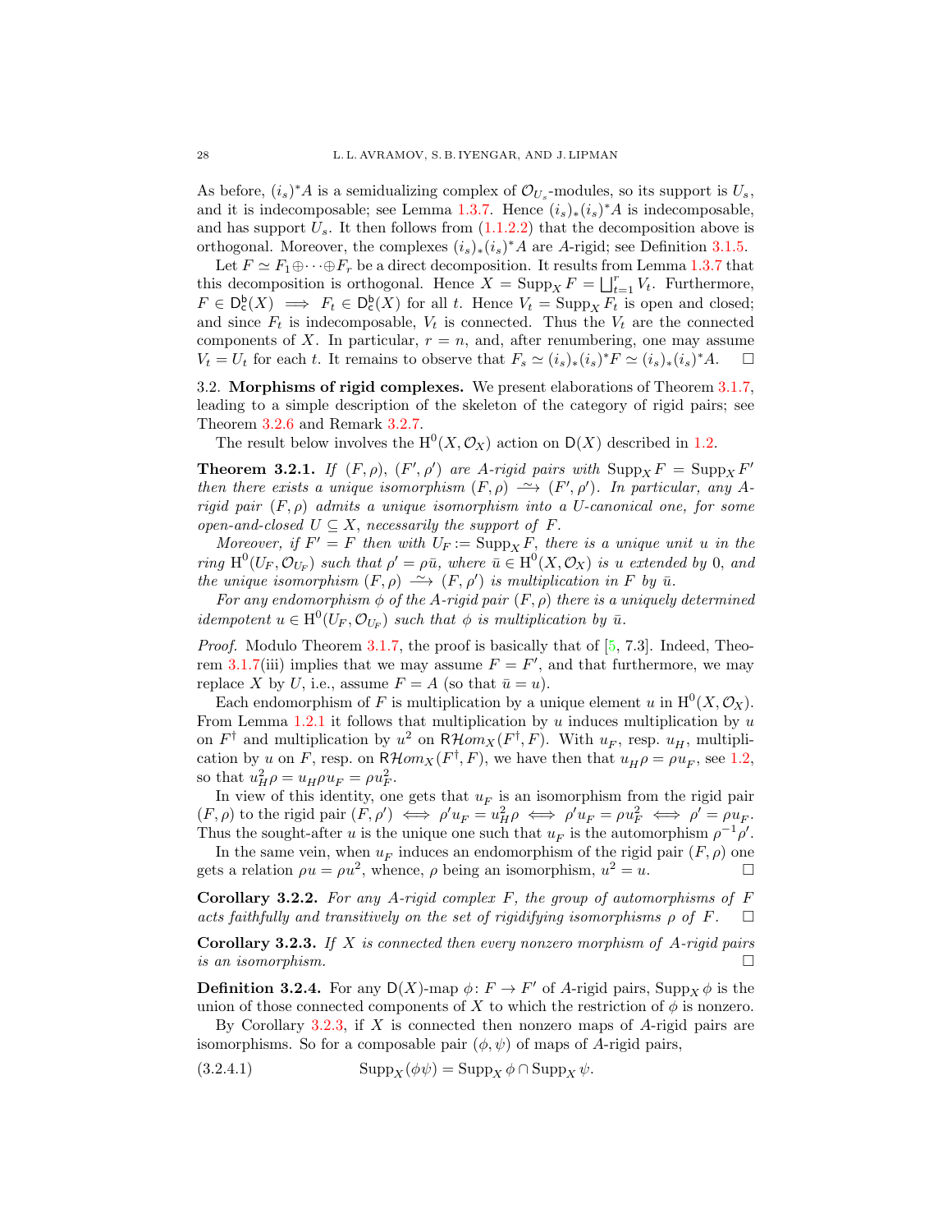As before, $(i_s)^*A$ is a semidualizing complex of $\mathcal{O}_{U_s}$-modules, so its support is $U_s$, and it is indecomposable; see Lemma 1.3.7. Hence $(i_s)_*(i_s)^*A$ is indecomposable, and has support $U_s$. It then follows from (1.1.2.2) that the decomposition above is orthogonal. Moreover, the complexes $(i_s)_*(i_s)^*A$ are $A$-rigid; see Definition 3.1.5.

Let $F \simeq F_1 \oplus \cdots \oplus F_r$ be a direct decomposition. It results from Lemma 1.3.7 that this decomposition is orthogonal. Hence $X = \operatorname{Supp}_X F = \bigsqcup_{t=1}^{r} V_t$. Furthermore, $F \in \mathsf{D}^{\mathsf{b}}_{\mathsf{c}}(X) \implies F_t \in \mathsf{D}^{\mathsf{b}}_{\mathsf{c}}(X)$ for all $t$. Hence $V_t = \operatorname{Supp}_X F_t$ is open and closed; and since $F_t$ is indecomposable, $V_t$ is connected. Thus the $V_t$ are the connected components of $X$. In particular, $r = n$, and, after renumbering, one may assume $V_t = U_t$ for each $t$. It remains to observe that $F_s \simeq (i_s)_*(i_s)^*F \simeq (i_s)_*(i_s)^*A$. $\square$

## 3.2. Morphisms of rigid complexes.

We present elaborations of Theorem 3.1.7, leading to a simple description of the skeleton of the category of rigid pairs; see Theorem 3.2.6 and Remark 3.2.7.

The result below involves the $\mathrm{H}^0(X, \mathcal{O}_X)$ action on $\mathsf{D}(X)$ described in 1.2.

**Theorem 3.2.1.** *If $(F, \rho)$, $(F', \rho')$ are $A$-rigid pairs with $\operatorname{Supp}_X F = \operatorname{Supp}_X F'$ then there exists a unique isomorphism $(F, \rho) \xrightarrow{\sim} (F', \rho')$. In particular, any $A$-rigid pair $(F, \rho)$ admits a unique isomorphism into a $U$-canonical one, for some open-and-closed $U \subseteq X$, necessarily the support of $F$.*

*Moreover, if $F' = F$ then with $U_F := \operatorname{Supp}_X F$, there is a unique unit $u$ in the ring $\mathrm{H}^0(U_F, \mathcal{O}_{U_F})$ such that $\rho' = \rho\bar{u}$, where $\bar{u} \in \mathrm{H}^0(X, \mathcal{O}_X)$ is $u$ extended by $0$, and the unique isomorphism $(F, \rho) \xrightarrow{\sim} (F, \rho')$ is multiplication in $F$ by $\bar{u}$.*

*For any endomorphism $\phi$ of the $A$-rigid pair $(F, \rho)$ there is a uniquely determined idempotent $u \in \mathrm{H}^0(U_F, \mathcal{O}_{U_F})$ such that $\phi$ is multiplication by $\bar{u}$.*

*Proof.* Modulo Theorem 3.1.7, the proof is basically that of [5, 7.3]. Indeed, Theorem 3.1.7(iii) implies that we may assume $F = F'$, and that furthermore, we may replace $X$ by $U$, i.e., assume $F = A$ (so that $\bar{u} = u$).

Each endomorphism of $F$ is multiplication by a unique element $u$ in $\mathrm{H}^0(X, \mathcal{O}_X)$. From Lemma 1.2.1 it follows that multiplication by $u$ induces multiplication by $u$ on $F^\dagger$ and multiplication by $u^2$ on $\mathsf{R}\mathcal{H}om_X(F^\dagger, F)$. With $u_F$, resp. $u_H$, multiplication by $u$ on $F$, resp. on $\mathsf{R}\mathcal{H}om_X(F^\dagger, F)$, we have then that $u_H\rho = \rho u_F$, see 1.2, so that $u_H^2\rho = u_H\rho u_F = \rho u_F^2$.

In view of this identity, one gets that $u_F$ is an isomorphism from the rigid pair $(F, \rho)$ to the rigid pair $(F, \rho') \iff \rho' u_F = u_H^2 \rho \iff \rho' u_F = \rho u_F^2 \iff \rho' = \rho u_F$. Thus the sought-after $u$ is the unique one such that $u_F$ is the automorphism $\rho^{-1}\rho'$.

In the same vein, when $u_F$ induces an endomorphism of the rigid pair $(F, \rho)$ one gets a relation $\rho u = \rho u^2$, whence, $\rho$ being an isomorphism, $u^2 = u$. $\square$

**Corollary 3.2.2.** *For any $A$-rigid complex $F$, the group of automorphisms of $F$ acts faithfully and transitively on the set of rigidifying isomorphisms $\rho$ of $F$.* $\square$

**Corollary 3.2.3.** *If $X$ is connected then every nonzero morphism of $A$-rigid pairs is an isomorphism.* $\square$

**Definition 3.2.4.** For any $\mathsf{D}(X)$-map $\phi\colon F \to F'$ of $A$-rigid pairs, $\operatorname{Supp}_X \phi$ is the union of those connected components of $X$ to which the restriction of $\phi$ is nonzero.

By Corollary 3.2.3, if $X$ is connected then nonzero maps of $A$-rigid pairs are isomorphisms. So for a composable pair $(\phi, \psi)$ of maps of $A$-rigid pairs,

$$\operatorname{Supp}_X(\phi\psi) = \operatorname{Supp}_X \phi \cap \operatorname{Supp}_X \psi. \tag{3.2.4.1}$$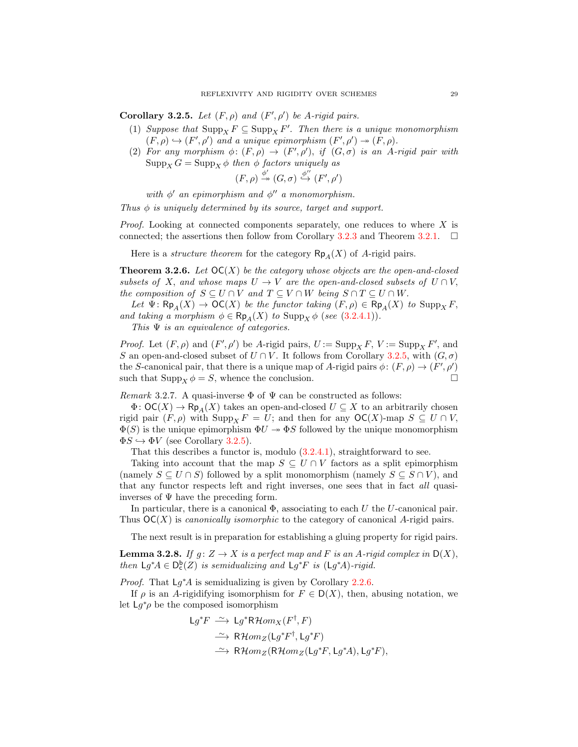**Corollary 3.2.5.** *Let $(F, \rho)$ and $(F', \rho')$ be $A$-rigid pairs.*

1. *Suppose that $\operatorname{Supp}_X F \subseteq \operatorname{Supp}_X F'$. Then there is a unique monomorphism $(F, \rho) \hookrightarrow (F', \rho')$ and a unique epimorphism $(F', \rho') \twoheadrightarrow (F, \rho)$.*
2. *For any morphism $\phi\colon (F, \rho) \to (F', \rho')$, if $(G, \sigma)$ is an $A$-rigid pair with $\operatorname{Supp}_X G = \operatorname{Supp}_X \phi$ then $\phi$ factors uniquely as*
$$(F, \rho) \overset{\phi'}{\twoheadrightarrow} (G, \sigma) \overset{\phi''}{\hookrightarrow} (F', \rho')$$
*with $\phi'$ an epimorphism and $\phi''$ a monomorphism.*

*Thus $\phi$ is uniquely determined by its source, target and support.*

*Proof.* Looking at connected components separately, one reduces to where $X$ is connected; the assertions then follow from Corollary 3.2.3 and Theorem 3.2.1. $\square$

Here is a *structure theorem* for the category $\mathsf{Rp}_A(X)$ of $A$-rigid pairs.

**Theorem 3.2.6.** *Let $\mathsf{OC}(X)$ be the category whose objects are the open-and-closed subsets of $X$, and whose maps $U \to V$ are the open-and-closed subsets of $U \cap V$, the composition of $S \subseteq U \cap V$ and $T \subseteq V \cap W$ being $S \cap T \subseteq U \cap W$.*

*Let $\Psi\colon \mathsf{Rp}_A(X) \to \mathsf{OC}(X)$ be the functor taking $(F, \rho) \in \mathsf{Rp}_A(X)$ to $\operatorname{Supp}_X F$, and taking a morphism $\phi \in \mathsf{Rp}_A(X)$ to $\operatorname{Supp}_X \phi$ (see (3.2.4.1)).*

*This $\Psi$ is an equivalence of categories.*

*Proof.* Let $(F, \rho)$ and $(F', \rho')$ be $A$-rigid pairs, $U := \operatorname{Supp}_X F$, $V := \operatorname{Supp}_X F'$, and $S$ an open-and-closed subset of $U \cap V$. It follows from Corollary 3.2.5, with $(G, \sigma)$ the $S$-canonical pair, that there is a unique map of $A$-rigid pairs $\phi\colon (F, \rho) \to (F', \rho')$ such that $\operatorname{Supp}_X \phi = S$, whence the conclusion. $\square$

*Remark* 3.2.7. A quasi-inverse $\Phi$ of $\Psi$ can be constructed as follows:

$\Phi\colon \mathsf{OC}(X) \to \mathsf{Rp}_A(X)$ takes an open-and-closed $U \subseteq X$ to an arbitrarily chosen rigid pair $(F, \rho)$ with $\operatorname{Supp}_X F = U$; and then for any $\mathsf{OC}(X)$-map $S \subseteq U \cap V$, $\Phi(S)$ is the unique epimorphism $\Phi U \twoheadrightarrow \Phi S$ followed by the unique monomorphism $\Phi S \hookrightarrow \Phi V$ (see Corollary 3.2.5).

That this describes a functor is, modulo (3.2.4.1), straightforward to see.

Taking into account that the map $S \subseteq U \cap V$ factors as a split epimorphism (namely $S \subseteq U \cap S$) followed by a split monomorphism (namely $S \subseteq S \cap V$), and that any functor respects left and right inverses, one sees that in fact *all* quasi-inverses of $\Psi$ have the preceding form.

In particular, there is a canonical $\Phi$, associating to each $U$ the $U$-canonical pair. Thus $\mathsf{OC}(X)$ is *canonically isomorphic* to the category of canonical $A$-rigid pairs.

The next result is in preparation for establishing a gluing property for rigid pairs.

**Lemma 3.2.8.** *If $g\colon Z \to X$ is a perfect map and $F$ is an $A$-rigid complex in $\mathsf{D}(X)$, then $\mathsf{L}g^*A \in \mathsf{D}^{\mathsf{b}}_{\mathsf{c}}(Z)$ is semidualizing and $\mathsf{L}g^*F$ is $(\mathsf{L}g^*A)$-rigid.*

*Proof.* That $\mathsf{L}g^*A$ is semidualizing is given by Corollary 2.2.6.

If $\rho$ is an $A$-rigidifying isomorphism for $F \in \mathsf{D}(X)$, then, abusing notation, we let $\mathsf{L}g^*\rho$ be the composed isomorphism

$$\begin{aligned}
\mathsf{L}g^*F &\xrightarrow{\ \sim\ } \mathsf{L}g^*\mathsf{R}\mathcal{H}om_X(F^\dagger, F) \\
&\xrightarrow{\ \sim\ } \mathsf{R}\mathcal{H}om_Z(\mathsf{L}g^*F^\dagger, \mathsf{L}g^*F) \\
&\xrightarrow{\ \sim\ } \mathsf{R}\mathcal{H}om_Z(\mathsf{R}\mathcal{H}om_Z(\mathsf{L}g^*F, \mathsf{L}g^*A), \mathsf{L}g^*F),
\end{aligned}$$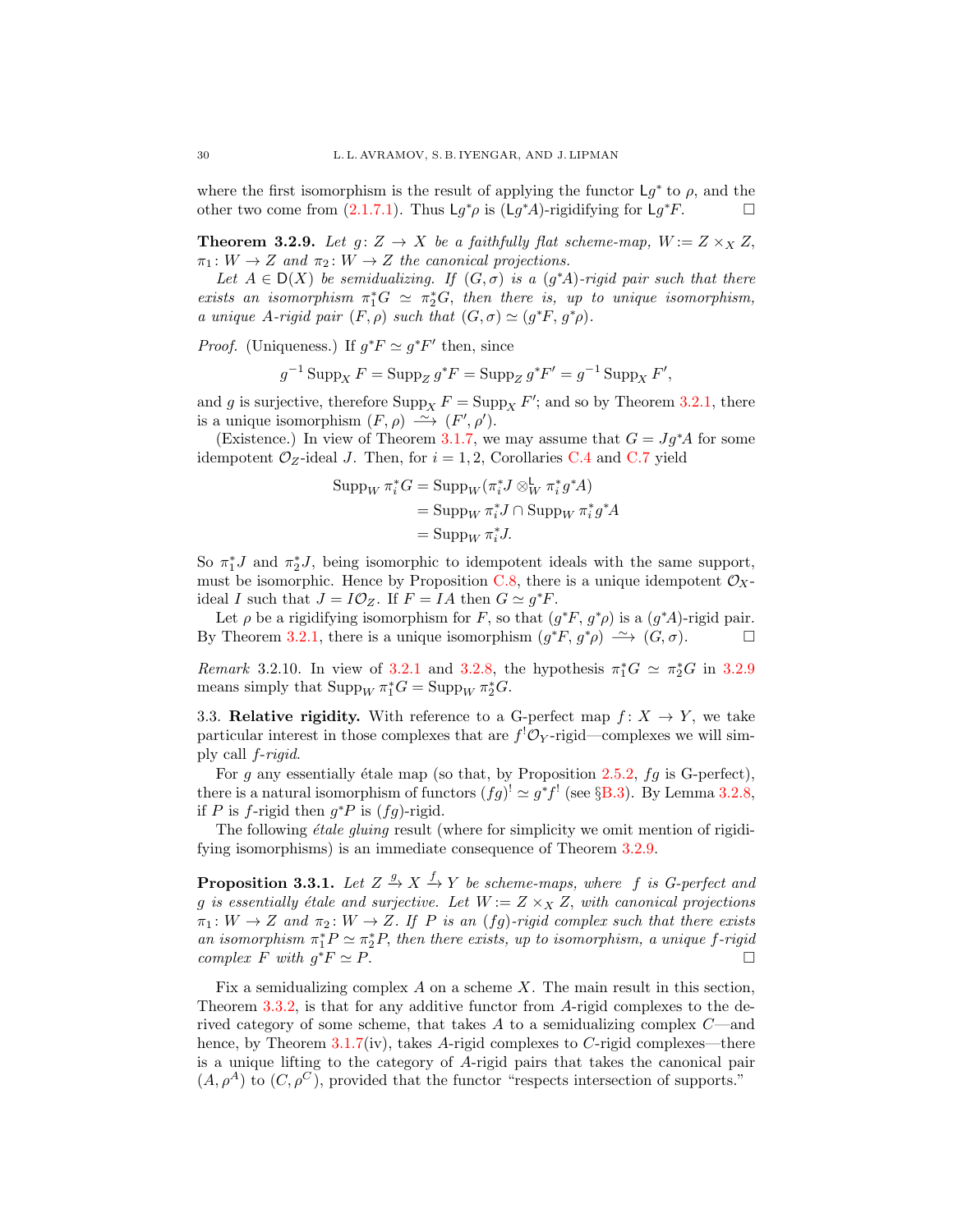where the first isomorphism is the result of applying the functor $\mathsf{L}g^*$ to $\rho$, and the other two come from (2.1.7.1). Thus $\mathsf{L}g^*\rho$ is $(\mathsf{L}g^*A)$-rigidifying for $\mathsf{L}g^*F$. $\square$

**Theorem 3.2.9.** *Let $g\colon Z \to X$ be a faithfully flat scheme-map, $W := Z \times_X Z$, $\pi_1\colon W \to Z$ and $\pi_2\colon W \to Z$ the canonical projections.*

*Let $A \in \mathsf{D}(X)$ be semidualizing. If $(G, \sigma)$ is a $(g^*A)$-rigid pair such that there exists an isomorphism $\pi_1^* G \simeq \pi_2^* G$, then there is, up to unique isomorphism, a unique $A$-rigid pair $(F, \rho)$ such that $(G, \sigma) \simeq (g^*F, g^*\rho)$.*

*Proof.* (Uniqueness.) If $g^*F \simeq g^*F'$ then, since

$$g^{-1}\operatorname{Supp}_X F = \operatorname{Supp}_Z g^*F = \operatorname{Supp}_Z g^*F' = g^{-1}\operatorname{Supp}_X F',$$

and $g$ is surjective, therefore $\operatorname{Supp}_X F = \operatorname{Supp}_X F'$; and so by Theorem 3.2.1, there is a unique isomorphism $(F, \rho) \xrightarrow{\sim} (F', \rho')$.

(Existence.) In view of Theorem 3.1.7, we may assume that $G = Jg^*A$ for some idempotent $\mathcal{O}_Z$-ideal $J$. Then, for $i = 1, 2$, Corollaries C.4 and C.7 yield

$$\begin{aligned}
\operatorname{Supp}_W \pi_i^* G &= \operatorname{Supp}_W(\pi_i^* J \otimes^{\mathsf{L}}_W \pi_i^* g^* A) \\
&= \operatorname{Supp}_W \pi_i^* J \cap \operatorname{Supp}_W \pi_i^* g^* A \\
&= \operatorname{Supp}_W \pi_i^* J.
\end{aligned}$$

So $\pi_1^* J$ and $\pi_2^* J$, being isomorphic to idempotent ideals with the same support, must be isomorphic. Hence by Proposition C.8, there is a unique idempotent $\mathcal{O}_X$-ideal $I$ such that $J = I\mathcal{O}_Z$. If $F = IA$ then $G \simeq g^*F$.

Let $\rho$ be a rigidifying isomorphism for $F$, so that $(g^*F, g^*\rho)$ is a $(g^*A)$-rigid pair. By Theorem 3.2.1, there is a unique isomorphism $(g^*F, g^*\rho) \xrightarrow{\sim} (G, \sigma)$. $\square$

*Remark* 3.2.10. In view of 3.2.1 and 3.2.8, the hypothesis $\pi_1^* G \simeq \pi_2^* G$ in 3.2.9 means simply that $\operatorname{Supp}_W \pi_1^* G = \operatorname{Supp}_W \pi_2^* G$.

## 3.3. Relative rigidity.

With reference to a G-perfect map $f\colon X \to Y$, we take particular interest in those complexes that are $f^!\mathcal{O}_Y$-rigid—complexes we will simply call *$f$-rigid*.

For $g$ any essentially étale map (so that, by Proposition 2.5.2, $fg$ is G-perfect), there is a natural isomorphism of functors $(fg)^! \simeq g^* f^!$ (see §B.3). By Lemma 3.2.8, if $P$ is $f$-rigid then $g^*P$ is $(fg)$-rigid.

The following *étale gluing* result (where for simplicity we omit mention of rigidifying isomorphisms) is an immediate consequence of Theorem 3.2.9.

**Proposition 3.3.1.** *Let $Z \xrightarrow{g} X \xrightarrow{f} Y$ be scheme-maps, where $f$ is G-perfect and $g$ is essentially étale and surjective. Let $W := Z \times_X Z$, with canonical projections $\pi_1\colon W \to Z$ and $\pi_2\colon W \to Z$. If $P$ is an $(fg)$-rigid complex such that there exists an isomorphism $\pi_1^* P \simeq \pi_2^* P$, then there exists, up to isomorphism, a unique $f$-rigid complex $F$ with $g^*F \simeq P$.* $\square$

Fix a semidualizing complex $A$ on a scheme $X$. The main result in this section, Theorem 3.3.2, is that for any additive functor from $A$-rigid complexes to the derived category of some scheme, that takes $A$ to a semidualizing complex $C$—and hence, by Theorem 3.1.7(iv), takes $A$-rigid complexes to $C$-rigid complexes—there is a unique lifting to the category of $A$-rigid pairs that takes the canonical pair $(A, \rho^A)$ to $(C, \rho^C)$, provided that the functor "respects intersection of supports."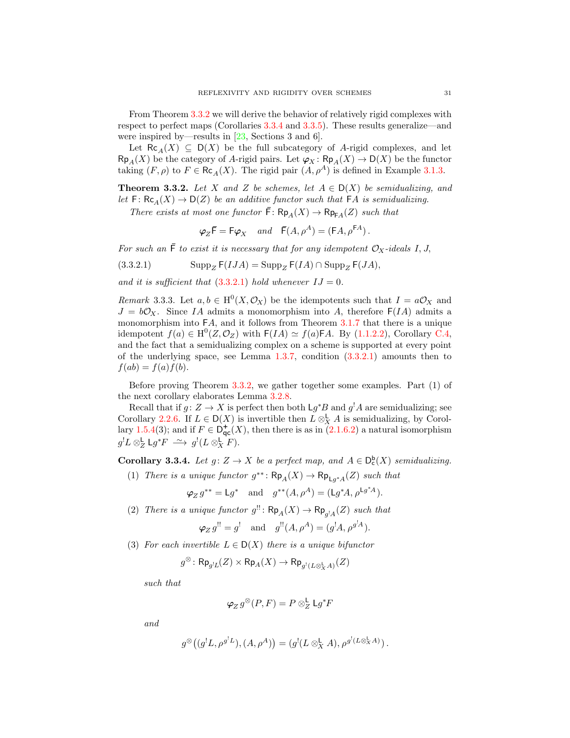From Theorem 3.3.2 we will derive the behavior of relatively rigid complexes with respect to perfect maps (Corollaries 3.3.4 and 3.3.5). These results generalize—and were inspired by—results in [23, Sections 3 and 6].

Let $\mathsf{Rc}_A(X) \subseteq \mathsf{D}(X)$ be the full subcategory of $A$-rigid complexes, and let $\mathsf{Rp}_A(X)$ be the category of $A$-rigid pairs. Let $\boldsymbol{\varphi}_X \colon \mathsf{Rp}_A(X) \to \mathsf{D}(X)$ be the functor taking $(F, \rho)$ to $F \in \mathsf{Rc}_A(X)$. The rigid pair $(A, \rho^A)$ is defined in Example 3.1.3.

**Theorem 3.3.2.** *Let $X$ and $Z$ be schemes, let $A \in \mathsf{D}(X)$ be semidualizing, and let $\mathsf{F} \colon \mathsf{Rc}_A(X) \to \mathsf{D}(Z)$ be an additive functor such that $\mathsf{F}A$ is semidualizing.*

*There exists at most one functor $\bar{\mathsf{F}} \colon \mathsf{Rp}_A(X) \to \mathsf{Rp}_{\mathsf{F}A}(Z)$ such that*

$$\boldsymbol{\varphi}_Z \bar{\mathsf{F}} = \mathsf{F}\boldsymbol{\varphi}_X \quad \textit{and} \quad \bar{\mathsf{F}}(A, \rho^A) = (\mathsf{F}A, \rho^{\mathsf{F}A}) \,.$$

*For such an $\bar{\mathsf{F}}$ to exist it is necessary that for any idempotent $\mathcal{O}_X$-ideals $I$, $J$,*

$$\operatorname{Supp}_Z \mathsf{F}(IJA) = \operatorname{Supp}_Z \mathsf{F}(IA) \cap \operatorname{Supp}_Z \mathsf{F}(JA), \tag{3.3.2.1}$$

*and it is sufficient that (3.3.2.1) hold whenever $IJ = 0$.*

*Remark* 3.3.3. Let $a, b \in \mathrm{H}^0(X, \mathcal{O}_X)$ be the idempotents such that $I = a\mathcal{O}_X$ and $J = b\mathcal{O}_X$. Since $IA$ admits a monomorphism into $A$, therefore $\mathsf{F}(IA)$ admits a monomorphism into $\mathsf{F}A$, and it follows from Theorem 3.1.7 that there is a unique idempotent $f(a) \in \mathrm{H}^0(Z, \mathcal{O}_Z)$ with $\mathsf{F}(IA) \simeq f(a)\mathsf{F}A$. By (1.1.2.2), Corollary C.4, and the fact that a semidualizing complex on a scheme is supported at every point of the underlying space, see Lemma 1.3.7, condition (3.3.2.1) amounts then to $f(ab) = f(a)f(b)$.

Before proving Theorem 3.3.2, we gather together some examples. Part (1) of the next corollary elaborates Lemma 3.2.8.

Recall that if $g \colon Z \to X$ is perfect then both $\mathsf{L}g^*B$ and $g^!A$ are semidualizing; see Corollary 2.2.6. If $L \in \mathsf{D}(X)$ is invertible then $L \otimes^{\mathsf{L}}_X A$ is semidualizing, by Corollary 1.5.4(3); and if $F \in \mathsf{D}^+_{\mathsf{qc}}(X)$, then there is as in (2.1.6.2) a natural isomorphism $g^!L \otimes^{\mathsf{L}}_Z \mathsf{L}g^*F \xrightarrow{\ \sim\ } g^!(L \otimes^{\mathsf{L}}_X F)$.

**Corollary 3.3.4.** *Let $g \colon Z \to X$ be a perfect map, and $A \in \mathsf{D}^{\mathsf{b}}_{\mathsf{c}}(X)$ semidualizing.*

1. *There is a unique functor $g^{**} \colon \mathsf{Rp}_A(X) \to \mathsf{Rp}_{\mathsf{L}g^*A}(Z)$ such that*
$$\boldsymbol{\varphi}_Z\, g^{**} = \mathsf{L}g^* \quad \text{and} \quad g^{**}(A, \rho^A) = (\mathsf{L}g^*A, \rho^{\mathsf{L}g^*A}).$$
2. *There is a unique functor $g^{!!} \colon \mathsf{Rp}_A(X) \to \mathsf{Rp}_{g^!A}(Z)$ such that*
$$\boldsymbol{\varphi}_Z\, g^{!!} = g^! \quad \text{and} \quad g^{!!}(A, \rho^A) = (g^!A, \rho^{g^!A}).$$
3. *For each invertible $L \in \mathsf{D}(X)$ there is a unique bifunctor*
$$g^{\otimes} \colon \mathsf{Rp}_{g^!L}(Z) \times \mathsf{Rp}_A(X) \to \mathsf{Rp}_{g^!(L \otimes^{\mathsf{L}}_X A)}(Z)$$
*such that*
$$\boldsymbol{\varphi}_Z\, g^{\otimes}(P, F) = P \otimes^{\mathsf{L}}_Z \mathsf{L}g^*F$$
*and*
$$g^{\otimes}\big((g^!L, \rho^{g^!L}), (A, \rho^A)\big) = \big(g^!(L \otimes^{\mathsf{L}}_X A), \rho^{g^!(L \otimes^{\mathsf{L}}_X A)}\big)\,.$$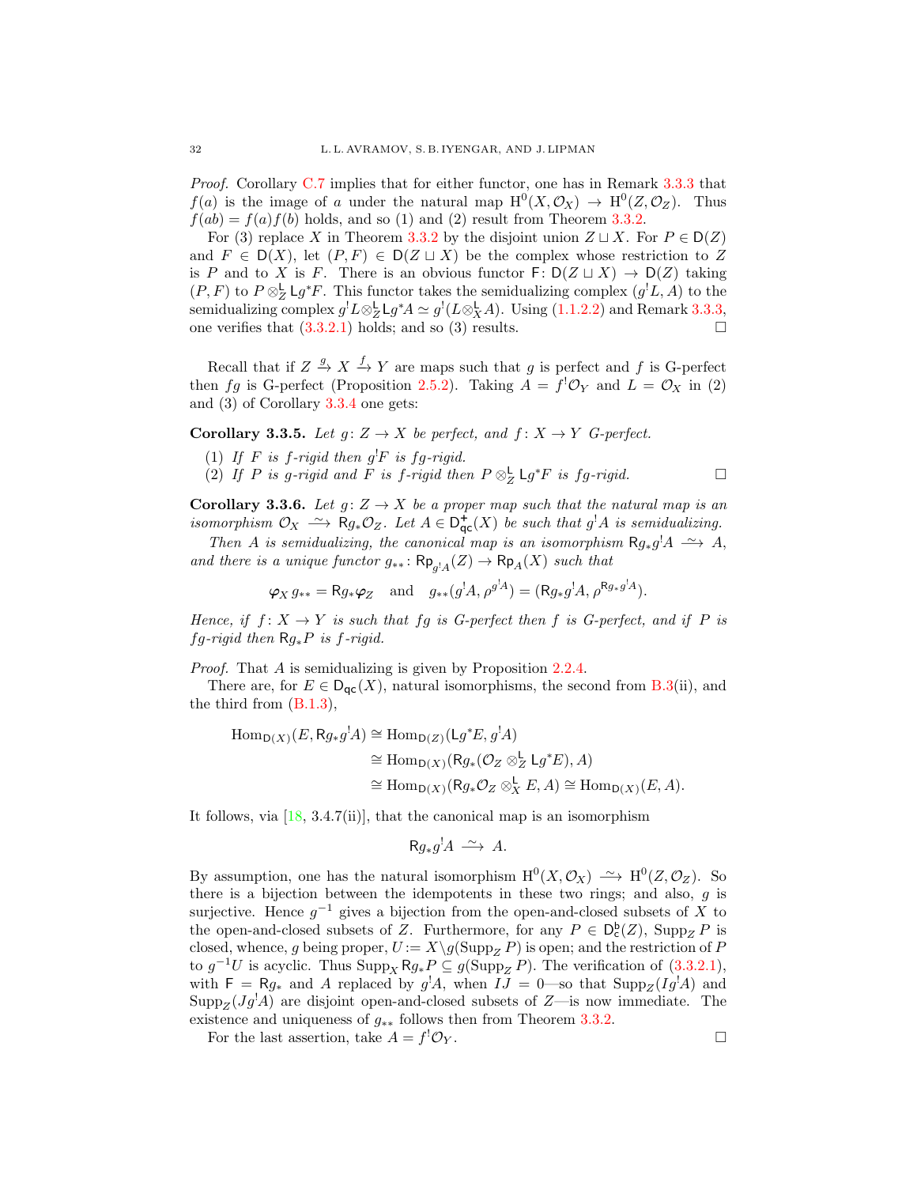*Proof.* Corollary C.7 implies that for either functor, one has in Remark 3.3.3 that $f(a)$ is the image of $a$ under the natural map $\mathrm{H}^0(X,\mathcal{O}_X) \to \mathrm{H}^0(Z,\mathcal{O}_Z)$. Thus $f(ab) = f(a)f(b)$ holds, and so (1) and (2) result from Theorem 3.3.2.

For (3) replace $X$ in Theorem 3.3.2 by the disjoint union $Z \sqcup X$. For $P \in \mathsf{D}(Z)$ and $F \in \mathsf{D}(X)$, let $(P,F) \in \mathsf{D}(Z \sqcup X)$ be the complex whose restriction to $Z$ is $P$ and to $X$ is $F$. There is an obvious functor $\mathsf{F}\colon \mathsf{D}(Z\sqcup X) \to \mathsf{D}(Z)$ taking $(P,F)$ to $P \otimes^{\mathsf{L}}_Z \mathsf{L}g^*F$. This functor takes the semidualizing complex $(g^!L, A)$ to the semidualizing complex $g^!L \otimes^{\mathsf{L}}_Z \mathsf{L}g^*A \simeq g^!(L \otimes^{\mathsf{L}}_X A)$. Using (1.1.2.2) and Remark 3.3.3, one verifies that (3.3.2.1) holds; and so (3) results. $\square$

Recall that if $Z \xrightarrow{g} X \xrightarrow{f} Y$ are maps such that $g$ is perfect and $f$ is G-perfect then $fg$ is G-perfect (Proposition 2.5.2). Taking $A = f^!\mathcal{O}_Y$ and $L = \mathcal{O}_X$ in (2) and (3) of Corollary 3.3.4 one gets:

**Corollary 3.3.5.** *Let $g\colon Z \to X$ be perfect, and $f\colon X \to Y$ G-perfect.*

1. *If $F$ is $f$-rigid then $g^!F$ is $fg$-rigid.*
2. *If $P$ is $g$-rigid and $F$ is $f$-rigid then $P \otimes^{\mathsf{L}}_Z \mathsf{L}g^*F$ is $fg$-rigid.* $\square$

**Corollary 3.3.6.** *Let $g\colon Z \to X$ be a proper map such that the natural map is an isomorphism $\mathcal{O}_X \xrightarrow{\sim} \mathsf{R}g_*\mathcal{O}_Z$. Let $A \in \mathsf{D}^+_{\mathsf{qc}}(X)$ be such that $g^!A$ is semidualizing.*

*Then $A$ is semidualizing, the canonical map is an isomorphism $\mathsf{R}g_*g^!A \xrightarrow{\sim} A$, and there is a unique functor $g_{**}\colon \mathsf{Rp}_{g^!A}(Z) \to \mathsf{Rp}_A(X)$ such that*

$$\varphi_X\, g_{**} = \mathsf{R}g_*\varphi_Z \quad \text{and} \quad g_{**}(g^!A, \rho^{g^!A}) = (\mathsf{R}g_*g^!A, \rho^{\mathsf{R}g_*g^!A}).$$

*Hence, if $f\colon X \to Y$ is such that $fg$ is G-perfect then $f$ is G-perfect, and if $P$ is $fg$-rigid then $\mathsf{R}g_*P$ is $f$-rigid.*

*Proof.* That $A$ is semidualizing is given by Proposition 2.2.4.

There are, for $E \in \mathsf{D}_{\mathsf{qc}}(X)$, natural isomorphisms, the second from B.3(ii), and the third from (B.1.3),

$$\begin{aligned}
\mathrm{Hom}_{\mathsf{D}(X)}(E, \mathsf{R}g_*g^!A) &\cong \mathrm{Hom}_{\mathsf{D}(Z)}(\mathsf{L}g^*E, g^!A)\\
&\cong \mathrm{Hom}_{\mathsf{D}(X)}(\mathsf{R}g_*(\mathcal{O}_Z \otimes^{\mathsf{L}}_Z \mathsf{L}g^*E), A)\\
&\cong \mathrm{Hom}_{\mathsf{D}(X)}(\mathsf{R}g_*\mathcal{O}_Z \otimes^{\mathsf{L}}_X E, A) \cong \mathrm{Hom}_{\mathsf{D}(X)}(E, A).
\end{aligned}$$

It follows, via [18, 3.4.7(ii)], that the canonical map is an isomorphism

$$\mathsf{R}g_*g^!A \xrightarrow{\sim} A.$$

By assumption, one has the natural isomorphism $\mathrm{H}^0(X,\mathcal{O}_X) \xrightarrow{\sim} \mathrm{H}^0(Z,\mathcal{O}_Z)$. So there is a bijection between the idempotents in these two rings; and also, $g$ is surjective. Hence $g^{-1}$ gives a bijection from the open-and-closed subsets of $X$ to the open-and-closed subsets of $Z$. Furthermore, for any $P \in \mathsf{D}^{\mathsf{b}}_{\mathsf{c}}(Z)$, $\mathrm{Supp}_Z P$ is closed, whence, $g$ being proper, $U := X \setminus g(\mathrm{Supp}_Z P)$ is open; and the restriction of $P$ to $g^{-1}U$ is acyclic. Thus $\mathrm{Supp}_X \mathsf{R}g_*P \subseteq g(\mathrm{Supp}_Z P)$. The verification of (3.3.2.1), with $\mathsf{F} = \mathsf{R}g_*$ and $A$ replaced by $g^!A$, when $IJ = 0$—so that $\mathrm{Supp}_Z(Ig^!A)$ and $\mathrm{Supp}_Z(Jg^!A)$ are disjoint open-and-closed subsets of $Z$—is now immediate. The existence and uniqueness of $g_{**}$ follows then from Theorem 3.3.2.

For the last assertion, take $A = f^!\mathcal{O}_Y$. $\square$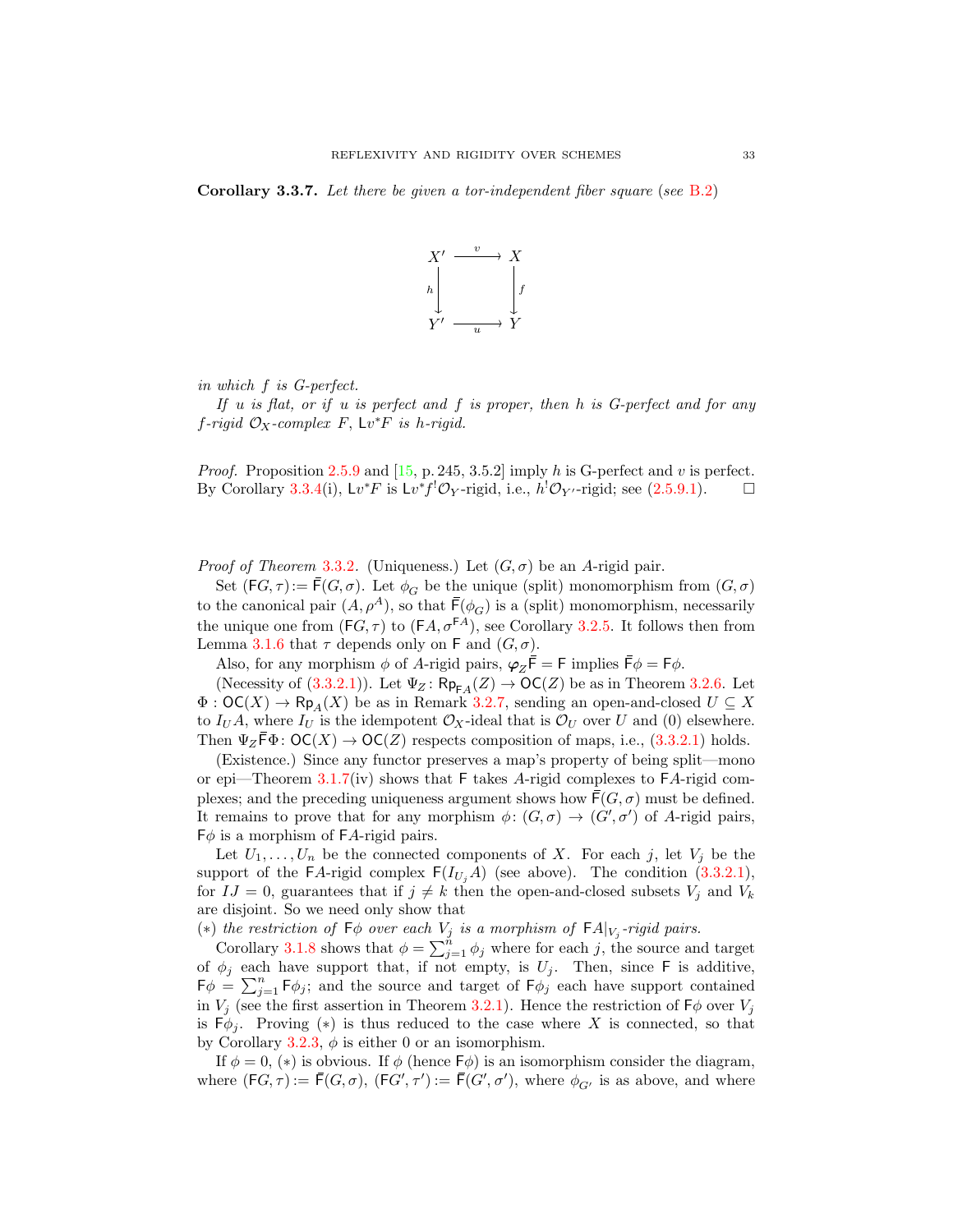**Corollary 3.3.7.** *Let there be given a tor-independent fiber square (see B.2)*

$$\begin{array}{ccc} X' & \xrightarrow{\ v\ } & X \\ {\scriptstyle h}\big\downarrow & & \big\downarrow{\scriptstyle f} \\ Y' & \xrightarrow[\ u\ ]{} & Y \end{array}$$

*in which $f$ is G-perfect.*

*If $u$ is flat, or if $u$ is perfect and $f$ is proper, then $h$ is G-perfect and for any $f$-rigid $\mathcal{O}_X$-complex $F$, $\mathsf{L}v^*F$ is $h$-rigid.*

*Proof.* Proposition 2.5.9 and [15, p. 245, 3.5.2] imply $h$ is G-perfect and $v$ is perfect. By Corollary 3.3.4(i), $\mathsf{L}v^*F$ is $\mathsf{L}v^*f^!\mathcal{O}_Y$-rigid, i.e., $h^!\mathcal{O}_{Y'}$-rigid; see (2.5.9.1). □

*Proof of Theorem 3.3.2.* (Uniqueness.) Let $(G, \sigma)$ be an $A$-rigid pair.

Set $(\mathsf{F}G, \tau) := \bar{\mathsf{F}}(G, \sigma)$. Let $\phi_G$ be the unique (split) monomorphism from $(G, \sigma)$ to the canonical pair $(A, \rho^A)$, so that $\bar{\mathsf{F}}(\phi_G)$ is a (split) monomorphism, necessarily the unique one from $(\mathsf{F}G, \tau)$ to $(\mathsf{F}A, \sigma^{\mathsf{F}A})$, see Corollary 3.2.5. It follows then from Lemma 3.1.6 that $\tau$ depends only on $\mathsf{F}$ and $(G, \sigma)$.

Also, for any morphism $\phi$ of $A$-rigid pairs, $\boldsymbol{\varphi}_Z\bar{\mathsf{F}} = \mathsf{F}$ implies $\bar{\mathsf{F}}\phi = \mathsf{F}\phi$.

(Necessity of (3.3.2.1)). Let $\Psi_Z\colon \mathsf{Rp}_{\mathsf{F}A}(Z) \to \mathsf{OC}(Z)$ be as in Theorem 3.2.6. Let $\Phi : \mathsf{OC}(X) \to \mathsf{Rp}_A(X)$ be as in Remark 3.2.7, sending an open-and-closed $U \subseteq X$ to $I_U A$, where $I_U$ is the idempotent $\mathcal{O}_X$-ideal that is $\mathcal{O}_U$ over $U$ and $(0)$ elsewhere. Then $\Psi_Z\bar{\mathsf{F}}\Phi\colon \mathsf{OC}(X) \to \mathsf{OC}(Z)$ respects composition of maps, i.e., (3.3.2.1) holds.

(Existence.) Since any functor preserves a map's property of being split—mono or epi—Theorem 3.1.7(iv) shows that $\mathsf{F}$ takes $A$-rigid complexes to $\mathsf{F}A$-rigid complexes; and the preceding uniqueness argument shows how $\bar{\mathsf{F}}(G, \sigma)$ must be defined. It remains to prove that for any morphism $\phi\colon (G, \sigma) \to (G', \sigma')$ of $A$-rigid pairs, $\mathsf{F}\phi$ is a morphism of $\mathsf{F}A$-rigid pairs.

Let $U_1, \dots, U_n$ be the connected components of $X$. For each $j$, let $V_j$ be the support of the $\mathsf{F}A$-rigid complex $\mathsf{F}(I_{U_j}A)$ (see above). The condition (3.3.2.1), for $IJ = 0$, guarantees that if $j \neq k$ then the open-and-closed subsets $V_j$ and $V_k$ are disjoint. So we need only show that

$(*)$ *the restriction of $\mathsf{F}\phi$ over each $V_j$ is a morphism of $\mathsf{F}A|_{V_j}$-rigid pairs.*

Corollary 3.1.8 shows that $\phi = \sum_{j=1}^n \phi_j$ where for each $j$, the source and target of $\phi_j$ each have support that, if not empty, is $U_j$. Then, since $\mathsf{F}$ is additive, $\mathsf{F}\phi = \sum_{j=1}^n \mathsf{F}\phi_j$; and the source and target of $\mathsf{F}\phi_j$ each have support contained in $V_j$ (see the first assertion in Theorem 3.2.1). Hence the restriction of $\mathsf{F}\phi$ over $V_j$ is $\mathsf{F}\phi_j$. Proving $(*)$ is thus reduced to the case where $X$ is connected, so that by Corollary 3.2.3, $\phi$ is either 0 or an isomorphism.

If $\phi = 0$, $(*)$ is obvious. If $\phi$ (hence $\mathsf{F}\phi$) is an isomorphism consider the diagram, where $(\mathsf{F}G, \tau) := \bar{\mathsf{F}}(G, \sigma)$, $(\mathsf{F}G', \tau') := \bar{\mathsf{F}}(G', \sigma')$, where $\phi_{G'}$ is as above, and where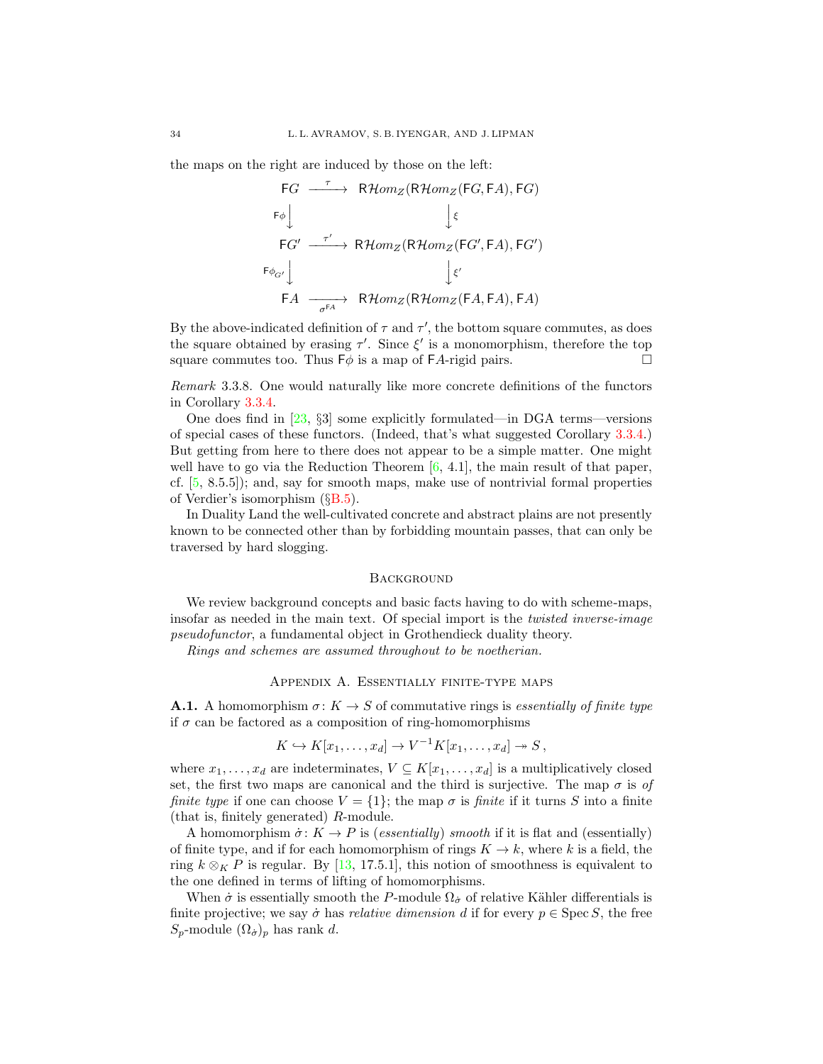the maps on the right are induced by those on the left:

$$
\begin{array}{ccc}
\mathsf{F}G & \xrightarrow{\ \tau\ } & \mathsf{R}\mathcal{H}om_Z(\mathsf{R}\mathcal{H}om_Z(\mathsf{F}G, \mathsf{F}A), \mathsf{F}G) \\
{\scriptstyle \mathsf{F}\phi}\big\downarrow & & \big\downarrow{\scriptstyle \xi} \\
\mathsf{F}G' & \xrightarrow{\ \tau'\ } & \mathsf{R}\mathcal{H}om_Z(\mathsf{R}\mathcal{H}om_Z(\mathsf{F}G', \mathsf{F}A), \mathsf{F}G') \\
{\scriptstyle \mathsf{F}\phi_{G'}}\big\downarrow & & \big\downarrow{\scriptstyle \xi'} \\
\mathsf{F}A & \xrightarrow[\ \sigma^{\mathsf{F}A}\ ]{} & \mathsf{R}\mathcal{H}om_Z(\mathsf{R}\mathcal{H}om_Z(\mathsf{F}A, \mathsf{F}A), \mathsf{F}A)
\end{array}
$$

By the above-indicated definition of $\tau$ and $\tau'$, the bottom square commutes, as does the square obtained by erasing $\tau'$. Since $\xi'$ is a monomorphism, therefore the top square commutes too. Thus $\mathsf{F}\phi$ is a map of $\mathsf{F}A$-rigid pairs. □

*Remark* 3.3.8. One would naturally like more concrete definitions of the functors in Corollary 3.3.4.

One does find in [23, §3] some explicitly formulated—in DGA terms—versions of special cases of these functors. (Indeed, that's what suggested Corollary 3.3.4.) But getting from here to there does not appear to be a simple matter. One might well have to go via the Reduction Theorem [6, 4.1], the main result of that paper, cf. [5, 8.5.5]); and, say for smooth maps, make use of nontrivial formal properties of Verdier's isomorphism (§B.5).

In Duality Land the well-cultivated concrete and abstract plains are not presently known to be connected other than by forbidding mountain passes, that can only be traversed by hard slogging.

## Background

We review background concepts and basic facts having to do with scheme-maps, insofar as needed in the main text. Of special import is the *twisted inverse-image pseudofunctor*, a fundamental object in Grothendieck duality theory.

*Rings and schemes are assumed throughout to be noetherian.*

## Appendix A. Essentially finite-type maps

**A.1.** A homomorphism $\sigma\colon K \to S$ of commutative rings is *essentially of finite type* if $\sigma$ can be factored as a composition of ring-homomorphisms

$$K \hookrightarrow K[x_1, \dots, x_d] \to V^{-1}K[x_1, \dots, x_d] \twoheadrightarrow S\,,$$

where $x_1, \dots, x_d$ are indeterminates, $V \subseteq K[x_1, \dots, x_d]$ is a multiplicatively closed set, the first two maps are canonical and the third is surjective. The map $\sigma$ is *of finite type* if one can choose $V = \{1\}$; the map $\sigma$ is *finite* if it turns $S$ into a finite (that is, finitely generated) $R$-module.

A homomorphism $\dot\sigma\colon K \to P$ is (*essentially*) *smooth* if it is flat and (essentially) of finite type, and if for each homomorphism of rings $K \to k$, where $k$ is a field, the ring $k \otimes_K P$ is regular. By [13, 17.5.1], this notion of smoothness is equivalent to the one defined in terms of lifting of homomorphisms.

When $\dot\sigma$ is essentially smooth the $P$-module $\Omega_{\dot\sigma}$ of relative Kähler differentials is finite projective; we say $\dot\sigma$ has *relative dimension* $d$ if for every $p \in \operatorname{Spec} S$, the free $S_p$-module $(\Omega_{\dot\sigma})_p$ has rank $d$.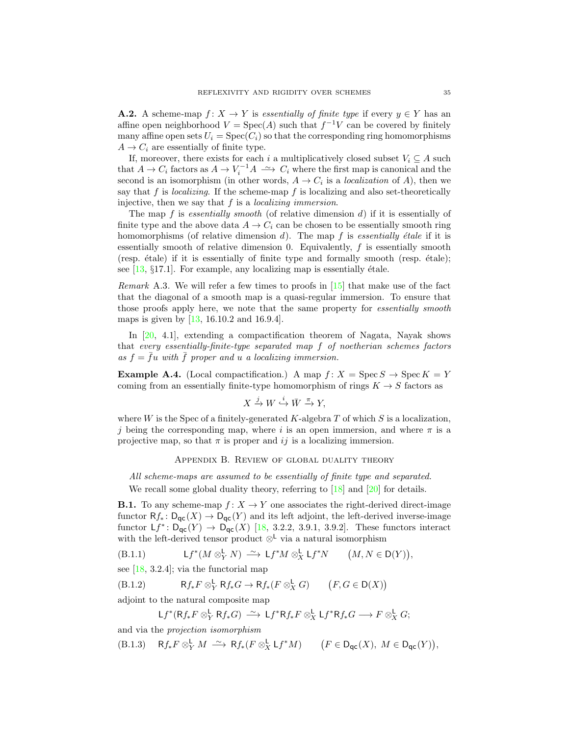**A.2.** A scheme-map $f\colon X \to Y$ is *essentially of finite type* if every $y \in Y$ has an affine open neighborhood $V = \mathrm{Spec}(A)$ such that $f^{-1}V$ can be covered by finitely many affine open sets $U_i = \mathrm{Spec}(C_i)$ so that the corresponding ring homomorphisms $A \to C_i$ are essentially of finite type.

If, moreover, there exists for each $i$ a multiplicatively closed subset $V_i \subseteq A$ such that $A \to C_i$ factors as $A \to V_i^{-1}A \xrightarrow{\sim} C_i$ where the first map is canonical and the second is an isomorphism (in other words, $A \to C_i$ is a *localization* of $A$), then we say that $f$ is *localizing*. If the scheme-map $f$ is localizing and also set-theoretically injective, then we say that $f$ is a *localizing immersion*.

The map $f$ is *essentially smooth* (of relative dimension $d$) if it is essentially of finite type and the above data $A \to C_i$ can be chosen to be essentially smooth ring homomorphisms (of relative dimension $d$). The map $f$ is *essentially étale* if it is essentially smooth of relative dimension 0. Equivalently, $f$ is essentially smooth (resp. étale) if it is essentially of finite type and formally smooth (resp. étale); see [13, §17.1]. For example, any localizing map is essentially étale.

*Remark* A.3. We will refer a few times to proofs in [15] that make use of the fact that the diagonal of a smooth map is a quasi-regular immersion. To ensure that those proofs apply here, we note that the same property for *essentially smooth* maps is given by [13, 16.10.2 and 16.9.4].

In [20, 4.1], extending a compactification theorem of Nagata, Nayak shows that *every essentially-finite-type separated map $f$ of noetherian schemes factors as $f = \bar{f}u$ with $\bar{f}$ proper and $u$ a localizing immersion.*

**Example A.4.** (Local compactification.) A map $f\colon X = \mathrm{Spec}\, S \to \mathrm{Spec}\, K = Y$ coming from an essentially finite-type homomorphism of rings $K \to S$ factors as

$$X \xrightarrow{j} W \overset{i}{\hookrightarrow} \bar{W} \xrightarrow{\pi} Y,$$

where $W$ is the Spec of a finitely-generated $K$-algebra $T$ of which $S$ is a localization, $j$ being the corresponding map, where $i$ is an open immersion, and where $\pi$ is a projective map, so that $\pi$ is proper and $ij$ is a localizing immersion.

## Appendix B. Review of global duality theory

*All scheme-maps are assumed to be essentially of finite type and separated.*

We recall some global duality theory, referring to [18] and [20] for details.

**B.1.** To any scheme-map $f\colon X \to Y$ one associates the right-derived direct-image functor $\mathsf{R}f_*\colon \mathsf{D_{qc}}(X) \to \mathsf{D_{qc}}(Y)$ and its left adjoint, the left-derived inverse-image functor $\mathsf{L}f^*\colon \mathsf{D_{qc}}(Y) \to \mathsf{D_{qc}}(X)$ [18, 3.2.2, 3.9.1, 3.9.2]. These functors interact with the left-derived tensor product $\otimes^{\mathsf{L}}$ via a natural isomorphism

$$\mathsf{L}f^*(M \otimes^{\mathsf{L}}_Y N) \xrightarrow{\sim} \mathsf{L}f^*M \otimes^{\mathsf{L}}_X \mathsf{L}f^*N \qquad \big(M, N \in \mathsf{D}(Y)\big), \tag{B.1.1}$$

see [18, 3.2.4]; via the functorial map

$$\mathsf{R}f_*F \otimes^{\mathsf{L}}_Y \mathsf{R}f_*G \to \mathsf{R}f_*(F \otimes^{\mathsf{L}}_X G) \qquad \big(F, G \in \mathsf{D}(X)\big) \tag{B.1.2}$$

adjoint to the natural composite map

$$\mathsf{L}f^*(\mathsf{R}f_*F \otimes^{\mathsf{L}}_Y \mathsf{R}f_*G) \xrightarrow{\sim} \mathsf{L}f^*\mathsf{R}f_*F \otimes^{\mathsf{L}}_X \mathsf{L}f^*\mathsf{R}f_*G \longrightarrow F \otimes^{\mathsf{L}}_X G;$$

and via the *projection isomorphism*

$$\mathsf{R}f_*F \otimes^{\mathsf{L}}_Y M \xrightarrow{\sim} \mathsf{R}f_*(F \otimes^{\mathsf{L}}_X \mathsf{L}f^*M) \qquad \big(F \in \mathsf{D_{qc}}(X),\ M \in \mathsf{D_{qc}}(Y)\big), \tag{B.1.3}$$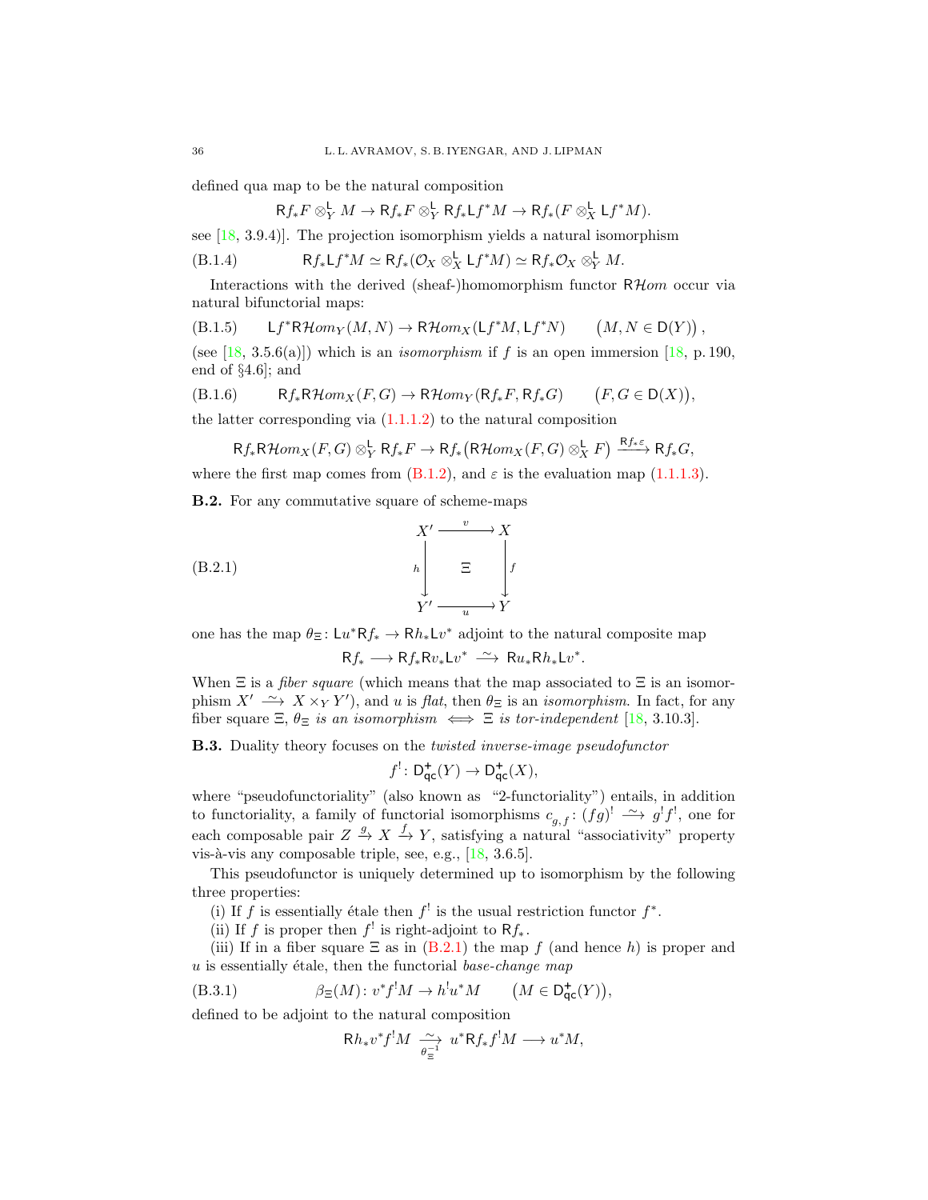defined qua map to be the natural composition

$$\mathsf{R}f_*F \otimes^{\mathsf{L}}_Y M \to \mathsf{R}f_*F \otimes^{\mathsf{L}}_Y \mathsf{R}f_*\mathsf{L}f^*M \to \mathsf{R}f_*(F \otimes^{\mathsf{L}}_X \mathsf{L}f^*M).$$

see [18, 3.9.4)]. The projection isomorphism yields a natural isomorphism

$$\mathsf{R}f_*\mathsf{L}f^*M \simeq \mathsf{R}f_*(\mathcal{O}_X \otimes^{\mathsf{L}}_X \mathsf{L}f^*M) \simeq \mathsf{R}f_*\mathcal{O}_X \otimes^{\mathsf{L}}_Y M. \tag{B.1.4}$$

Interactions with the derived (sheaf-)homomorphism functor $\mathsf{R}\mathcal{H}om$ occur via natural bifunctorial maps:

$$\mathsf{L}f^*\mathsf{R}\mathcal{H}om_Y(M,N) \to \mathsf{R}\mathcal{H}om_X(\mathsf{L}f^*M, \mathsf{L}f^*N) \qquad \big(M,N \in \mathsf{D}(Y)\big)\,, \tag{B.1.5}$$

(see [18, 3.5.6(a)]) which is an *isomorphism* if $f$ is an open immersion [18, p. 190, end of §4.6]; and

$$\mathsf{R}f_*\mathsf{R}\mathcal{H}om_X(F,G) \to \mathsf{R}\mathcal{H}om_Y(\mathsf{R}f_*F, \mathsf{R}f_*G) \qquad \big(F,G \in \mathsf{D}(X)\big), \tag{B.1.6}$$

the latter corresponding via (1.1.1.2) to the natural composition

$$\mathsf{R}f_*\mathsf{R}\mathcal{H}om_X(F,G) \otimes^{\mathsf{L}}_Y \mathsf{R}f_*F \to \mathsf{R}f_*\big(\mathsf{R}\mathcal{H}om_X(F,G) \otimes^{\mathsf{L}}_X F\big) \xrightarrow{\mathsf{R}f_*\varepsilon} \mathsf{R}f_*G,$$

where the first map comes from (B.1.2), and $\varepsilon$ is the evaluation map (1.1.1.3).

**B.2.** For any commutative square of scheme-maps

$$\begin{array}{ccc} X' & \xrightarrow{\;v\;} & X \\ {\scriptstyle h}\big\downarrow & \Xi & \big\downarrow{\scriptstyle f} \\ Y' & \xrightarrow[\;u\;]{} & Y \end{array} \tag{B.2.1}$$

one has the map $\theta_\Xi\colon \mathsf{L}u^*\mathsf{R}f_* \to \mathsf{R}h_*\mathsf{L}v^*$ adjoint to the natural composite map

$$\mathsf{R}f_* \longrightarrow \mathsf{R}f_*\mathsf{R}v_*\mathsf{L}v^* \xrightarrow{\;\sim\;} \mathsf{R}u_*\mathsf{R}h_*\mathsf{L}v^*.$$

When $\Xi$ is a *fiber square* (which means that the map associated to $\Xi$ is an isomorphism $X' \xrightarrow{\;\sim\;} X \times_Y Y'$), and $u$ is *flat*, then $\theta_\Xi$ is an *isomorphism*. In fact, for any fiber square $\Xi$, $\theta_\Xi$ *is an isomorphism* $\iff$ $\Xi$ *is tor-independent* [18, 3.10.3].

**B.3.** Duality theory focuses on the *twisted inverse-image pseudofunctor*

$$f^!\colon \mathsf{D}^+_{\mathsf{qc}}(Y) \to \mathsf{D}^+_{\mathsf{qc}}(X),$$

where "pseudofunctoriality" (also known as "2-functoriality") entails, in addition to functoriality, a family of functorial isomorphisms $c_{g,f}\colon (fg)^! \xrightarrow{\;\sim\;} g^!f^!$, one for each composable pair $Z \xrightarrow{g} X \xrightarrow{f} Y$, satisfying a natural "associativity" property vis-à-vis any composable triple, see, e.g., [18, 3.6.5].

This pseudofunctor is uniquely determined up to isomorphism by the following three properties:

(i) If $f$ is essentially étale then $f^!$ is the usual restriction functor $f^*$.

(ii) If $f$ is proper then $f^!$ is right-adjoint to $\mathsf{R}f_*$.

(iii) If in a fiber square $\Xi$ as in (B.2.1) the map $f$ (and hence $h$) is proper and $u$ is essentially étale, then the functorial *base-change map*

$$\beta_\Xi(M)\colon v^*f^!M \to h^!u^*M \qquad \big(M \in \mathsf{D}^+_{\mathsf{qc}}(Y)\big), \tag{B.3.1}$$

defined to be adjoint to the natural composition

$$\mathsf{R}h_*v^*f^!M \underset{\theta_\Xi^{-1}}{\xrightarrow{\;\sim\;}} u^*\mathsf{R}f_*f^!M \longrightarrow u^*M,$$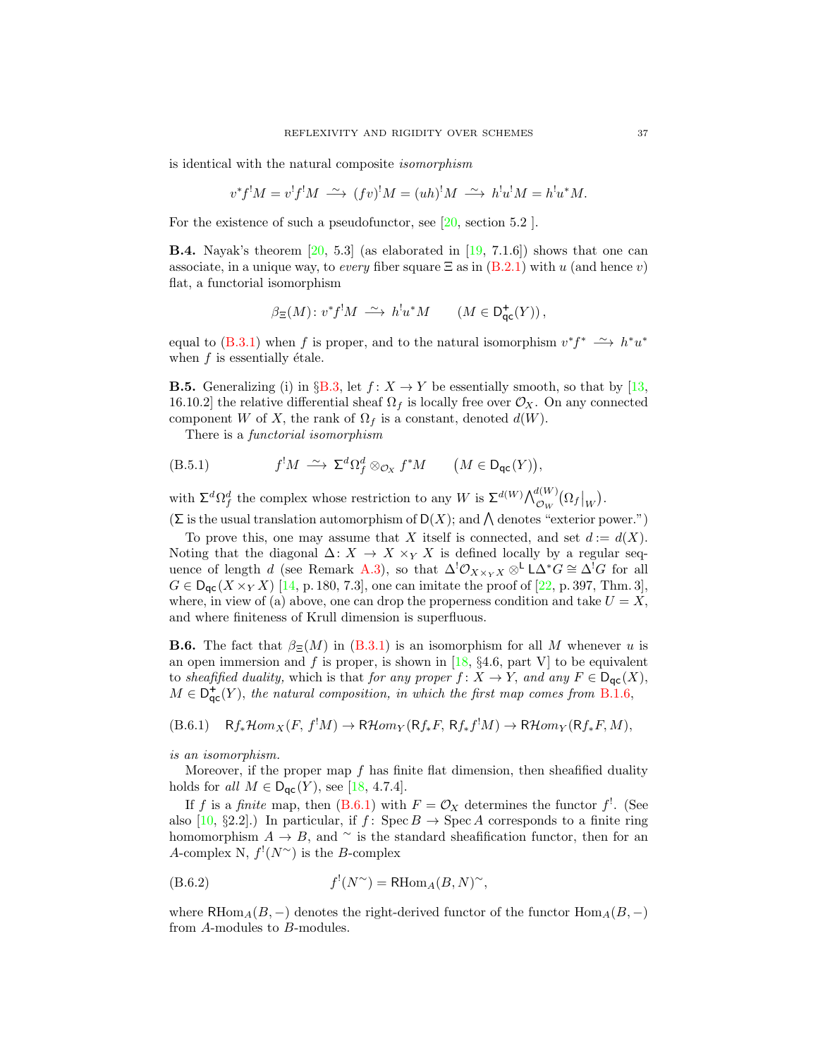is identical with the natural composite *isomorphism*

$$v^*f^!M = v^!f^!M \xrightarrow{\;\sim\;} (fv)^!M = (uh)^!M \xrightarrow{\;\sim\;} h^!u^!M = h^!u^*M.$$

For the existence of such a pseudofunctor, see [20, section 5.2 ].

**B.4.** Nayak's theorem [20, 5.3] (as elaborated in [19, 7.1.6]) shows that one can associate, in a unique way, to *every* fiber square $\Xi$ as in (B.2.1) with $u$ (and hence $v$) flat, a functorial isomorphism

$$\beta_\Xi(M)\colon v^*f^!M \xrightarrow{\;\sim\;} h^!u^*M \qquad (M \in \mathsf{D}^+_{\mathsf{qc}}(Y)),$$

equal to (B.3.1) when $f$ is proper, and to the natural isomorphism $v^*f^* \xrightarrow{\;\sim\;} h^*u^*$ when $f$ is essentially étale.

**B.5.** Generalizing (i) in §B.3, let $f\colon X \to Y$ be essentially smooth, so that by [13, 16.10.2] the relative differential sheaf $\Omega_f$ is locally free over $\mathcal{O}_X$. On any connected component $W$ of $X$, the rank of $\Omega_f$ is a constant, denoted $d(W)$.

There is a *functorial isomorphism*

$$f^!M \xrightarrow{\;\sim\;} \Sigma^d\Omega^d_f \otimes_{\mathcal{O}_X} f^*M \qquad \big(M \in \mathsf{D}_{\mathsf{qc}}(Y)\big), \tag{B.5.1}$$

with $\Sigma^d\Omega^d_f$ the complex whose restriction to any $W$ is $\Sigma^{d(W)}\bigwedge^{d(W)}_{\mathcal{O}_W}\big(\Omega_f\big|_W\big)$.
($\Sigma$ is the usual translation automorphism of $\mathsf{D}(X)$; and $\bigwedge$ denotes "exterior power.")

To prove this, one may assume that $X$ itself is connected, and set $d := d(X)$. Noting that the diagonal $\Delta\colon X \to X \times_Y X$ is defined locally by a regular sequence of length $d$ (see Remark A.3), so that $\Delta^!\mathcal{O}_{X\times_Y X} \otimes^{\mathsf{L}} \mathsf{L}\Delta^*G \cong \Delta^!G$ for all $G \in \mathsf{D}_{\mathsf{qc}}(X \times_Y X)$ [14, p. 180, 7.3], one can imitate the proof of [22, p. 397, Thm. 3], where, in view of (a) above, one can drop the properness condition and take $U = X$, and where finiteness of Krull dimension is superfluous.

**B.6.** The fact that $\beta_\Xi(M)$ in (B.3.1) is an isomorphism for all $M$ whenever $u$ is an open immersion and $f$ is proper, is shown in [18, §4.6, part V] to be equivalent to *sheafified duality,* which is that *for any proper $f\colon X \to Y$, and any $F \in \mathsf{D}_{\mathsf{qc}}(X)$, $M \in \mathsf{D}^+_{\mathsf{qc}}(Y)$, the natural composition, in which the first map comes from* B.1.6,

$$\mathsf{R}f_*\mathcal{H}om_X(F,\, f^!M) \to \mathsf{R}\mathcal{H}om_Y(\mathsf{R}f_*F,\, \mathsf{R}f_*f^!M) \to \mathsf{R}\mathcal{H}om_Y(\mathsf{R}f_*F, M), \tag{B.6.1}$$

*is an isomorphism.*

Moreover, if the proper map $f$ has finite flat dimension, then sheafified duality holds for *all* $M \in \mathsf{D}_{\mathsf{qc}}(Y)$, see [18, 4.7.4].

If $f$ is a *finite* map, then (B.6.1) with $F = \mathcal{O}_X$ determines the functor $f^!$. (See also [10, §2.2].) In particular, if $f\colon \operatorname{Spec} B \to \operatorname{Spec} A$ corresponds to a finite ring homomorphism $A \to B$, and $^\sim$ is the standard sheafification functor, then for an $A$-complex N, $f^!(N^\sim)$ is the $B$-complex

$$f^!(N^\sim) = \mathsf{R}\mathrm{Hom}_A(B, N)^\sim, \tag{B.6.2}$$

where $\mathsf{R}\mathrm{Hom}_A(B, -)$ denotes the right-derived functor of the functor $\mathrm{Hom}_A(B, -)$ from $A$-modules to $B$-modules.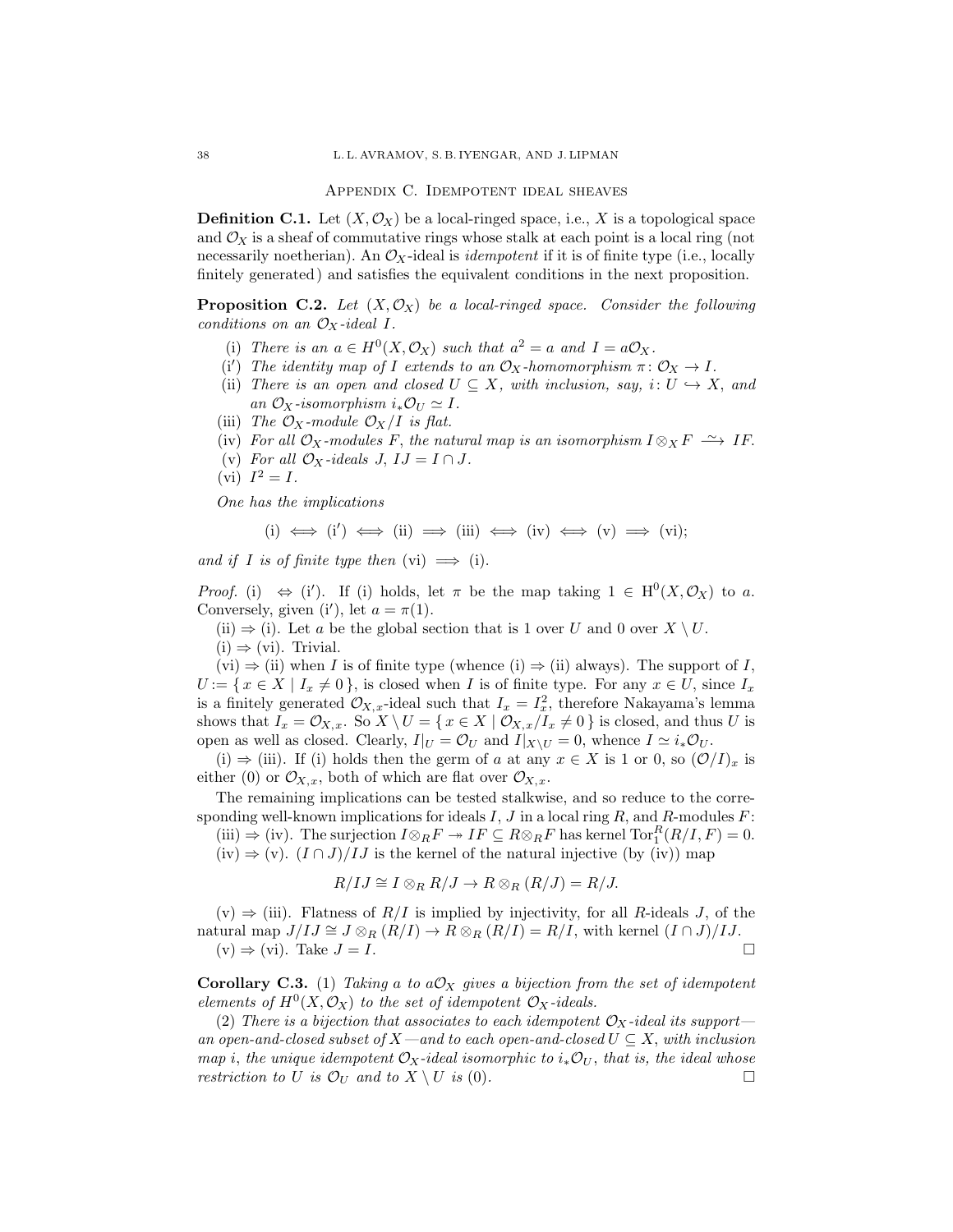## Appendix C. Idempotent ideal sheaves

**Definition C.1.** Let $(X, \mathcal{O}_X)$ be a local-ringed space, i.e., $X$ is a topological space and $\mathcal{O}_X$ is a sheaf of commutative rings whose stalk at each point is a local ring (not necessarily noetherian). An $\mathcal{O}_X$-ideal is *idempotent* if it is of finite type (i.e., locally finitely generated) and satisfies the equivalent conditions in the next proposition.

**Proposition C.2.** *Let $(X, \mathcal{O}_X)$ be a local-ringed space. Consider the following conditions on an $\mathcal{O}_X$-ideal $I$.*

- (i) *There is an $a \in H^0(X, \mathcal{O}_X)$ such that $a^2 = a$ and $I = a\mathcal{O}_X$.*
- (i′) *The identity map of $I$ extends to an $\mathcal{O}_X$-homomorphism $\pi\colon \mathcal{O}_X \to I$.*
- (ii) *There is an open and closed $U \subseteq X$, with inclusion, say, $i\colon U \hookrightarrow X$, and an $\mathcal{O}_X$-isomorphism $i_*\mathcal{O}_U \simeq I$.*
- (iii) *The $\mathcal{O}_X$-module $\mathcal{O}_X/I$ is flat.*
- (iv) *For all $\mathcal{O}_X$-modules $F$, the natural map is an isomorphism $I \otimes_X F \xrightarrow{\ \sim\ } IF$.*
- (v) *For all $\mathcal{O}_X$-ideals $J$, $IJ = I \cap J$.*
- (vi) *$I^2 = I$.*

*One has the implications*

$$\text{(i)} \iff \text{(i}'\text{)} \iff \text{(ii)} \implies \text{(iii)} \iff \text{(iv)} \iff \text{(v)} \implies \text{(vi)};$$

*and if $I$ is of finite type then* (vi) $\implies$ (i).

*Proof.* (i) $\Leftrightarrow$ (i′). If (i) holds, let $\pi$ be the map taking $1 \in \mathrm{H}^0(X, \mathcal{O}_X)$ to $a$. Conversely, given (i′), let $a = \pi(1)$.

(ii) $\Rightarrow$ (i). Let $a$ be the global section that is 1 over $U$ and 0 over $X \setminus U$.

(i) $\Rightarrow$ (vi). Trivial.

(vi) $\Rightarrow$ (ii) when $I$ is of finite type (whence (i) $\Rightarrow$ (ii) always). The support of $I$, $U := \{\, x \in X \mid I_x \neq 0 \,\}$, is closed when $I$ is of finite type. For any $x \in U$, since $I_x$ is a finitely generated $\mathcal{O}_{X,x}$-ideal such that $I_x = I_x^2$, therefore Nakayama's lemma shows that $I_x = \mathcal{O}_{X,x}$. So $X \setminus U = \{\, x \in X \mid \mathcal{O}_{X,x}/I_x \neq 0 \,\}$ is closed, and thus $U$ is open as well as closed. Clearly, $I|_U = \mathcal{O}_U$ and $I|_{X\setminus U} = 0$, whence $I \simeq i_*\mathcal{O}_U$.

(i) $\Rightarrow$ (iii). If (i) holds then the germ of $a$ at any $x \in X$ is 1 or 0, so $(\mathcal{O}/I)_x$ is either (0) or $\mathcal{O}_{X,x}$, both of which are flat over $\mathcal{O}_{X,x}$.

The remaining implications can be tested stalkwise, and so reduce to the corresponding well-known implications for ideals $I$, $J$ in a local ring $R$, and $R$-modules $F$:

(iii) $\Rightarrow$ (iv). The surjection $I \otimes_R F \twoheadrightarrow IF \subseteq R \otimes_R F$ has kernel $\mathrm{Tor}_1^R(R/I, F) = 0$.

(iv) $\Rightarrow$ (v). $(I \cap J)/IJ$ is the kernel of the natural injective (by (iv)) map

$$R/IJ \cong I \otimes_R R/J \to R \otimes_R (R/J) = R/J.$$

(v) $\Rightarrow$ (iii). Flatness of $R/I$ is implied by injectivity, for all $R$-ideals $J$, of the natural map $J/IJ \cong J \otimes_R (R/I) \to R \otimes_R (R/I) = R/I$, with kernel $(I \cap J)/IJ$.

(v) $\Rightarrow$ (vi). Take $J = I$. $\square$

**Corollary C.3.** (1) *Taking $a$ to $a\mathcal{O}_X$ gives a bijection from the set of idempotent elements of $H^0(X, \mathcal{O}_X)$ to the set of idempotent $\mathcal{O}_X$-ideals.*

(2) *There is a bijection that associates to each idempotent $\mathcal{O}_X$-ideal its support—an open-and-closed subset of $X$—and to each open-and-closed $U \subseteq X$, with inclusion map $i$, the unique idempotent $\mathcal{O}_X$-ideal isomorphic to $i_*\mathcal{O}_U$, that is, the ideal whose restriction to $U$ is $\mathcal{O}_U$ and to $X \setminus U$ is (0).* $\square$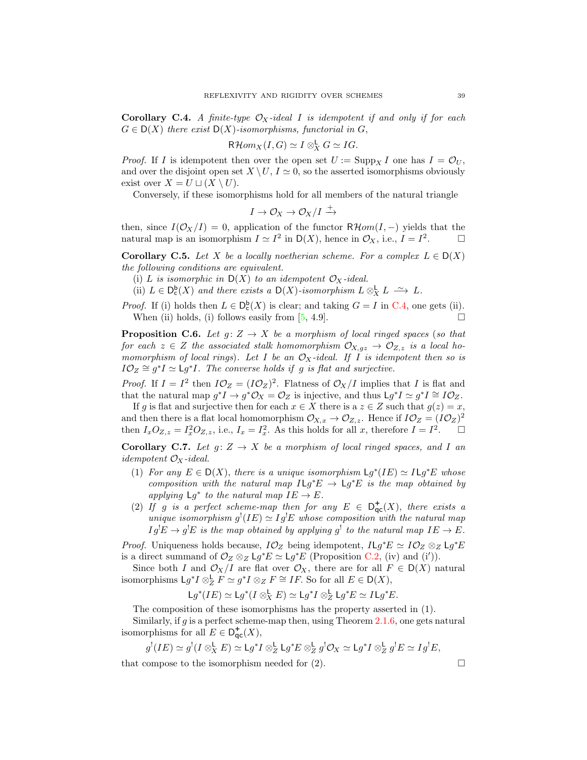**Corollary C.4.** *A finite-type $\mathcal{O}_X$-ideal $I$ is idempotent if and only if for each $G \in \mathsf{D}(X)$ there exist $\mathsf{D}(X)$-isomorphisms, functorial in $G$,*

$$\mathsf{R}\mathcal{H}om_X(I, G) \simeq I \otimes^{\mathsf{L}}_X G \simeq IG.$$

*Proof.* If $I$ is idempotent then over the open set $U := \operatorname{Supp}_X I$ one has $I = \mathcal{O}_U$, and over the disjoint open set $X \setminus U$, $I \simeq 0$, so the asserted isomorphisms obviously exist over $X = U \sqcup (X \setminus U)$.

Conversely, if these isomorphisms hold for all members of the natural triangle

$$I \to \mathcal{O}_X \to \mathcal{O}_X/I \xrightarrow{+}$$

then, since $I(\mathcal{O}_X/I) = 0$, application of the functor $\mathsf{R}\mathcal{H}om(I, -)$ yields that the natural map is an isomorphism $I \simeq I^2$ in $\mathsf{D}(X)$, hence in $\mathcal{O}_X$, i.e., $I = I^2$. $\square$

**Corollary C.5.** *Let $X$ be a locally noetherian scheme. For a complex $L \in \mathsf{D}(X)$ the following conditions are equivalent.*

(i) *$L$ is isomorphic in $\mathsf{D}(X)$ to an idempotent $\mathcal{O}_X$-ideal.*

(ii) *$L \in \mathsf{D}^{\mathsf{b}}_{\mathsf{c}}(X)$ and there exists a $\mathsf{D}(X)$-isomorphism $L \otimes^{\mathsf{L}}_X L \xrightarrow{\sim} L$.*

*Proof.* If (i) holds then $L \in \mathsf{D}^{\mathsf{b}}_{\mathsf{c}}(X)$ is clear; and taking $G = I$ in C.4, one gets (ii).

When (ii) holds, (i) follows easily from [5, 4.9]. $\square$

**Proposition C.6.** *Let $g \colon Z \to X$ be a morphism of local ringed spaces (so that for each $z \in Z$ the associated stalk homomorphism $\mathcal{O}_{X,gz} \to \mathcal{O}_{Z,z}$ is a local homomorphism of local rings). Let $I$ be an $\mathcal{O}_X$-ideal. If $I$ is idempotent then so is $I\mathcal{O}_Z \cong g^*I \simeq \mathsf{L}g^*I$. The converse holds if $g$ is flat and surjective.*

*Proof.* If $I = I^2$ then $I\mathcal{O}_Z = (I\mathcal{O}_Z)^2$. Flatness of $\mathcal{O}_X/I$ implies that $I$ is flat and that the natural map $g^*I \to g^*\mathcal{O}_X = \mathcal{O}_Z$ is injective, and thus $\mathsf{L}g^*I \simeq g^*I \cong I\mathcal{O}_Z$.

If $g$ is flat and surjective then for each $x \in X$ there is a $z \in Z$ such that $g(z) = x$, and then there is a flat local homomorphism $\mathcal{O}_{X,x} \to \mathcal{O}_{Z,z}$. Hence if $I\mathcal{O}_Z = (I\mathcal{O}_Z)^2$ then $I_x O_{Z,z} = I_x^2 O_{Z,z}$, i.e., $I_x = I_x^2$. As this holds for all $x$, therefore $I = I^2$. $\square$

**Corollary C.7.** *Let $g \colon Z \to X$ be a morphism of local ringed spaces, and $I$ an idempotent $\mathcal{O}_X$-ideal.*

(1) *For any $E \in \mathsf{D}(X)$, there is a unique isomorphism $\mathsf{L}g^*(IE) \simeq I\mathsf{L}g^*E$ whose composition with the natural map $I\mathsf{L}g^*E \to \mathsf{L}g^*E$ is the map obtained by applying $\mathsf{L}g^*$ to the natural map $IE \to E$.*

(2) *If $g$ is a perfect scheme-map then for any $E \in \mathsf{D}^{+}_{\mathsf{qc}}(X)$, there exists a unique isomorphism $g^!(IE) \simeq Ig^!E$ whose composition with the natural map $Ig^!E \to g^!E$ is the map obtained by applying $g^!$ to the natural map $IE \to E$.*

*Proof.* Uniqueness holds because, $I\mathcal{O}_Z$ being idempotent, $I\mathsf{L}g^*E \simeq I\mathcal{O}_Z \otimes_Z \mathsf{L}g^*E$ is a direct summand of $\mathcal{O}_Z \otimes_Z \mathsf{L}g^*E \simeq \mathsf{L}g^*E$ (Proposition C.2, (iv) and (i$'$)).

Since both $I$ and $\mathcal{O}_X/I$ are flat over $\mathcal{O}_X$, there are for all $F \in \mathsf{D}(X)$ natural isomorphisms $\mathsf{L}g^*I \otimes^{\mathsf{L}}_Z F \simeq g^*I \otimes_Z F \cong IF$. So for all $E \in \mathsf{D}(X)$,

$$\mathsf{L}g^*(IE) \simeq \mathsf{L}g^*(I \otimes^{\mathsf{L}}_X E) \simeq \mathsf{L}g^*I \otimes^{\mathsf{L}}_Z \mathsf{L}g^*E \simeq I\mathsf{L}g^*E.$$

The composition of these isomorphisms has the property asserted in (1).

Similarly, if $g$ is a perfect scheme-map then, using Theorem 2.1.6, one gets natural isomorphisms for all $E \in \mathsf{D}^{+}_{\mathsf{qc}}(X)$,

$$g^!(IE) \simeq g^!(I \otimes^{\mathsf{L}}_X E) \simeq \mathsf{L}g^*I \otimes^{\mathsf{L}}_Z \mathsf{L}g^*E \otimes^{\mathsf{L}}_Z g^!\mathcal{O}_X \simeq \mathsf{L}g^*I \otimes^{\mathsf{L}}_Z g^!E \simeq Ig^!E,$$

that compose to the isomorphism needed for (2). $\square$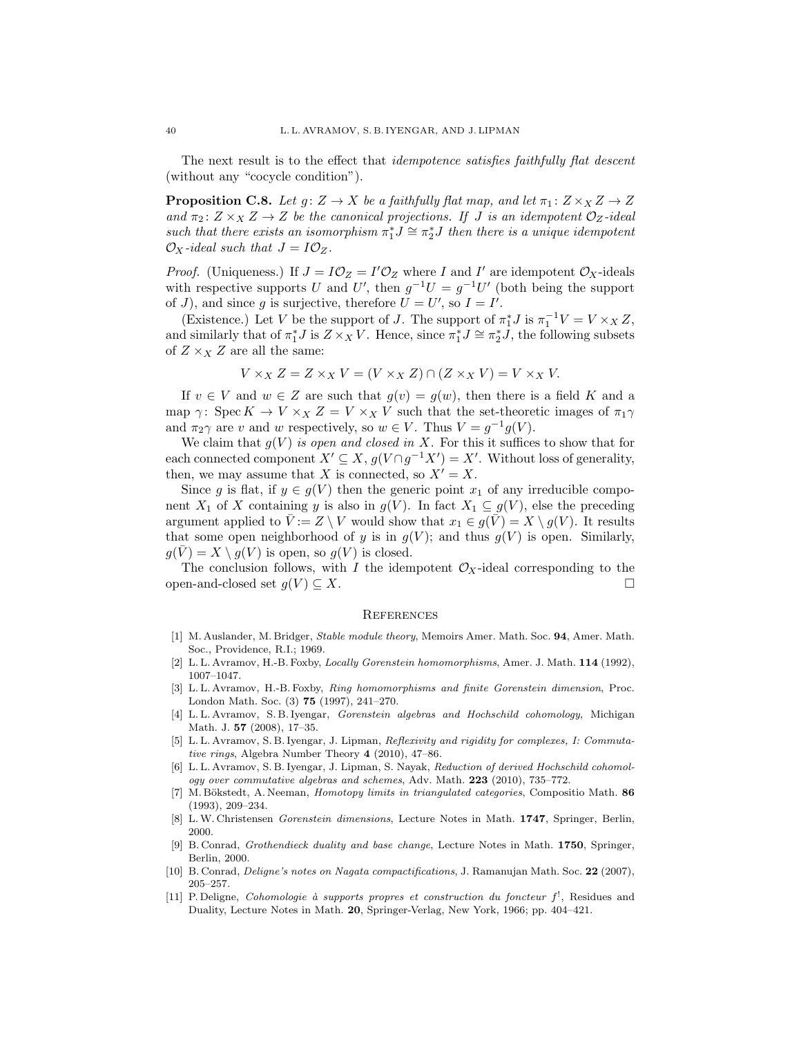The next result is to the effect that *idempotence satisfies faithfully flat descent* (without any "cocycle condition").

**Proposition C.8.** *Let $g\colon Z \to X$ be a faithfully flat map, and let $\pi_1\colon Z\times_X Z \to Z$ and $\pi_2\colon Z\times_X Z\to Z$ be the canonical projections. If $J$ is an idempotent $\mathcal{O}_Z$-ideal such that there exists an isomorphism $\pi_1^*J \cong \pi_2^*J$ then there is a unique idempotent $\mathcal{O}_X$-ideal such that $J = I\mathcal{O}_Z$.*

*Proof.* (Uniqueness.) If $J = I\mathcal{O}_Z = I'\mathcal{O}_Z$ where $I$ and $I'$ are idempotent $\mathcal{O}_X$-ideals with respective supports $U$ and $U'$, then $g^{-1}U = g^{-1}U'$ (both being the support of $J$), and since $g$ is surjective, therefore $U = U'$, so $I = I'$.

(Existence.) Let $V$ be the support of $J$. The support of $\pi_1^*J$ is $\pi_1^{-1}V = V\times_X Z$, and similarly that of $\pi_1^*J$ is $Z\times_X V$. Hence, since $\pi_1^*J\cong\pi_2^*J$, the following subsets of $Z\times_X Z$ are all the same:

$$V\times_X Z = Z\times_X V = (V\times_X Z)\cap(Z\times_X V) = V\times_X V.$$

If $v\in V$ and $w\in Z$ are such that $g(v) = g(w)$, then there is a field $K$ and a map $\gamma\colon \operatorname{Spec} K\to V\times_X Z = V\times_X V$ such that the set-theoretic images of $\pi_1\gamma$ and $\pi_2\gamma$ are $v$ and $w$ respectively, so $w\in V$. Thus $V = g^{-1}g(V)$.

We claim that $g(V)$ *is open and closed in* $X$. For this it suffices to show that for each connected component $X'\subseteq X$, $g(V\cap g^{-1}X') = X'$. Without loss of generality, then, we may assume that $X$ is connected, so $X' = X$.

Since $g$ is flat, if $y\in g(V)$ then the generic point $x_1$ of any irreducible component $X_1$ of $X$ containing $y$ is also in $g(V)$. In fact $X_1\subseteq g(V)$, else the preceding argument applied to $\bar V := Z\setminus V$ would show that $x_1\in g(\bar V) = X\setminus g(V)$. It results that some open neighborhood of $y$ is in $g(V)$; and thus $g(V)$ is open. Similarly, $g(\bar V) = X\setminus g(V)$ is open, so $g(V)$ is closed.

The conclusion follows, with $I$ the idempotent $\mathcal{O}_X$-ideal corresponding to the open-and-closed set $g(V)\subseteq X$. □

## References

[1] M. Auslander, M. Bridger, *Stable module theory*, Memoirs Amer. Math. Soc. **94**, Amer. Math. Soc., Providence, R.I.; 1969.

[2] L. L. Avramov, H.-B. Foxby, *Locally Gorenstein homomorphisms*, Amer. J. Math. **114** (1992), 1007–1047.

[3] L. L. Avramov, H.-B. Foxby, *Ring homomorphisms and finite Gorenstein dimension*, Proc. London Math. Soc. (3) **75** (1997), 241–270.

[4] L. L. Avramov, S. B. Iyengar, *Gorenstein algebras and Hochschild cohomology*, Michigan Math. J. **57** (2008), 17–35.

[5] L. L. Avramov, S. B. Iyengar, J. Lipman, *Reflexivity and rigidity for complexes, I: Commutative rings*, Algebra Number Theory **4** (2010), 47–86.

[6] L. L. Avramov, S. B. Iyengar, J. Lipman, S. Nayak, *Reduction of derived Hochschild cohomology over commutative algebras and schemes*, Adv. Math. **223** (2010), 735–772.

[7] M. Bökstedt, A. Neeman, *Homotopy limits in triangulated categories*, Compositio Math. **86** (1993), 209–234.

[8] L. W. Christensen *Gorenstein dimensions*, Lecture Notes in Math. **1747**, Springer, Berlin, 2000.

[9] B. Conrad, *Grothendieck duality and base change*, Lecture Notes in Math. **1750**, Springer, Berlin, 2000.

[10] B. Conrad, *Deligne's notes on Nagata compactifications*, J. Ramanujan Math. Soc. **22** (2007), 205–257.

[11] P. Deligne, *Cohomologie à supports propres et construction du foncteur $f^!$*, Residues and Duality, Lecture Notes in Math. **20**, Springer-Verlag, New York, 1966; pp. 404–421.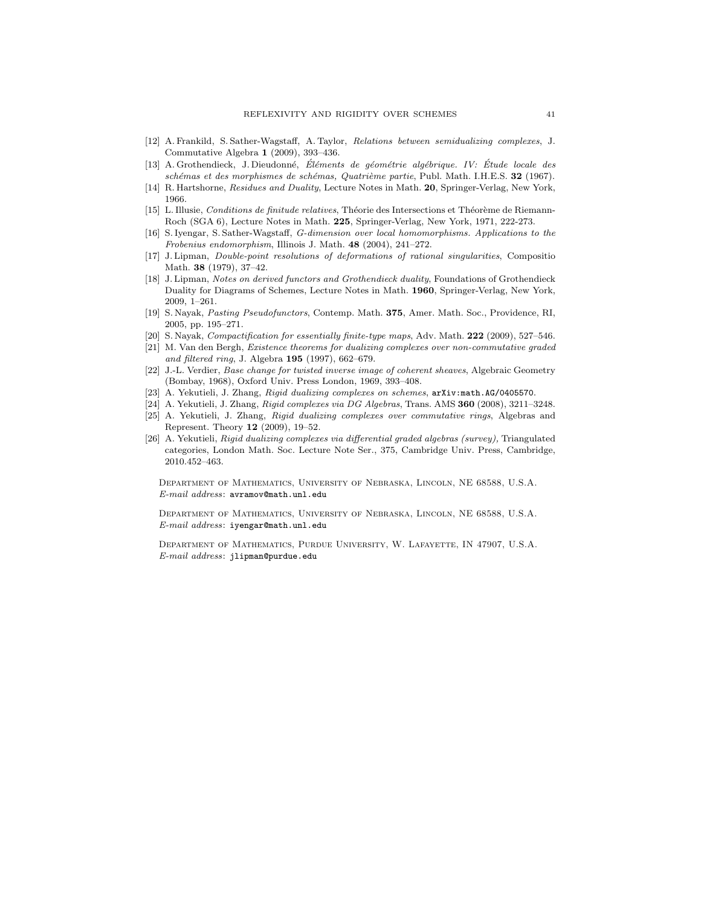[12] A. Frankild, S. Sather-Wagstaff, A. Taylor, *Relations between semidualizing complexes*, J. Commutative Algebra **1** (2009), 393–436.

[13] A. Grothendieck, J. Dieudonné, *Éléments de géométrie algébrique. IV: Étude locale des schémas et des morphismes de schémas, Quatrième partie*, Publ. Math. I.H.E.S. **32** (1967).

[14] R. Hartshorne, *Residues and Duality*, Lecture Notes in Math. **20**, Springer-Verlag, New York, 1966.

[15] L. Illusie, *Conditions de finitude relatives*, Théorie des Intersections et Théorème de Riemann-Roch (SGA 6), Lecture Notes in Math. **225**, Springer-Verlag, New York, 1971, 222-273.

[16] S. Iyengar, S. Sather-Wagstaff, *G-dimension over local homomorphisms. Applications to the Frobenius endomorphism*, Illinois J. Math. **48** (2004), 241–272.

[17] J. Lipman, *Double-point resolutions of deformations of rational singularities*, Compositio Math. **38** (1979), 37–42.

[18] J. Lipman, *Notes on derived functors and Grothendieck duality*, Foundations of Grothendieck Duality for Diagrams of Schemes, Lecture Notes in Math. **1960**, Springer-Verlag, New York, 2009, 1–261.

[19] S. Nayak, *Pasting Pseudofunctors*, Contemp. Math. **375**, Amer. Math. Soc., Providence, RI, 2005, pp. 195–271.

[20] S. Nayak, *Compactification for essentially finite-type maps*, Adv. Math. **222** (2009), 527–546.

[21] M. Van den Bergh, *Existence theorems for dualizing complexes over non-commutative graded and filtered ring*, J. Algebra **195** (1997), 662–679.

[22] J.-L. Verdier, *Base change for twisted inverse image of coherent sheaves*, Algebraic Geometry (Bombay, 1968), Oxford Univ. Press London, 1969, 393–408.

[23] A. Yekutieli, J. Zhang, *Rigid dualizing complexes on schemes*, arXiv:math.AG/0405570.

[24] A. Yekutieli, J. Zhang, *Rigid complexes via DG Algebras*, Trans. AMS **360** (2008), 3211–3248.

[25] A. Yekutieli, J. Zhang, *Rigid dualizing complexes over commutative rings*, Algebras and Represent. Theory **12** (2009), 19–52.

[26] A. Yekutieli, *Rigid dualizing complexes via differential graded algebras (survey)*, Triangulated categories, London Math. Soc. Lecture Note Ser., 375, Cambridge Univ. Press, Cambridge, 2010.452–463.

Department of Mathematics, University of Nebraska, Lincoln, NE 68588, U.S.A.
*E-mail address*: avramov@math.unl.edu

Department of Mathematics, University of Nebraska, Lincoln, NE 68588, U.S.A.
*E-mail address*: iyengar@math.unl.edu

Department of Mathematics, Purdue University, W. Lafayette, IN 47907, U.S.A.
*E-mail address*: jlipman@purdue.edu